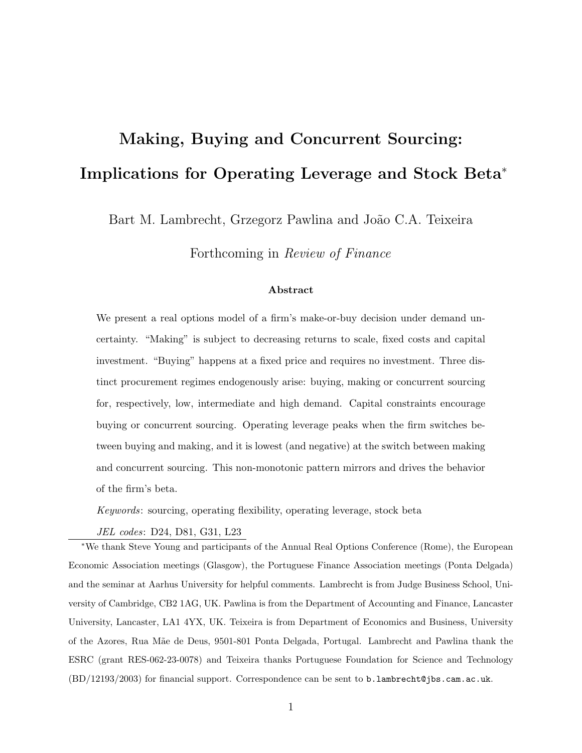# Making, Buying and Concurrent Sourcing: Implications for Operating Leverage and Stock Beta*

Bart M. Lambrecht, Grzegorz Pawlina and João C.A. Teixeira

Forthcoming in *Review of Finance*

### Abstract

We present a real options model of a firm's make-or-buy decision under demand uncertainty. "Making" is subject to decreasing returns to scale, fixed costs and capital investment. "Buying" happens at a fixed price and requires no investment. Three distinct procurement regimes endogenously arise: buying, making or concurrent sourcing for, respectively, low, intermediate and high demand. Capital constraints encourage buying or concurrent sourcing. Operating leverage peaks when the firm switches between buying and making, and it is lowest (and negative) at the switch between making and concurrent sourcing. This non-monotonic pattern mirrors and drives the behavior of the firm's beta.

*Keywords*: sourcing, operating flexibility, operating leverage, stock beta

*JEL codes*: D24, D81, G31, L23

*We thank Steve Young and participants of the Annual Real Options Conference (Rome), the European Economic Association meetings (Glasgow), the Portuguese Finance Association meetings (Ponta Delgada) and the seminar at Aarhus University for helpful comments. Lambrecht is from Judge Business School, University of Cambridge, CB2 1AG, UK. Pawlina is from the Department of Accounting and Finance, Lancaster University, Lancaster, LA1 4YX, UK. Teixeira is from Department of Economics and Business, University of the Azores, Rua Mãe de Deus, 9501-801 Ponta Delgada, Portugal. Lambrecht and Pawlina thank the ESRC (grant RES-062-23-0078) and Teixeira thanks Portuguese Foundation for Science and Technology (BD/12193/2003) for financial support. Correspondence can be sent to b.lambrecht@jbs.cam.ac.uk.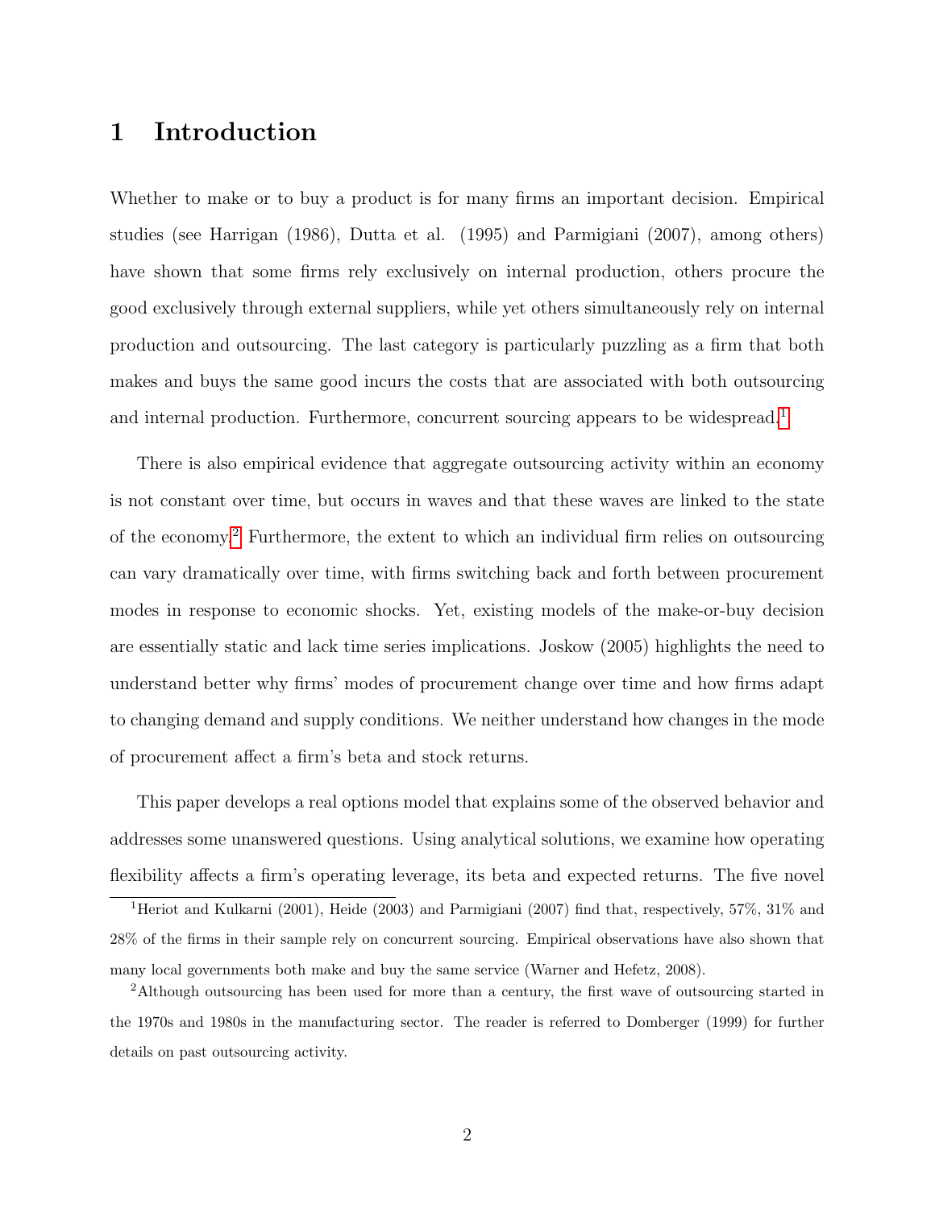# 1 Introduction

Whether to make or to buy a product is for many firms an important decision. Empirical studies (see Harrigan (1986), Dutta et al. (1995) and Parmigiani (2007), among others) have shown that some firms rely exclusively on internal production, others procure the good exclusively through external suppliers, while yet others simultaneously rely on internal production and outsourcing. The last category is particularly puzzling as a firm that both makes and buys the same good incurs the costs that are associated with both outsourcing and internal production. Furthermore, concurrent sourcing appears to be widespread.[1]

There is also empirical evidence that aggregate outsourcing activity within an economy is not constant over time, but occurs in waves and that these waves are linked to the state of the economy.[2] Furthermore, the extent to which an individual firm relies on outsourcing can vary dramatically over time, with firms switching back and forth between procurement modes in response to economic shocks. Yet, existing models of the make-or-buy decision are essentially static and lack time series implications. Joskow (2005) highlights the need to understand better why firms' modes of procurement change over time and how firms adapt to changing demand and supply conditions. We neither understand how changes in the mode of procurement affect a firm's beta and stock returns.

This paper develops a real options model that explains some of the observed behavior and addresses some unanswered questions. Using analytical solutions, we examine how operating flexibility affects a firm's operating leverage, its beta and expected returns. The five novel

[1] Heriot and Kulkarni (2001), Heide (2003) and Parmigiani (2007) find that, respectively, 57%, 31% and 28% of the firms in their sample rely on concurrent sourcing. Empirical observations have also shown that many local governments both make and buy the same service (Warner and Hefetz, 2008).

[2] Although outsourcing has been used for more than a century, the first wave of outsourcing started in the 1970s and 1980s in the manufacturing sector. The reader is referred to Domberger (1999) for further details on past outsourcing activity.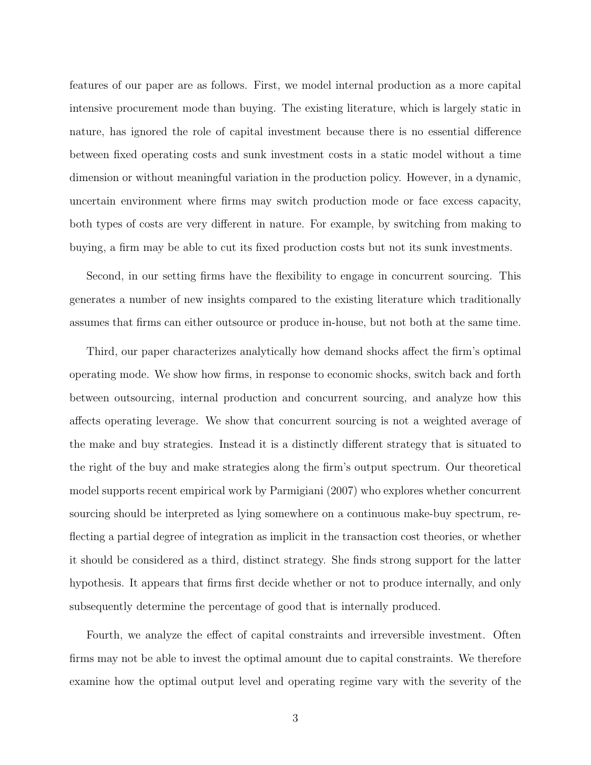features of our paper are as follows. First, we model internal production as a more capital intensive procurement mode than buying. The existing literature, which is largely static in nature, has ignored the role of capital investment because there is no essential difference between fixed operating costs and sunk investment costs in a static model without a time dimension or without meaningful variation in the production policy. However, in a dynamic, uncertain environment where firms may switch production mode or face excess capacity, both types of costs are very different in nature. For example, by switching from making to buying, a firm may be able to cut its fixed production costs but not its sunk investments.

Second, in our setting firms have the flexibility to engage in concurrent sourcing. This generates a number of new insights compared to the existing literature which traditionally assumes that firms can either outsource or produce in-house, but not both at the same time.

Third, our paper characterizes analytically how demand shocks affect the firm's optimal operating mode. We show how firms, in response to economic shocks, switch back and forth between outsourcing, internal production and concurrent sourcing, and analyze how this affects operating leverage. We show that concurrent sourcing is not a weighted average of the make and buy strategies. Instead it is a distinctly different strategy that is situated to the right of the buy and make strategies along the firm's output spectrum. Our theoretical model supports recent empirical work by Parmigiani (2007) who explores whether concurrent sourcing should be interpreted as lying somewhere on a continuous make-buy spectrum, reflecting a partial degree of integration as implicit in the transaction cost theories, or whether it should be considered as a third, distinct strategy. She finds strong support for the latter hypothesis. It appears that firms first decide whether or not to produce internally, and only subsequently determine the percentage of good that is internally produced.

Fourth, we analyze the effect of capital constraints and irreversible investment. Often firms may not be able to invest the optimal amount due to capital constraints. We therefore examine how the optimal output level and operating regime vary with the severity of the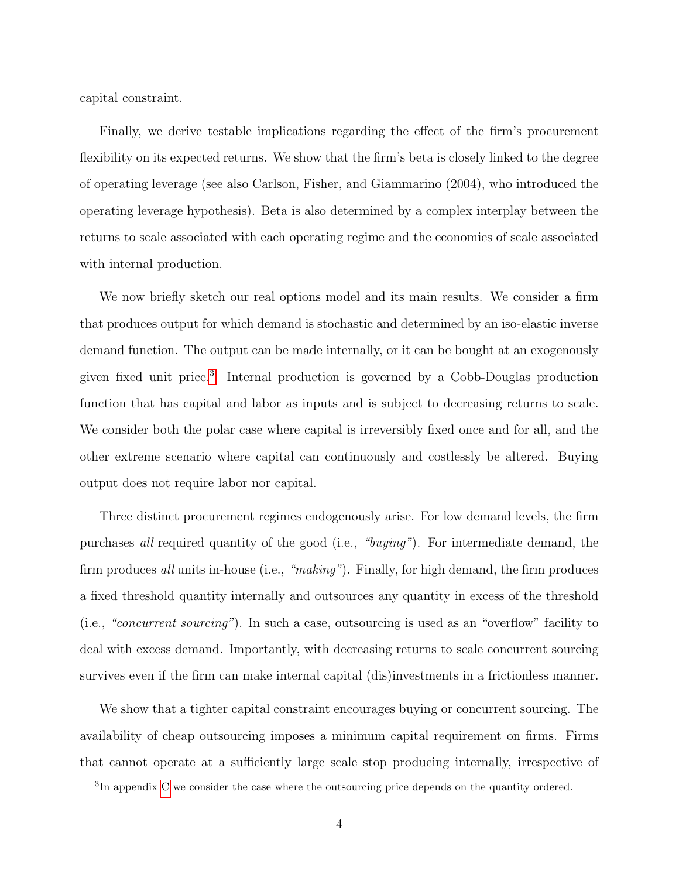capital constraint.

Finally, we derive testable implications regarding the effect of the firm's procurement flexibility on its expected returns. We show that the firm's beta is closely linked to the degree of operating leverage (see also Carlson, Fisher, and Giammarino (2004), who introduced the operating leverage hypothesis). Beta is also determined by a complex interplay between the returns to scale associated with each operating regime and the economies of scale associated with internal production.

We now briefly sketch our real options model and its main results. We consider a firm that produces output for which demand is stochastic and determined by an iso-elastic inverse demand function. The output can be made internally, or it can be bought at an exogenously given fixed unit price.[3] Internal production is governed by a Cobb-Douglas production function that has capital and labor as inputs and is subject to decreasing returns to scale. We consider both the polar case where capital is irreversibly fixed once and for all, and the other extreme scenario where capital can continuously and costlessly be altered. Buying output does not require labor nor capital.

Three distinct procurement regimes endogenously arise. For low demand levels, the firm purchases *all* required quantity of the good (i.e., *"buying"*). For intermediate demand, the firm produces *all* units in-house (i.e., *"making"*). Finally, for high demand, the firm produces a fixed threshold quantity internally and outsources any quantity in excess of the threshold (i.e., *"concurrent sourcing"*). In such a case, outsourcing is used as an "overflow" facility to deal with excess demand. Importantly, with decreasing returns to scale concurrent sourcing survives even if the firm can make internal capital (dis)investments in a frictionless manner.

We show that a tighter capital constraint encourages buying or concurrent sourcing. The availability of cheap outsourcing imposes a minimum capital requirement on firms. Firms that cannot operate at a sufficiently large scale stop producing internally, irrespective of

[3] In appendix C we consider the case where the outsourcing price depends on the quantity ordered.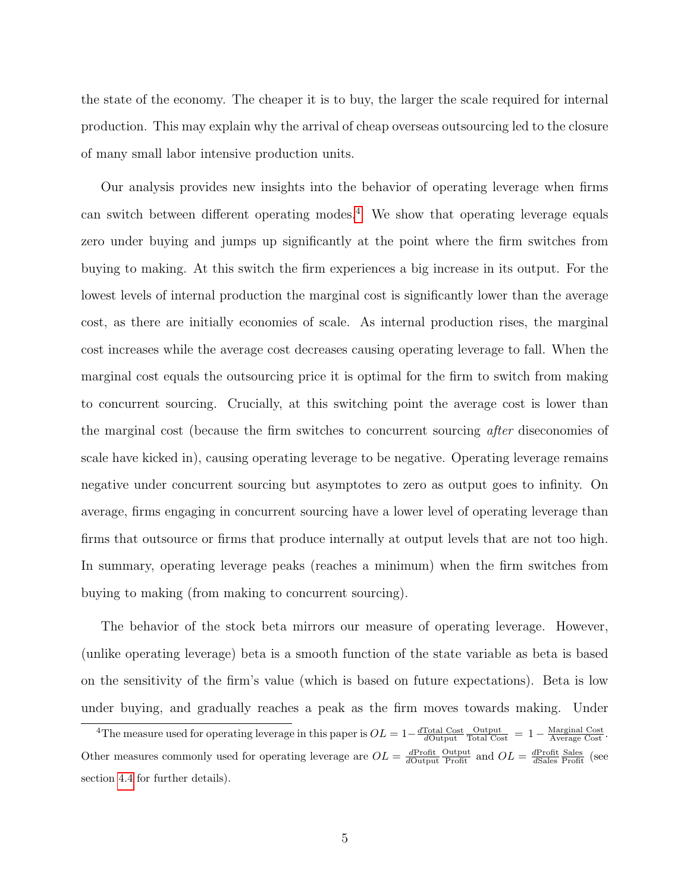the state of the economy. The cheaper it is to buy, the larger the scale required for internal production. This may explain why the arrival of cheap overseas outsourcing led to the closure of many small labor intensive production units.

Our analysis provides new insights into the behavior of operating leverage when firms can switch between different operating modes.[4] We show that operating leverage equals zero under buying and jumps up significantly at the point where the firm switches from buying to making. At this switch the firm experiences a big increase in its output. For the lowest levels of internal production the marginal cost is significantly lower than the average cost, as there are initially economies of scale. As internal production rises, the marginal cost increases while the average cost decreases causing operating leverage to fall. When the marginal cost equals the outsourcing price it is optimal for the firm to switch from making to concurrent sourcing. Crucially, at this switching point the average cost is lower than the marginal cost (because the firm switches to concurrent sourcing *after* diseconomies of scale have kicked in), causing operating leverage to be negative. Operating leverage remains negative under concurrent sourcing but asymptotes to zero as output goes to infinity. On average, firms engaging in concurrent sourcing have a lower level of operating leverage than firms that outsource or firms that produce internally at output levels that are not too high. In summary, operating leverage peaks (reaches a minimum) when the firm switches from buying to making (from making to concurrent sourcing).

The behavior of the stock beta mirrors our measure of operating leverage. However, (unlike operating leverage) beta is a smooth function of the state variable as beta is based on the sensitivity of the firm's value (which is based on future expectations). Beta is low under buying, and gradually reaches a peak as the firm moves towards making. Under

[4] The measure used for operating leverage in this paper is $OL = 1 - \frac{d\text{Total Cost}}{d\text{Output}} \frac{\text{Output}}{\text{Total Cost}} = 1 - \frac{\text{Marginal Cost}}{\text{Average Cost}}$. Other measures commonly used for operating leverage are $OL = \frac{d\text{Profit}}{d\text{Output}} \frac{\text{Output}}{\text{Profit}}$ and $OL = \frac{d\text{Profit}}{d\text{Sales}} \frac{\text{Sales}}{\text{Profit}}$ (see section 4.4 for further details).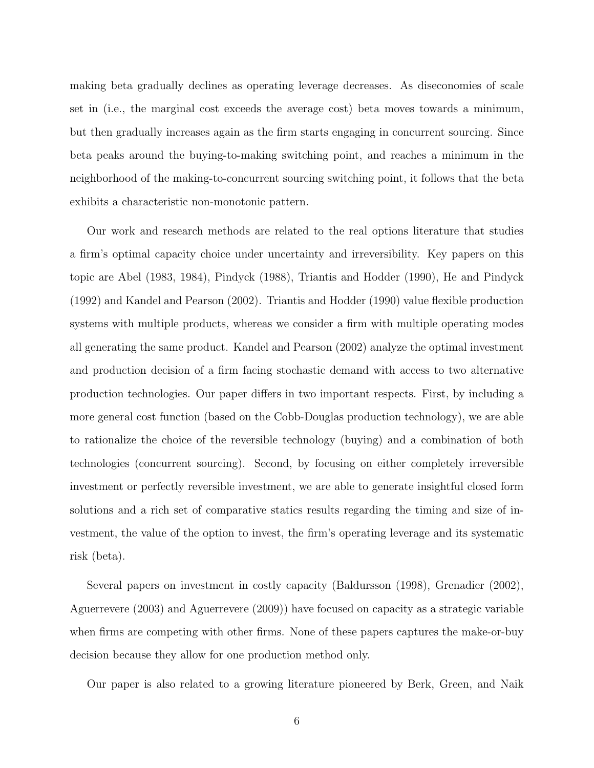making beta gradually declines as operating leverage decreases. As diseconomies of scale set in (i.e., the marginal cost exceeds the average cost) beta moves towards a minimum, but then gradually increases again as the firm starts engaging in concurrent sourcing. Since beta peaks around the buying-to-making switching point, and reaches a minimum in the neighborhood of the making-to-concurrent sourcing switching point, it follows that the beta exhibits a characteristic non-monotonic pattern.

Our work and research methods are related to the real options literature that studies a firm's optimal capacity choice under uncertainty and irreversibility. Key papers on this topic are Abel (1983, 1984), Pindyck (1988), Triantis and Hodder (1990), He and Pindyck (1992) and Kandel and Pearson (2002). Triantis and Hodder (1990) value flexible production systems with multiple products, whereas we consider a firm with multiple operating modes all generating the same product. Kandel and Pearson (2002) analyze the optimal investment and production decision of a firm facing stochastic demand with access to two alternative production technologies. Our paper differs in two important respects. First, by including a more general cost function (based on the Cobb-Douglas production technology), we are able to rationalize the choice of the reversible technology (buying) and a combination of both technologies (concurrent sourcing). Second, by focusing on either completely irreversible investment or perfectly reversible investment, we are able to generate insightful closed form solutions and a rich set of comparative statics results regarding the timing and size of investment, the value of the option to invest, the firm's operating leverage and its systematic risk (beta).

Several papers on investment in costly capacity (Baldursson (1998), Grenadier (2002), Aguerrevere (2003) and Aguerrevere (2009)) have focused on capacity as a strategic variable when firms are competing with other firms. None of these papers captures the make-or-buy decision because they allow for one production method only.

Our paper is also related to a growing literature pioneered by Berk, Green, and Naik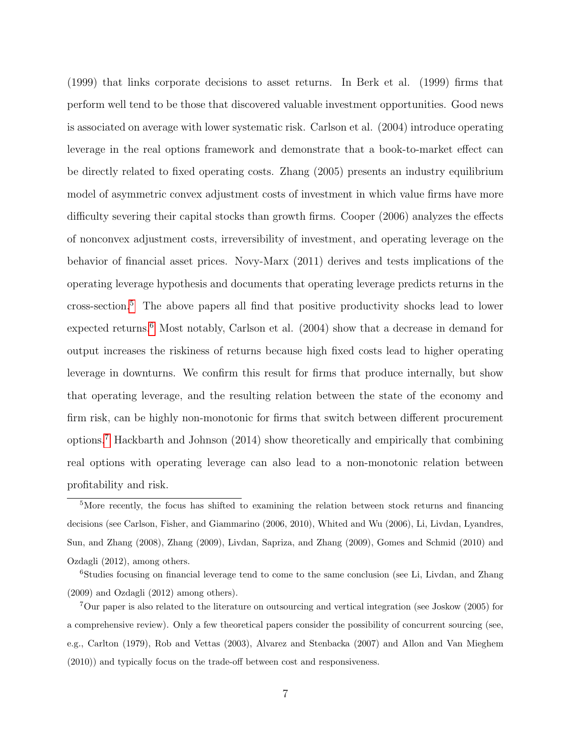(1999) that links corporate decisions to asset returns. In Berk et al. (1999) firms that perform well tend to be those that discovered valuable investment opportunities. Good news is associated on average with lower systematic risk. Carlson et al. (2004) introduce operating leverage in the real options framework and demonstrate that a book-to-market effect can be directly related to fixed operating costs. Zhang (2005) presents an industry equilibrium model of asymmetric convex adjustment costs of investment in which value firms have more difficulty severing their capital stocks than growth firms. Cooper (2006) analyzes the effects of nonconvex adjustment costs, irreversibility of investment, and operating leverage on the behavior of financial asset prices. Novy-Marx (2011) derives and tests implications of the operating leverage hypothesis and documents that operating leverage predicts returns in the cross-section.[5] The above papers all find that positive productivity shocks lead to lower expected returns.[6] Most notably, Carlson et al. (2004) show that a decrease in demand for output increases the riskiness of returns because high fixed costs lead to higher operating leverage in downturns. We confirm this result for firms that produce internally, but show that operating leverage, and the resulting relation between the state of the economy and firm risk, can be highly non-monotonic for firms that switch between different procurement options.[7] Hackbarth and Johnson (2014) show theoretically and empirically that combining real options with operating leverage can also lead to a non-monotonic relation between profitability and risk.

[5]More recently, the focus has shifted to examining the relation between stock returns and financing decisions (see Carlson, Fisher, and Giammarino (2006, 2010), Whited and Wu (2006), Li, Livdan, Lyandres, Sun, and Zhang (2008), Zhang (2009), Livdan, Sapriza, and Zhang (2009), Gomes and Schmid (2010) and Ozdagli (2012), among others.

[6]Studies focusing on financial leverage tend to come to the same conclusion (see Li, Livdan, and Zhang (2009) and Ozdagli (2012) among others).

[7]Our paper is also related to the literature on outsourcing and vertical integration (see Joskow (2005) for a comprehensive review). Only a few theoretical papers consider the possibility of concurrent sourcing (see, e.g., Carlton (1979), Rob and Vettas (2003), Alvarez and Stenbacka (2007) and Allon and Van Mieghem (2010)) and typically focus on the trade-off between cost and responsiveness.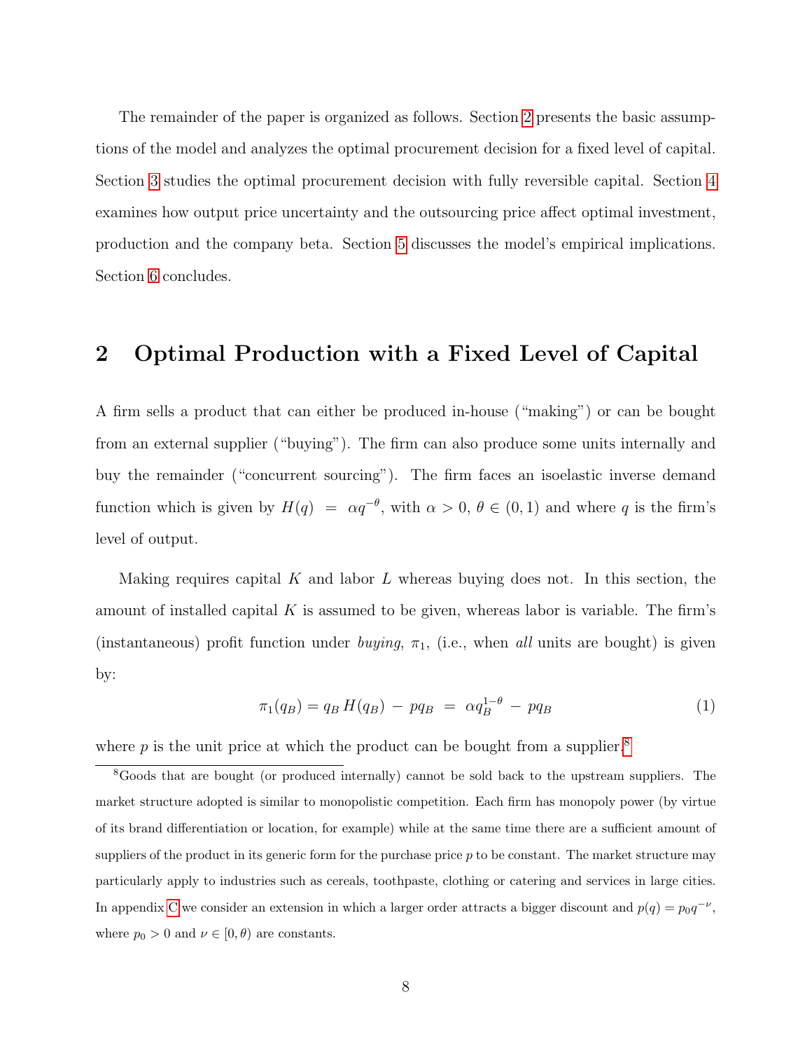The remainder of the paper is organized as follows. Section 2 presents the basic assumptions of the model and analyzes the optimal procurement decision for a fixed level of capital. Section 3 studies the optimal procurement decision with fully reversible capital. Section 4 examines how output price uncertainty and the outsourcing price affect optimal investment, production and the company beta. Section 5 discusses the model's empirical implications. Section 6 concludes.

## 2 Optimal Production with a Fixed Level of Capital

A firm sells a product that can either be produced in-house ("making") or can be bought from an external supplier ("buying"). The firm can also produce some units internally and buy the remainder ("concurrent sourcing"). The firm faces an isoelastic inverse demand function which is given by $H(q) = \alpha q^{-\theta}$, with $\alpha > 0$, $\theta \in (0, 1)$ and where $q$ is the firm's level of output.

Making requires capital $K$ and labor $L$ whereas buying does not. In this section, the amount of installed capital $K$ is assumed to be given, whereas labor is variable. The firm's (instantaneous) profit function under *buying*, $\pi_1$, (i.e., when *all* units are bought) is given by:

$$\pi_1(q_B) = q_B \, H(q_B) - pq_B = \alpha q_B^{1-\theta} - pq_B \tag{1}$$

where $p$ is the unit price at which the product can be bought from a supplier.[8]

[8] Goods that are bought (or produced internally) cannot be sold back to the upstream suppliers. The market structure adopted is similar to monopolistic competition. Each firm has monopoly power (by virtue of its brand differentiation or location, for example) while at the same time there are a sufficient amount of suppliers of the product in its generic form for the purchase price $p$ to be constant. The market structure may particularly apply to industries such as cereals, toothpaste, clothing or catering and services in large cities. In appendix C we consider an extension in which a larger order attracts a bigger discount and $p(q) = p_0 q^{-\nu}$, where $p_0 > 0$ and $\nu \in [0, \theta)$ are constants.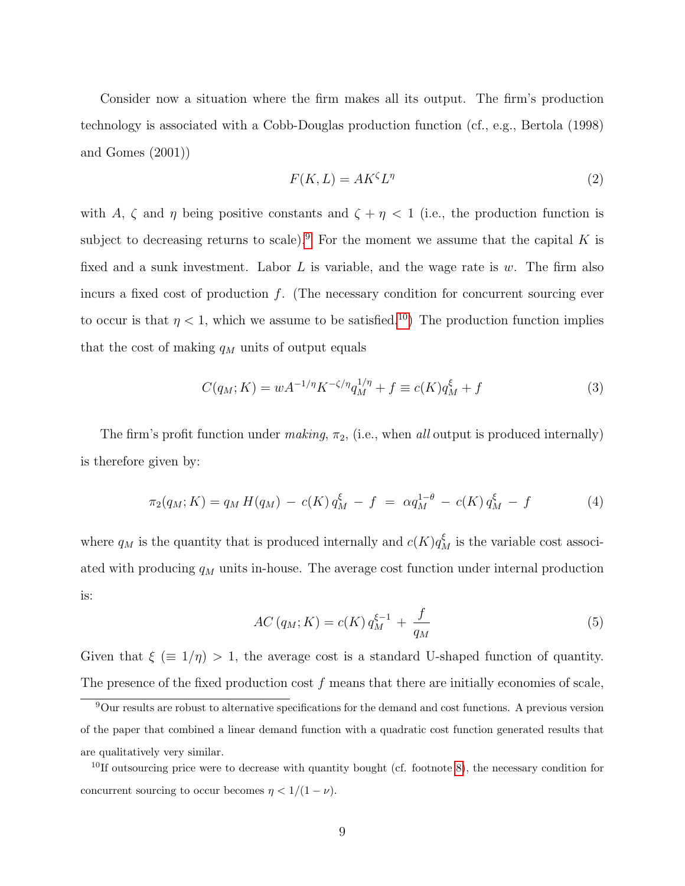Consider now a situation where the firm makes all its output. The firm's production technology is associated with a Cobb-Douglas production function (cf., e.g., Bertola (1998) and Gomes (2001))

$$F(K, L) = AK^{\zeta}L^{\eta} \tag{2}$$

with $A$, $\zeta$ and $\eta$ being positive constants and $\zeta + \eta < 1$ (i.e., the production function is subject to decreasing returns to scale).[9] For the moment we assume that the capital $K$ is fixed and a sunk investment. Labor $L$ is variable, and the wage rate is $w$. The firm also incurs a fixed cost of production $f$. (The necessary condition for concurrent sourcing ever to occur is that $\eta < 1$, which we assume to be satisfied.[10]) The production function implies that the cost of making $q_M$ units of output equals

$$C(q_M; K) = wA^{-1/\eta}K^{-\zeta/\eta}q_M^{1/\eta} + f \equiv c(K)q_M^{\xi} + f \tag{3}$$

The firm's profit function under *making*, $\pi_2$, (i.e., when *all* output is produced internally) is therefore given by:

$$\pi_2(q_M; K) = q_M\, H(q_M) \;-\; c(K)\, q_M^{\xi} \;-\; f \;=\; \alpha q_M^{1-\theta} \;-\; c(K)\, q_M^{\xi} \;-\; f \tag{4}$$

where $q_M$ is the quantity that is produced internally and $c(K)q_M^{\xi}$ is the variable cost associated with producing $q_M$ units in-house. The average cost function under internal production is:

$$AC\,(q_M; K) = c(K)\, q_M^{\xi-1} \;+\; \frac{f}{q_M} \tag{5}$$

Given that $\xi$ ($\equiv 1/\eta$) $> 1$, the average cost is a standard U-shaped function of quantity. The presence of the fixed production cost $f$ means that there are initially economies of scale,

[9] Our results are robust to alternative specifications for the demand and cost functions. A previous version of the paper that combined a linear demand function with a quadratic cost function generated results that are qualitatively very similar.

[10] If outsourcing price were to decrease with quantity bought (cf. footnote 8), the necessary condition for concurrent sourcing to occur becomes $\eta < 1/(1 - \nu)$.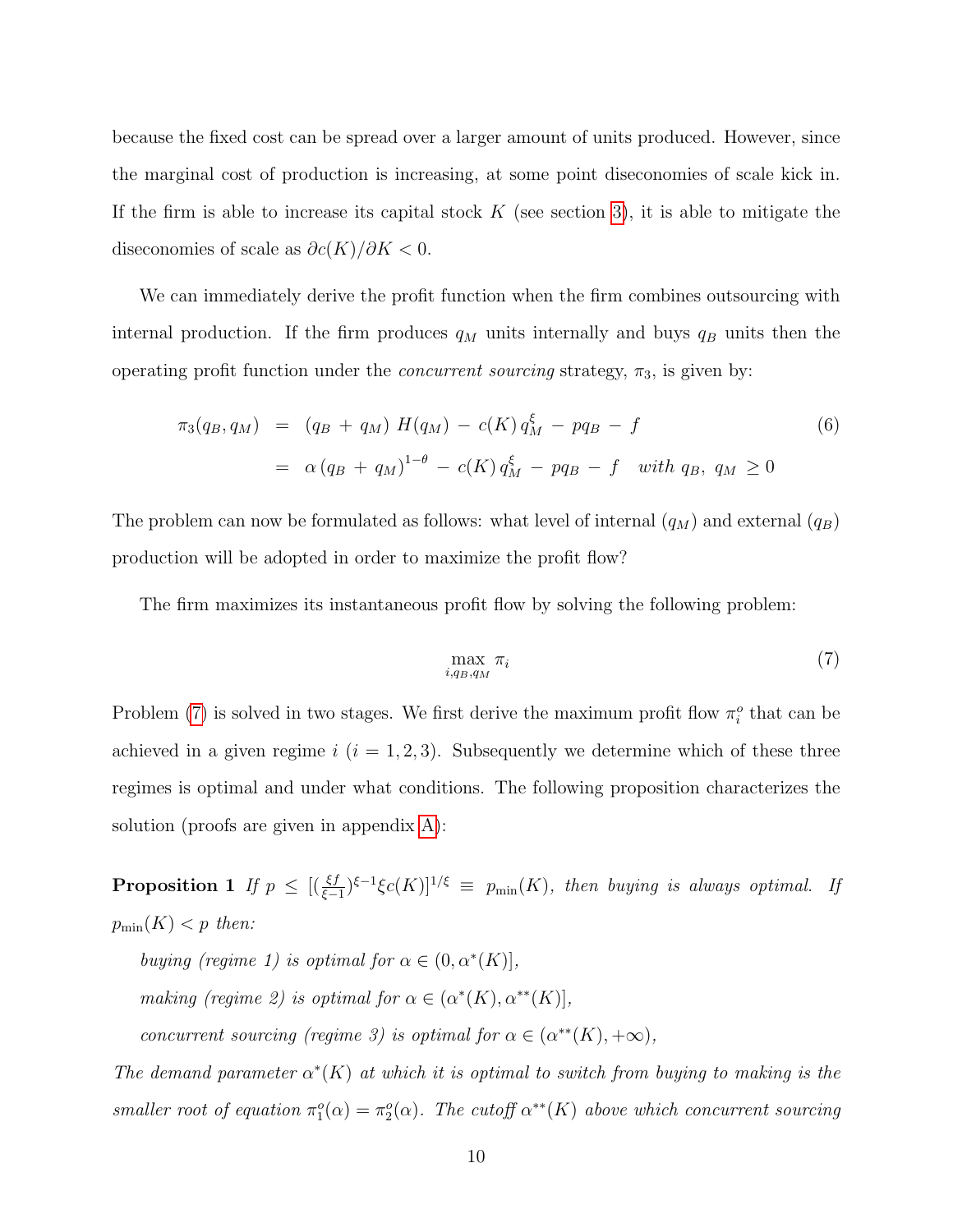because the fixed cost can be spread over a larger amount of units produced. However, since the marginal cost of production is increasing, at some point diseconomies of scale kick in. If the firm is able to increase its capital stock $K$ (see section 3), it is able to mitigate the diseconomies of scale as $\partial c(K)/\partial K < 0$.

We can immediately derive the profit function when the firm combines outsourcing with internal production. If the firm produces $q_M$ units internally and buys $q_B$ units then the operating profit function under the *concurrent sourcing* strategy, $\pi_3$, is given by:

$$
\begin{aligned}
\pi_3(q_B, q_M) &= (q_B + q_M)\, H(q_M) - c(K)\, q_M^{\xi} - p q_B - f \\
&= \alpha\, (q_B + q_M)^{1-\theta} - c(K)\, q_M^{\xi} - p q_B - f \quad \textit{with } q_B,\ q_M \geq 0
\end{aligned}
\tag{6}
$$

The problem can now be formulated as follows: what level of internal ($q_M$) and external ($q_B$) production will be adopted in order to maximize the profit flow?

The firm maximizes its instantaneous profit flow by solving the following problem:

$$
\max_{i, q_B, q_M} \pi_i \tag{7}
$$

Problem (7) is solved in two stages. We first derive the maximum profit flow $\pi_i^o$ that can be achieved in a given regime $i$ ($i = 1, 2, 3$). Subsequently we determine which of these three regimes is optimal and under what conditions. The following proposition characterizes the solution (proofs are given in appendix A):

**Proposition 1** *If* $p \leq [(\frac{\xi f}{\xi - 1})^{\xi - 1} \xi c(K)]^{1/\xi} \equiv p_{\min}(K)$*, then buying is always optimal. If* $p_{\min}(K) < p$ *then:*

*buying (regime 1) is optimal for* $\alpha \in (0, \alpha^*(K)]$*,*

*making (regime 2) is optimal for* $\alpha \in (\alpha^*(K), \alpha^{**}(K)]$*,*

*concurrent sourcing (regime 3) is optimal for* $\alpha \in (\alpha^{**}(K), +\infty)$*,*

*The demand parameter* $\alpha^*(K)$ *at which it is optimal to switch from buying to making is the smaller root of equation* $\pi_1^o(\alpha) = \pi_2^o(\alpha)$*. The cutoff* $\alpha^{**}(K)$ *above which concurrent sourcing*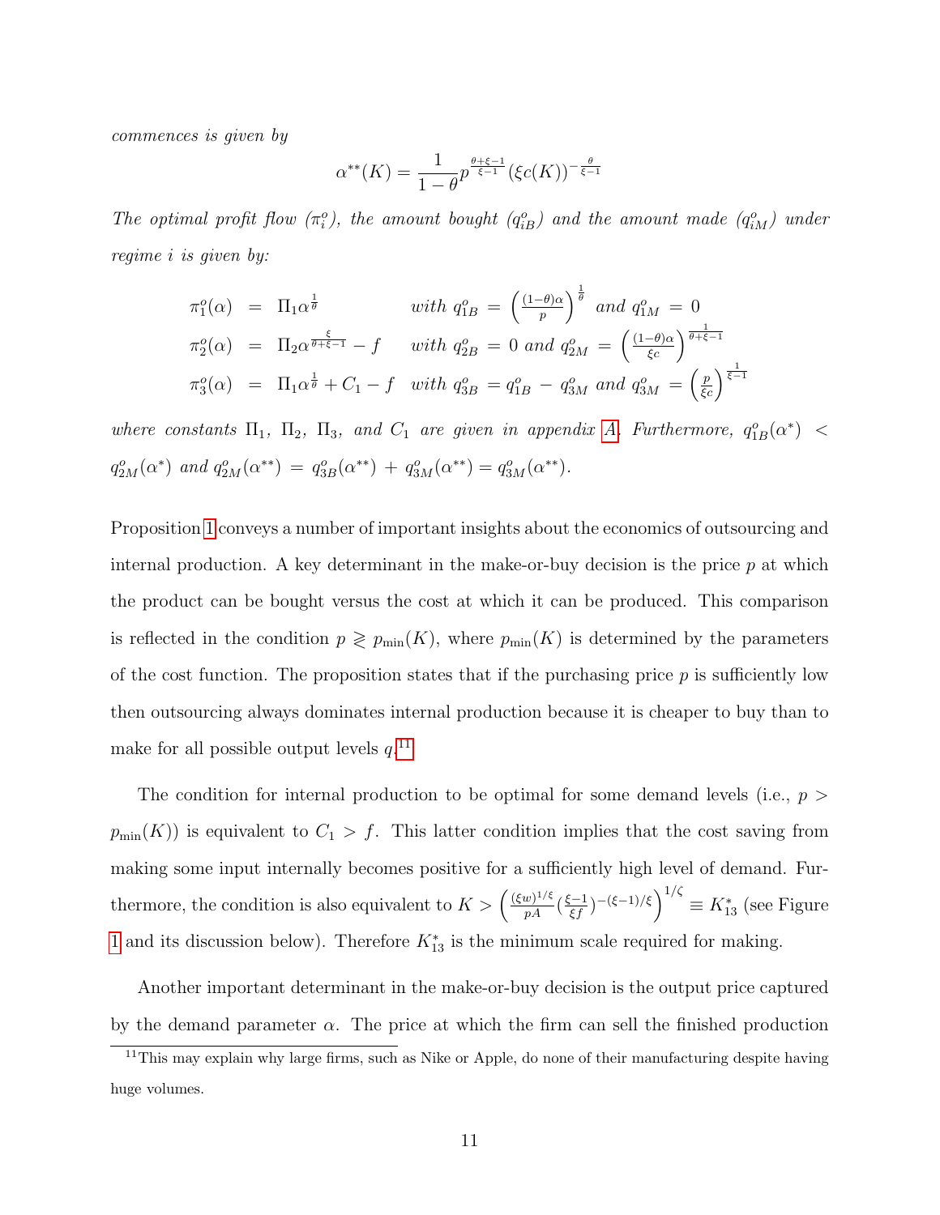*commences is given by*

$$\alpha^{**}(K) = \frac{1}{1-\theta} p^{\frac{\theta+\xi-1}{\xi-1}} (\xi c(K))^{-\frac{\theta}{\xi-1}}$$

*The optimal profit flow ($\pi_i^o$), the amount bought ($q_{iB}^o$) and the amount made ($q_{iM}^o$) under regime $i$ is given by:*

$$\begin{aligned}
\pi_1^o(\alpha) &= \Pi_1 \alpha^{\frac{1}{\theta}} & &\text{with } q_{1B}^o = \left(\tfrac{(1-\theta)\alpha}{p}\right)^{\frac{1}{\theta}} \text{ and } q_{1M}^o = 0 \\
\pi_2^o(\alpha) &= \Pi_2 \alpha^{\frac{\xi}{\theta+\xi-1}} - f & &\text{with } q_{2B}^o = 0 \text{ and } q_{2M}^o = \left(\tfrac{(1-\theta)\alpha}{\xi c}\right)^{\frac{1}{\theta+\xi-1}} \\
\pi_3^o(\alpha) &= \Pi_1 \alpha^{\frac{1}{\theta}} + C_1 - f & &\text{with } q_{3B}^o = q_{1B}^o - q_{3M}^o \text{ and } q_{3M}^o = \left(\tfrac{p}{\xi c}\right)^{\frac{1}{\xi-1}}
\end{aligned}$$

*where constants $\Pi_1$, $\Pi_2$, $\Pi_3$, and $C_1$ are given in appendix A. Furthermore, $q_{1B}^o(\alpha^*) < q_{2M}^o(\alpha^*)$ and $q_{2M}^o(\alpha^{**}) = q_{3B}^o(\alpha^{**}) + q_{3M}^o(\alpha^{**}) = q_{3M}^o(\alpha^{**})$.*

Proposition 1 conveys a number of important insights about the economics of outsourcing and internal production. A key determinant in the make-or-buy decision is the price $p$ at which the product can be bought versus the cost at which it can be produced. This comparison is reflected in the condition $p \gtrless p_{\min}(K)$, where $p_{\min}(K)$ is determined by the parameters of the cost function. The proposition states that if the purchasing price $p$ is sufficiently low then outsourcing always dominates internal production because it is cheaper to buy than to make for all possible output levels $q$.[11]

The condition for internal production to be optimal for some demand levels (i.e., $p > p_{\min}(K)$) is equivalent to $C_1 > f$. This latter condition implies that the cost saving from making some input internally becomes positive for a sufficiently high level of demand. Furthermore, the condition is also equivalent to $K > \left(\frac{(\xi w)^{1/\xi}}{pA}\left(\frac{\xi-1}{\xi f}\right)^{-(\xi-1)/\xi}\right)^{1/\zeta} \equiv K_{13}^*$ (see Figure 1 and its discussion below). Therefore $K_{13}^*$ is the minimum scale required for making.

Another important determinant in the make-or-buy decision is the output price captured by the demand parameter $\alpha$. The price at which the firm can sell the finished production

[11] This may explain why large firms, such as Nike or Apple, do none of their manufacturing despite having huge volumes.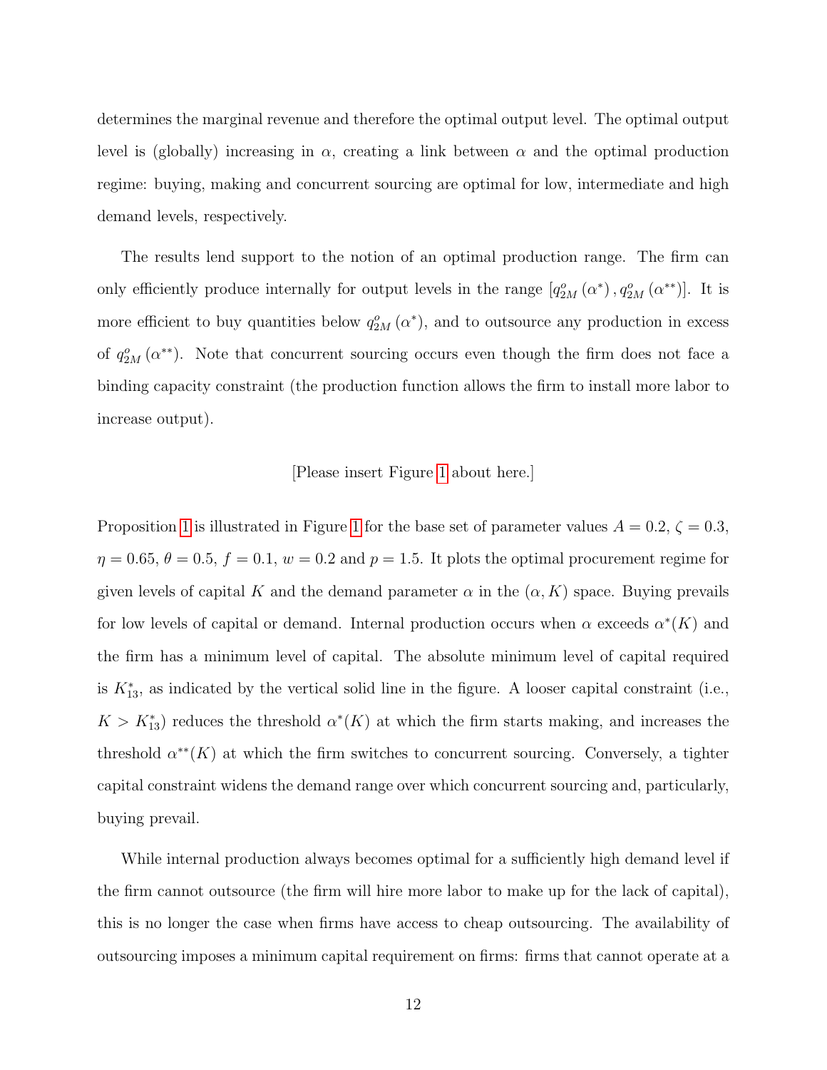determines the marginal revenue and therefore the optimal output level. The optimal output level is (globally) increasing in $\alpha$, creating a link between $\alpha$ and the optimal production regime: buying, making and concurrent sourcing are optimal for low, intermediate and high demand levels, respectively.

The results lend support to the notion of an optimal production range. The firm can only efficiently produce internally for output levels in the range $[q^o_{2M}(\alpha^*), q^o_{2M}(\alpha^{**})]$. It is more efficient to buy quantities below $q^o_{2M}(\alpha^*)$, and to outsource any production in excess of $q^o_{2M}(\alpha^{**})$. Note that concurrent sourcing occurs even though the firm does not face a binding capacity constraint (the production function allows the firm to install more labor to increase output).

[Please insert Figure 1 about here.]

Proposition 1 is illustrated in Figure 1 for the base set of parameter values $A = 0.2$, $\zeta = 0.3$, $\eta = 0.65$, $\theta = 0.5$, $f = 0.1$, $w = 0.2$ and $p = 1.5$. It plots the optimal procurement regime for given levels of capital $K$ and the demand parameter $\alpha$ in the $(\alpha, K)$ space. Buying prevails for low levels of capital or demand. Internal production occurs when $\alpha$ exceeds $\alpha^*(K)$ and the firm has a minimum level of capital. The absolute minimum level of capital required is $K^*_{13}$, as indicated by the vertical solid line in the figure. A looser capital constraint (i.e., $K > K^*_{13}$) reduces the threshold $\alpha^*(K)$ at which the firm starts making, and increases the threshold $\alpha^{**}(K)$ at which the firm switches to concurrent sourcing. Conversely, a tighter capital constraint widens the demand range over which concurrent sourcing and, particularly, buying prevail.

While internal production always becomes optimal for a sufficiently high demand level if the firm cannot outsource (the firm will hire more labor to make up for the lack of capital), this is no longer the case when firms have access to cheap outsourcing. The availability of outsourcing imposes a minimum capital requirement on firms: firms that cannot operate at a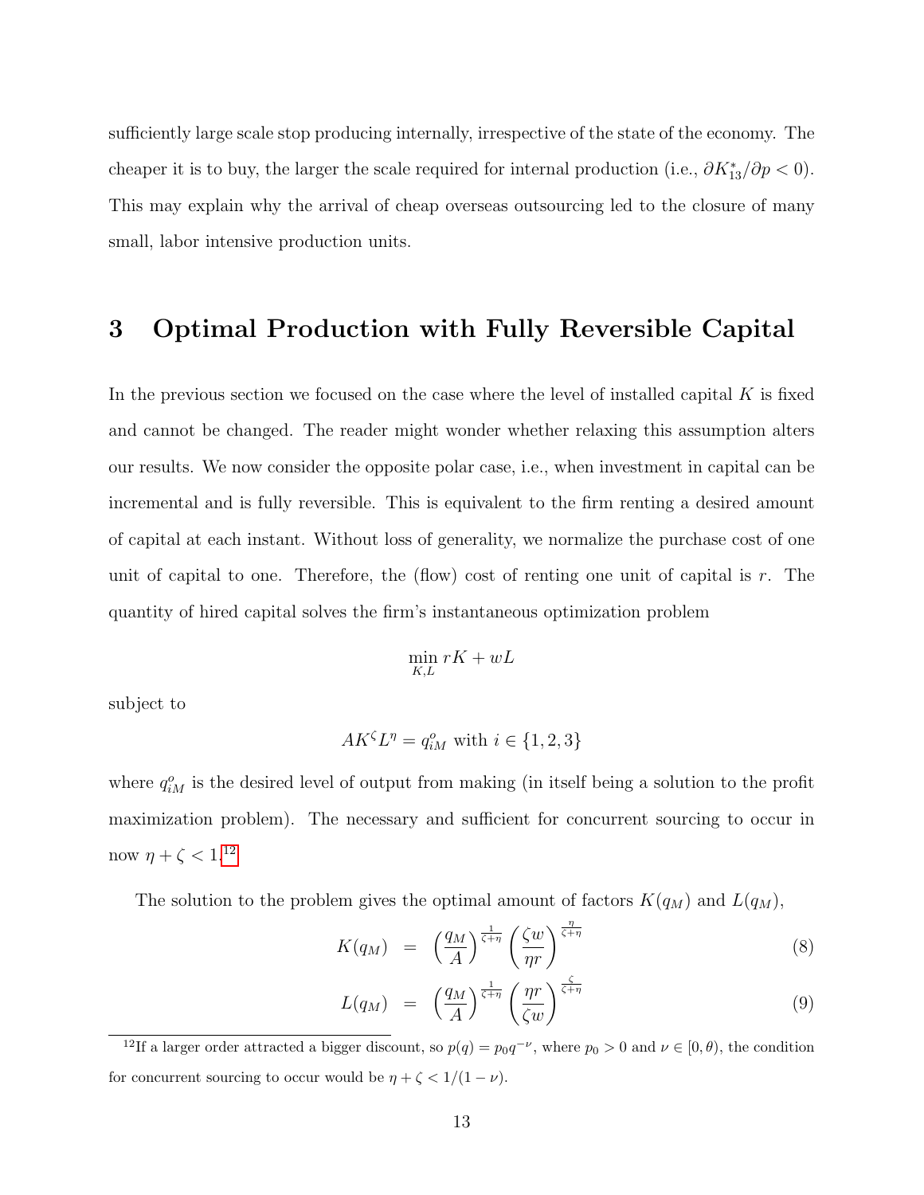sufficiently large scale stop producing internally, irrespective of the state of the economy. The cheaper it is to buy, the larger the scale required for internal production (i.e., $\partial K^*_{13}/\partial p < 0$). This may explain why the arrival of cheap overseas outsourcing led to the closure of many small, labor intensive production units.

# 3 Optimal Production with Fully Reversible Capital

In the previous section we focused on the case where the level of installed capital $K$ is fixed and cannot be changed. The reader might wonder whether relaxing this assumption alters our results. We now consider the opposite polar case, i.e., when investment in capital can be incremental and is fully reversible. This is equivalent to the firm renting a desired amount of capital at each instant. Without loss of generality, we normalize the purchase cost of one unit of capital to one. Therefore, the (flow) cost of renting one unit of capital is $r$. The quantity of hired capital solves the firm's instantaneous optimization problem

$$\min_{K,L} rK + wL$$

subject to

$$AK^{\zeta}L^{\eta} = q^o_{iM} \text{ with } i \in \{1, 2, 3\}$$

where $q^o_{iM}$ is the desired level of output from making (in itself being a solution to the profit maximization problem). The necessary and sufficient for concurrent sourcing to occur in now $\eta + \zeta < 1$.[12]

The solution to the problem gives the optimal amount of factors $K(q_M)$ and $L(q_M)$,

$$K(q_M) = \left(\frac{q_M}{A}\right)^{\frac{1}{\zeta+\eta}} \left(\frac{\zeta w}{\eta r}\right)^{\frac{\eta}{\zeta+\eta}} \tag{8}$$

$$L(q_M) = \left(\frac{q_M}{A}\right)^{\frac{1}{\zeta+\eta}} \left(\frac{\eta r}{\zeta w}\right)^{\frac{\zeta}{\zeta+\eta}} \tag{9}$$

[12] If a larger order attracted a bigger discount, so $p(q) = p_0 q^{-\nu}$, where $p_0 > 0$ and $\nu \in [0, \theta)$, the condition for concurrent sourcing to occur would be $\eta + \zeta < 1/(1 - \nu)$.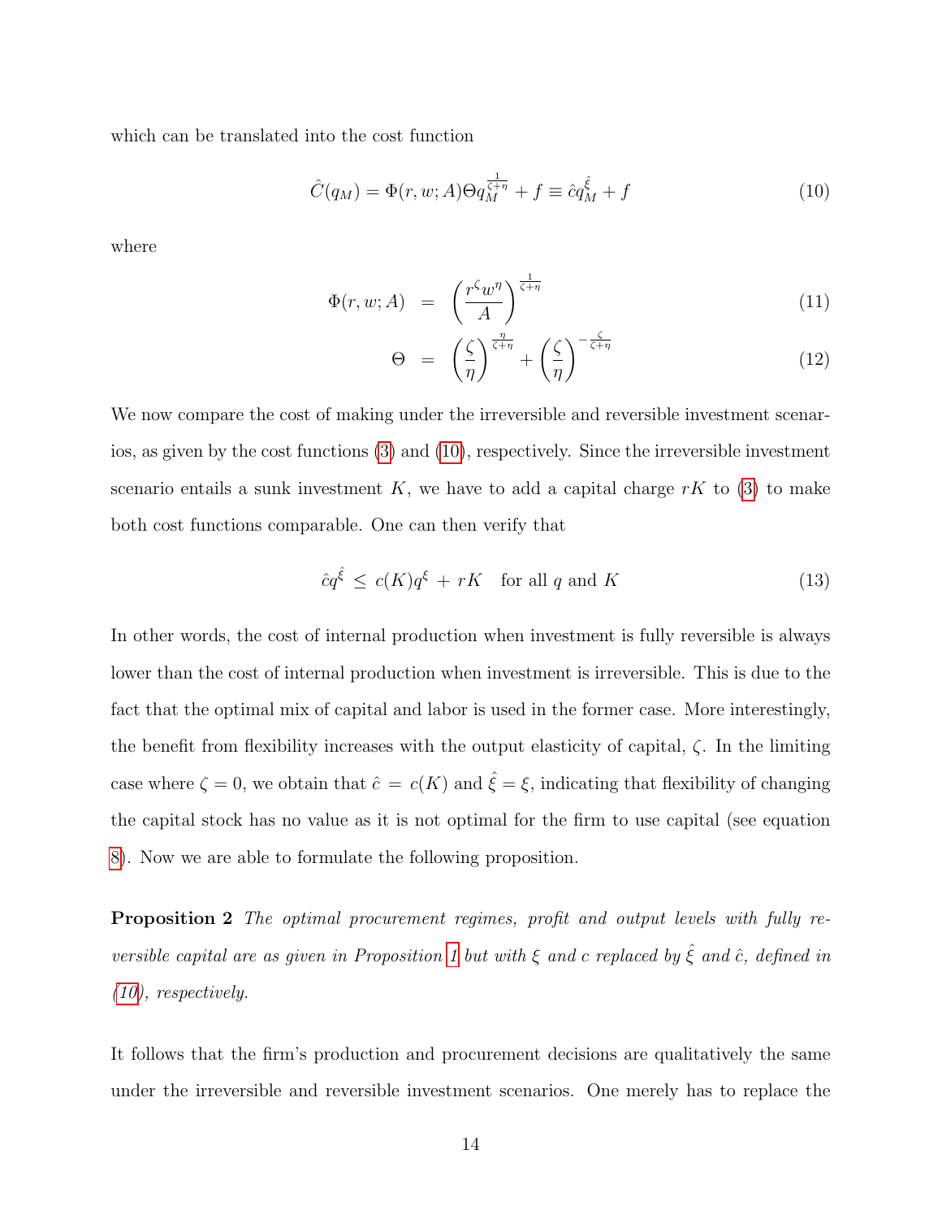which can be translated into the cost function

$$\hat{C}(q_M) = \Phi(r, w; A)\Theta q_M^{\frac{1}{\zeta+\eta}} + f \equiv \hat{c} q_M^{\hat{\xi}} + f \tag{10}$$

where

$$\Phi(r, w; A) = \left(\frac{r^{\zeta} w^{\eta}}{A}\right)^{\frac{1}{\zeta+\eta}} \tag{11}$$

$$\Theta = \left(\frac{\zeta}{\eta}\right)^{\frac{\eta}{\zeta+\eta}} + \left(\frac{\zeta}{\eta}\right)^{-\frac{\zeta}{\zeta+\eta}} \tag{12}$$

We now compare the cost of making under the irreversible and reversible investment scenarios, as given by the cost functions (3) and (10), respectively. Since the irreversible investment scenario entails a sunk investment $K$, we have to add a capital charge $rK$ to (3) to make both cost functions comparable. One can then verify that

$$\hat{c} q^{\hat{\xi}} \leq c(K) q^{\xi} + rK \quad \text{for all } q \text{ and } K \tag{13}$$

In other words, the cost of internal production when investment is fully reversible is always lower than the cost of internal production when investment is irreversible. This is due to the fact that the optimal mix of capital and labor is used in the former case. More interestingly, the benefit from flexibility increases with the output elasticity of capital, $\zeta$. In the limiting case where $\zeta = 0$, we obtain that $\hat{c} = c(K)$ and $\hat{\xi} = \xi$, indicating that flexibility of changing the capital stock has no value as it is not optimal for the firm to use capital (see equation 8). Now we are able to formulate the following proposition.

**Proposition 2** *The optimal procurement regimes, profit and output levels with fully reversible capital are as given in Proposition 1 but with $\xi$ and $c$ replaced by $\hat{\xi}$ and $\hat{c}$, defined in (10), respectively.*

It follows that the firm's production and procurement decisions are qualitatively the same under the irreversible and reversible investment scenarios. One merely has to replace the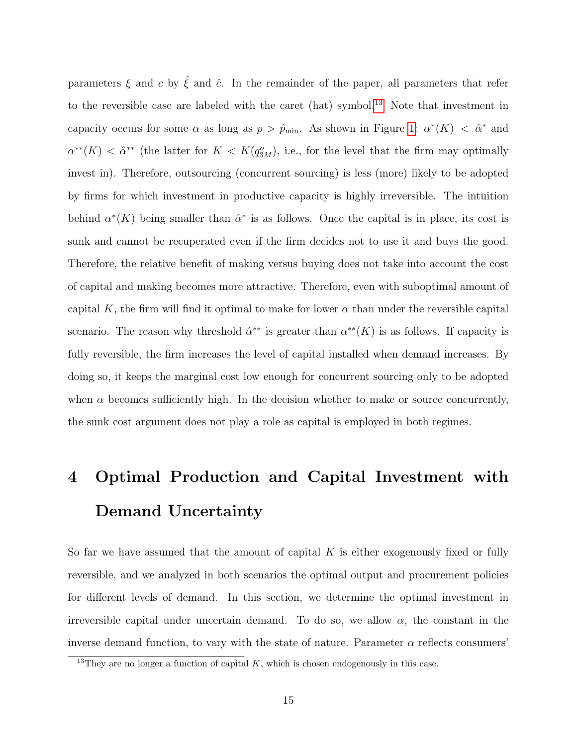parameters $\xi$ and $c$ by $\hat{\xi}$ and $\hat{c}$. In the remainder of the paper, all parameters that refer to the reversible case are labeled with the caret (hat) symbol.[13] Note that investment in capacity occurs for some $\alpha$ as long as $p > \hat{p}_{\min}$. As shown in Figure 1: $\alpha^*(K) < \hat{\alpha}^*$ and $\alpha^{**}(K) < \hat{\alpha}^{**}$ (the latter for $K < K(q^o_{3M})$, i.e., for the level that the firm may optimally invest in). Therefore, outsourcing (concurrent sourcing) is less (more) likely to be adopted by firms for which investment in productive capacity is highly irreversible. The intuition behind $\alpha^*(K)$ being smaller than $\hat{\alpha}^*$ is as follows. Once the capital is in place, its cost is sunk and cannot be recuperated even if the firm decides not to use it and buys the good. Therefore, the relative benefit of making versus buying does not take into account the cost of capital and making becomes more attractive. Therefore, even with suboptimal amount of capital $K$, the firm will find it optimal to make for lower $\alpha$ than under the reversible capital scenario. The reason why threshold $\hat{\alpha}^{**}$ is greater than $\alpha^{**}(K)$ is as follows. If capacity is fully reversible, the firm increases the level of capital installed when demand increases. By doing so, it keeps the marginal cost low enough for concurrent sourcing only to be adopted when $\alpha$ becomes sufficiently high. In the decision whether to make or source concurrently, the sunk cost argument does not play a role as capital is employed in both regimes.

# 4 Optimal Production and Capital Investment with Demand Uncertainty

So far we have assumed that the amount of capital $K$ is either exogenously fixed or fully reversible, and we analyzed in both scenarios the optimal output and procurement policies for different levels of demand. In this section, we determine the optimal investment in irreversible capital under uncertain demand. To do so, we allow $\alpha$, the constant in the inverse demand function, to vary with the state of nature. Parameter $\alpha$ reflects consumers'

[13] They are no longer a function of capital $K$, which is chosen endogenously in this case.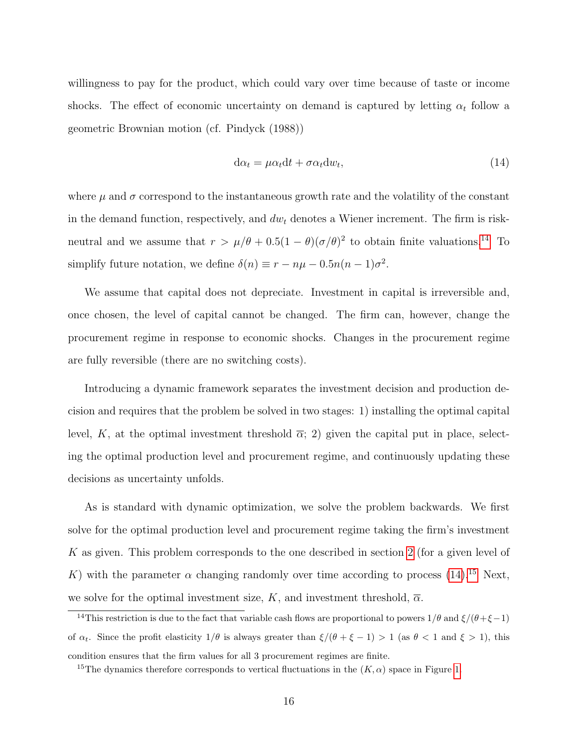willingness to pay for the product, which could vary over time because of taste or income shocks. The effect of economic uncertainty on demand is captured by letting $\alpha_t$ follow a geometric Brownian motion (cf. Pindyck (1988))

$$\mathrm{d}\alpha_t = \mu\alpha_t \mathrm{d}t + \sigma\alpha_t \mathrm{d}w_t, \tag{14}$$

where $\mu$ and $\sigma$ correspond to the instantaneous growth rate and the volatility of the constant in the demand function, respectively, and $dw_t$ denotes a Wiener increment. The firm is risk-neutral and we assume that $r > \mu/\theta + 0.5(1-\theta)(\sigma/\theta)^2$ to obtain finite valuations.[14] To simplify future notation, we define $\delta(n) \equiv r - n\mu - 0.5n(n-1)\sigma^2$.

We assume that capital does not depreciate. Investment in capital is irreversible and, once chosen, the level of capital cannot be changed. The firm can, however, change the procurement regime in response to economic shocks. Changes in the procurement regime are fully reversible (there are no switching costs).

Introducing a dynamic framework separates the investment decision and production decision and requires that the problem be solved in two stages: 1) installing the optimal capital level, $K$, at the optimal investment threshold $\overline{\alpha}$; 2) given the capital put in place, selecting the optimal production level and procurement regime, and continuously updating these decisions as uncertainty unfolds.

As is standard with dynamic optimization, we solve the problem backwards. We first solve for the optimal production level and procurement regime taking the firm's investment $K$ as given. This problem corresponds to the one described in section 2 (for a given level of $K$) with the parameter $\alpha$ changing randomly over time according to process (14).[15] Next, we solve for the optimal investment size, $K$, and investment threshold, $\overline{\alpha}$.

[14] This restriction is due to the fact that variable cash flows are proportional to powers $1/\theta$ and $\xi/(\theta+\xi-1)$ of $\alpha_t$. Since the profit elasticity $1/\theta$ is always greater than $\xi/(\theta+\xi-1) > 1$ (as $\theta < 1$ and $\xi > 1$), this condition ensures that the firm values for all 3 procurement regimes are finite.

[15] The dynamics therefore corresponds to vertical fluctuations in the $(K, \alpha)$ space in Figure 1.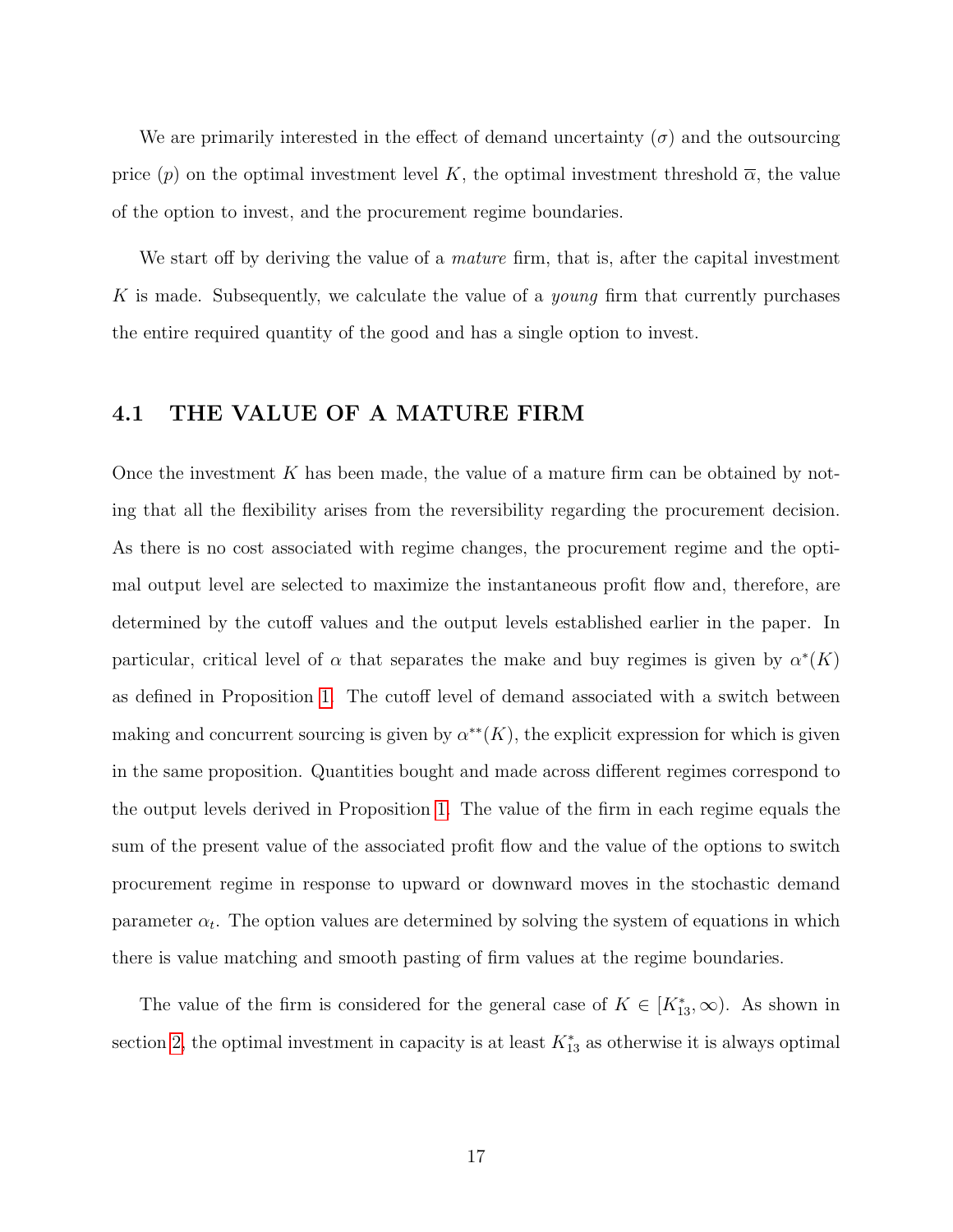We are primarily interested in the effect of demand uncertainty ($\sigma$) and the outsourcing price ($p$) on the optimal investment level $K$, the optimal investment threshold $\overline{\alpha}$, the value of the option to invest, and the procurement regime boundaries.

We start off by deriving the value of a *mature* firm, that is, after the capital investment $K$ is made. Subsequently, we calculate the value of a *young* firm that currently purchases the entire required quantity of the good and has a single option to invest.

## 4.1 THE VALUE OF A MATURE FIRM

Once the investment $K$ has been made, the value of a mature firm can be obtained by noting that all the flexibility arises from the reversibility regarding the procurement decision. As there is no cost associated with regime changes, the procurement regime and the optimal output level are selected to maximize the instantaneous profit flow and, therefore, are determined by the cutoff values and the output levels established earlier in the paper. In particular, critical level of $\alpha$ that separates the make and buy regimes is given by $\alpha^*(K)$ as defined in Proposition 1. The cutoff level of demand associated with a switch between making and concurrent sourcing is given by $\alpha^{**}(K)$, the explicit expression for which is given in the same proposition. Quantities bought and made across different regimes correspond to the output levels derived in Proposition 1. The value of the firm in each regime equals the sum of the present value of the associated profit flow and the value of the options to switch procurement regime in response to upward or downward moves in the stochastic demand parameter $\alpha_t$. The option values are determined by solving the system of equations in which there is value matching and smooth pasting of firm values at the regime boundaries.

The value of the firm is considered for the general case of $K \in [K^*_{13}, \infty)$. As shown in section 2, the optimal investment in capacity is at least $K^*_{13}$ as otherwise it is always optimal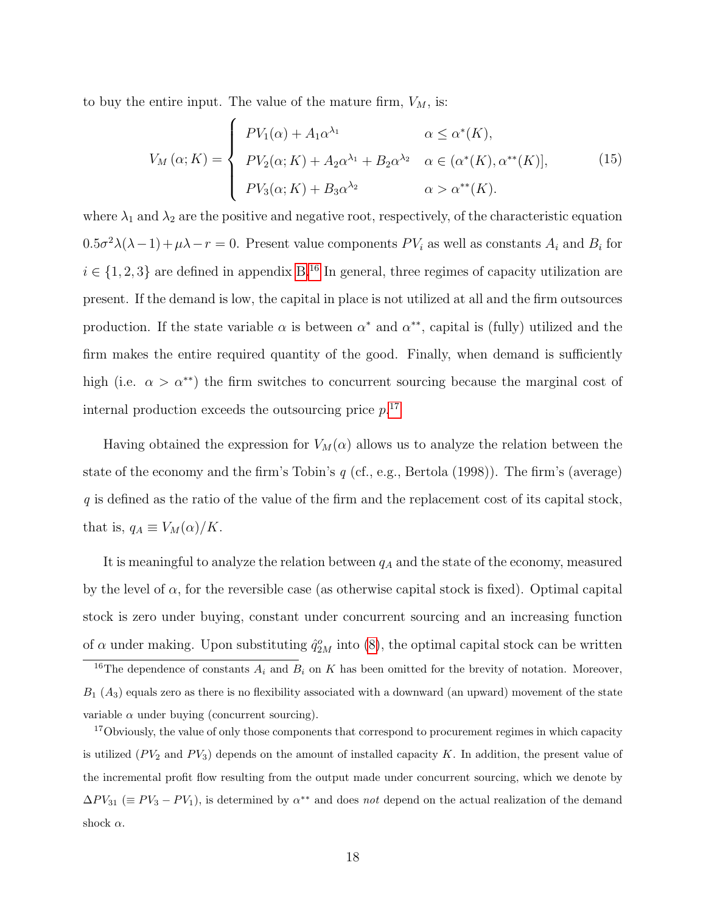to buy the entire input. The value of the mature firm, $V_M$, is:

$$
V_M(\alpha; K) = \begin{cases} PV_1(\alpha) + A_1\alpha^{\lambda_1} & \alpha \leq \alpha^*(K), \\ PV_2(\alpha; K) + A_2\alpha^{\lambda_1} + B_2\alpha^{\lambda_2} & \alpha \in (\alpha^*(K), \alpha^{**}(K)], \\ PV_3(\alpha; K) + B_3\alpha^{\lambda_2} & \alpha > \alpha^{**}(K). \end{cases} \tag{15}
$$

where $\lambda_1$ and $\lambda_2$ are the positive and negative root, respectively, of the characteristic equation $0.5\sigma^2\lambda(\lambda-1)+\mu\lambda-r=0$. Present value components $PV_i$ as well as constants $A_i$ and $B_i$ for $i \in \{1,2,3\}$ are defined in appendix B.[16] In general, three regimes of capacity utilization are present. If the demand is low, the capital in place is not utilized at all and the firm outsources production. If the state variable $\alpha$ is between $\alpha^*$ and $\alpha^{**}$, capital is (fully) utilized and the firm makes the entire required quantity of the good. Finally, when demand is sufficiently high (i.e. $\alpha > \alpha^{**}$) the firm switches to concurrent sourcing because the marginal cost of internal production exceeds the outsourcing price $p$.[17]

Having obtained the expression for $V_M(\alpha)$ allows us to analyze the relation between the state of the economy and the firm's Tobin's $q$ (cf., e.g., Bertola (1998)). The firm's (average) $q$ is defined as the ratio of the value of the firm and the replacement cost of its capital stock, that is, $q_A \equiv V_M(\alpha)/K$.

It is meaningful to analyze the relation between $q_A$ and the state of the economy, measured by the level of $\alpha$, for the reversible case (as otherwise capital stock is fixed). Optimal capital stock is zero under buying, constant under concurrent sourcing and an increasing function of $\alpha$ under making. Upon substituting $\hat{q}^o_{2M}$ into (8), the optimal capital stock can be written

[16] The dependence of constants $A_i$ and $B_i$ on $K$ has been omitted for the brevity of notation. Moreover, $B_1$ ($A_3$) equals zero as there is no flexibility associated with a downward (an upward) movement of the state variable $\alpha$ under buying (concurrent sourcing).

[17] Obviously, the value of only those components that correspond to procurement regimes in which capacity is utilized ($PV_2$ and $PV_3$) depends on the amount of installed capacity $K$. In addition, the present value of the incremental profit flow resulting from the output made under concurrent sourcing, which we denote by $\Delta PV_{31}$ ($\equiv PV_3 - PV_1$), is determined by $\alpha^{**}$ and does *not* depend on the actual realization of the demand shock $\alpha$.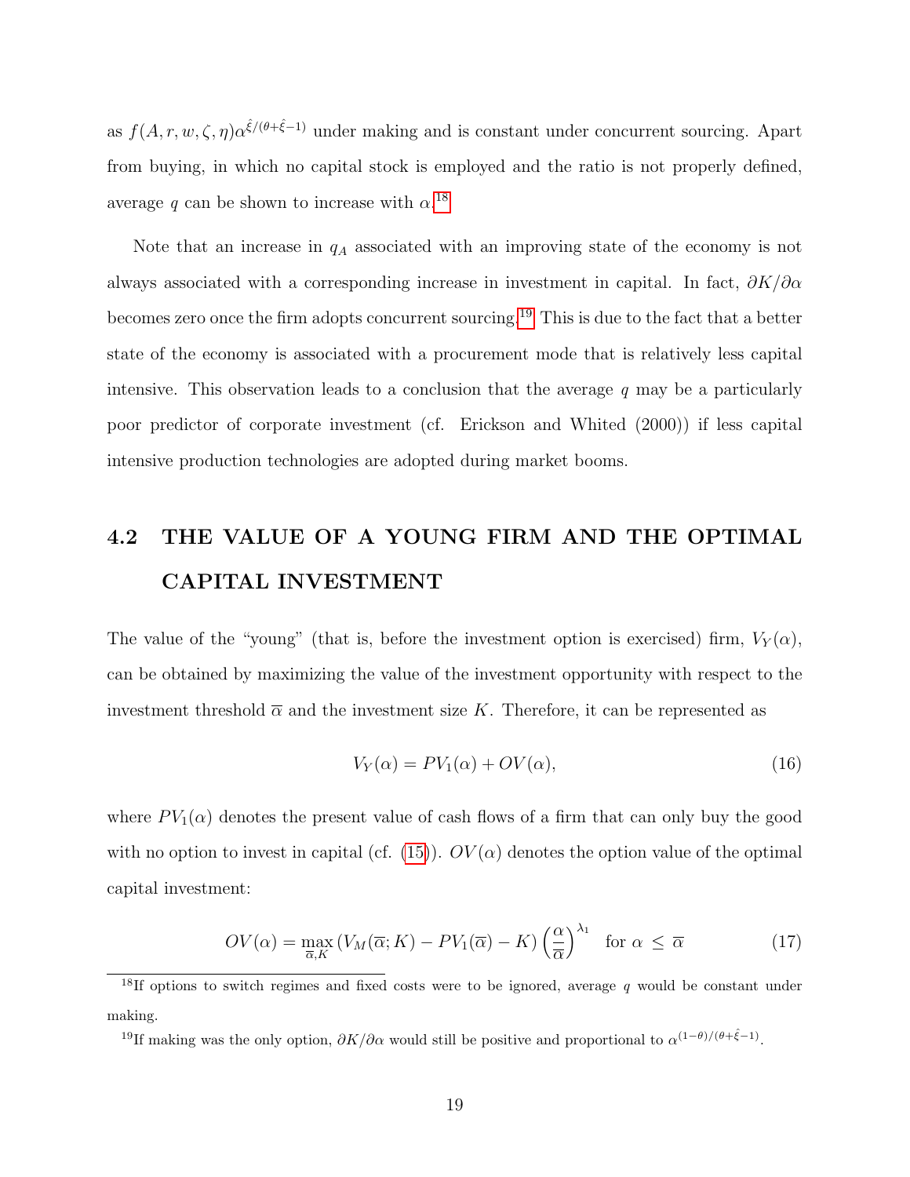as $f(A, r, w, \zeta, \eta)\alpha^{\hat{\xi}/(\theta+\hat{\xi}-1)}$ under making and is constant under concurrent sourcing. Apart from buying, in which no capital stock is employed and the ratio is not properly defined, average $q$ can be shown to increase with $\alpha$.[18]

Note that an increase in $q_A$ associated with an improving state of the economy is not always associated with a corresponding increase in investment in capital. In fact, $\partial K/\partial \alpha$ becomes zero once the firm adopts concurrent sourcing.[19] This is due to the fact that a better state of the economy is associated with a procurement mode that is relatively less capital intensive. This observation leads to a conclusion that the average $q$ may be a particularly poor predictor of corporate investment (cf. Erickson and Whited (2000)) if less capital intensive production technologies are adopted during market booms.

## 4.2 THE VALUE OF A YOUNG FIRM AND THE OPTIMAL CAPITAL INVESTMENT

The value of the "young" (that is, before the investment option is exercised) firm, $V_Y(\alpha)$, can be obtained by maximizing the value of the investment opportunity with respect to the investment threshold $\overline{\alpha}$ and the investment size $K$. Therefore, it can be represented as

$$V_Y(\alpha) = PV_1(\alpha) + OV(\alpha), \tag{16}$$

where $PV_1(\alpha)$ denotes the present value of cash flows of a firm that can only buy the good with no option to invest in capital (cf. (15)). $OV(\alpha)$ denotes the option value of the optimal capital investment:

$$OV(\alpha) = \max_{\overline{\alpha}, K} \left( V_M(\overline{\alpha}; K) - PV_1(\overline{\alpha}) - K \right) \left( \frac{\alpha}{\overline{\alpha}} \right)^{\lambda_1} \quad \text{for } \alpha \leq \overline{\alpha} \tag{17}$$

[18] If options to switch regimes and fixed costs were to be ignored, average $q$ would be constant under making.

[19] If making was the only option, $\partial K/\partial \alpha$ would still be positive and proportional to $\alpha^{(1-\theta)/(\theta+\hat{\xi}-1)}$.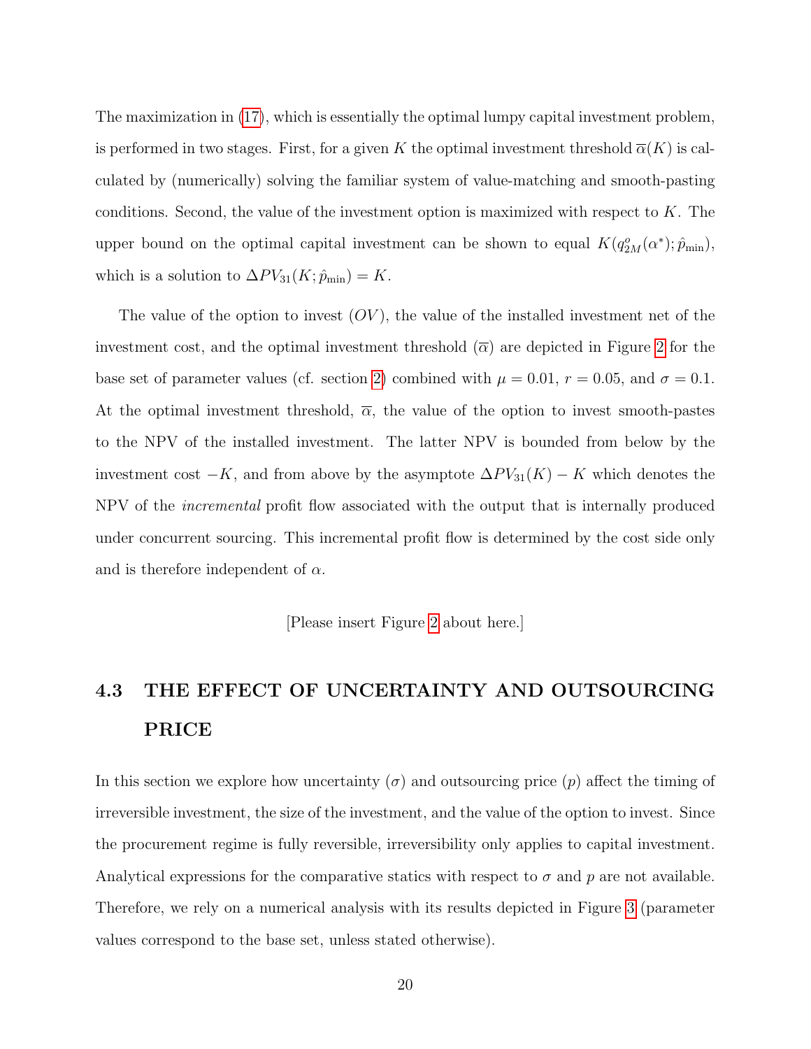The maximization in (17), which is essentially the optimal lumpy capital investment problem, is performed in two stages. First, for a given $K$ the optimal investment threshold $\overline{\alpha}(K)$ is calculated by (numerically) solving the familiar system of value-matching and smooth-pasting conditions. Second, the value of the investment option is maximized with respect to $K$. The upper bound on the optimal capital investment can be shown to equal $K(q^{o}_{2M}(\alpha^{*}); \hat{p}_{\min})$, which is a solution to $\Delta PV_{31}(K; \hat{p}_{\min}) = K$.

The value of the option to invest ($OV$), the value of the installed investment net of the investment cost, and the optimal investment threshold ($\overline{\alpha}$) are depicted in Figure 2 for the base set of parameter values (cf. section 2) combined with $\mu = 0.01$, $r = 0.05$, and $\sigma = 0.1$. At the optimal investment threshold, $\overline{\alpha}$, the value of the option to invest smooth-pastes to the NPV of the installed investment. The latter NPV is bounded from below by the investment cost $-K$, and from above by the asymptote $\Delta PV_{31}(K) - K$ which denotes the NPV of the *incremental* profit flow associated with the output that is internally produced under concurrent sourcing. This incremental profit flow is determined by the cost side only and is therefore independent of $\alpha$.

[Please insert Figure 2 about here.]

## 4.3 THE EFFECT OF UNCERTAINTY AND OUTSOURCING PRICE

In this section we explore how uncertainty ($\sigma$) and outsourcing price ($p$) affect the timing of irreversible investment, the size of the investment, and the value of the option to invest. Since the procurement regime is fully reversible, irreversibility only applies to capital investment. Analytical expressions for the comparative statics with respect to $\sigma$ and $p$ are not available. Therefore, we rely on a numerical analysis with its results depicted in Figure 3 (parameter values correspond to the base set, unless stated otherwise).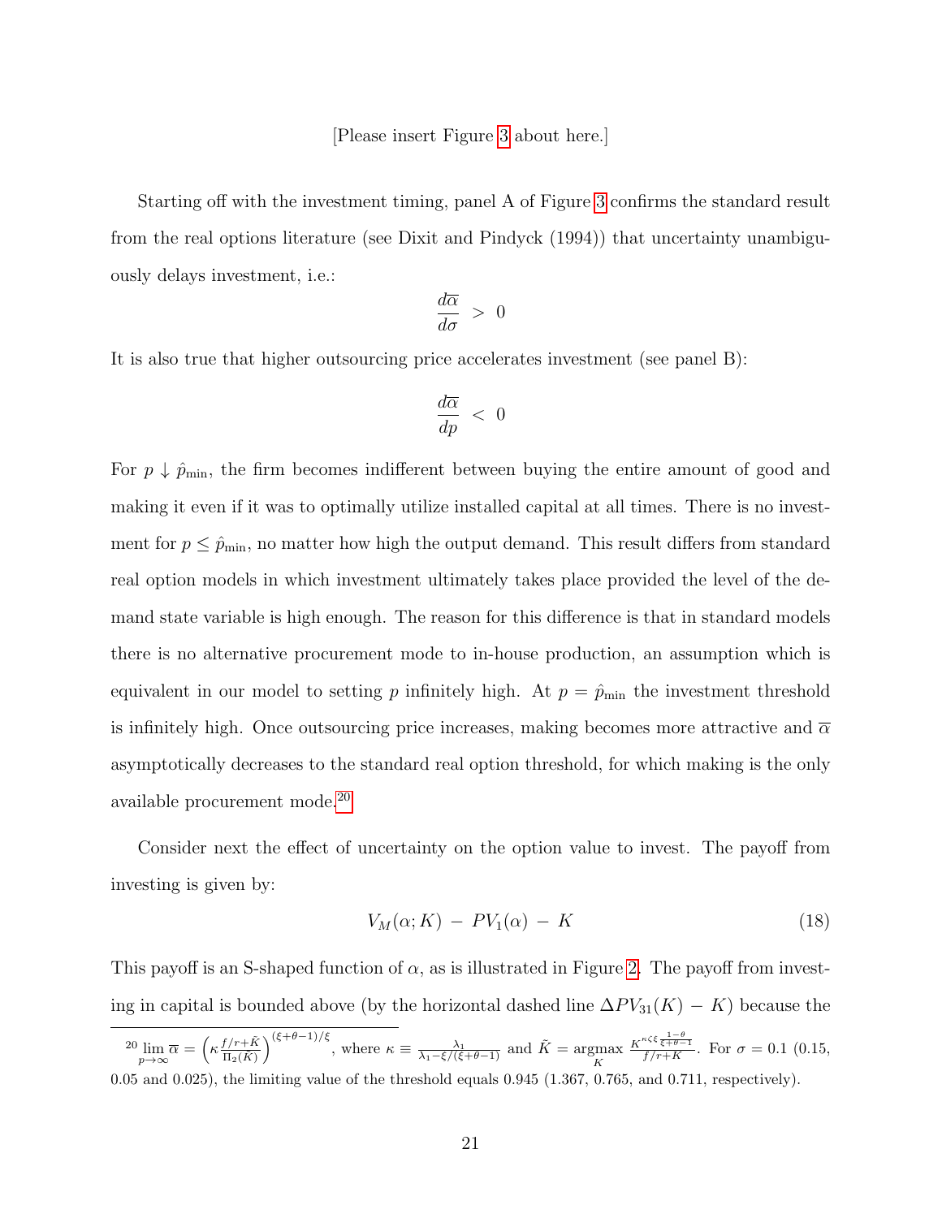[Please insert Figure 3 about here.]

Starting off with the investment timing, panel A of Figure 3 confirms the standard result from the real options literature (see Dixit and Pindyck (1994)) that uncertainty unambiguously delays investment, i.e.:

$$\frac{d\overline{\alpha}}{d\sigma} \; > \; 0$$

It is also true that higher outsourcing price accelerates investment (see panel B):

$$\frac{d\overline{\alpha}}{dp} \; < \; 0$$

For $p \downarrow \hat{p}_{\min}$, the firm becomes indifferent between buying the entire amount of good and making it even if it was to optimally utilize installed capital at all times. There is no investment for $p \leq \hat{p}_{\min}$, no matter how high the output demand. This result differs from standard real option models in which investment ultimately takes place provided the level of the demand state variable is high enough. The reason for this difference is that in standard models there is no alternative procurement mode to in-house production, an assumption which is equivalent in our model to setting $p$ infinitely high. At $p = \hat{p}_{\min}$ the investment threshold is infinitely high. Once outsourcing price increases, making becomes more attractive and $\overline{\alpha}$ asymptotically decreases to the standard real option threshold, for which making is the only available procurement mode.[20]

Consider next the effect of uncertainty on the option value to invest. The payoff from investing is given by:

$$V_M(\alpha; K) \; - \; PV_1(\alpha) \; - \; K \tag{18}$$

This payoff is an S-shaped function of $\alpha$, as is illustrated in Figure 2. The payoff from investing in capital is bounded above (by the horizontal dashed line $\Delta PV_{31}(K) - K$) because the

[20] $\lim_{p \to \infty} \overline{\alpha} = \left( \kappa \frac{f/r + \tilde{K}}{\Pi_2(K)} \right)^{(\xi+\theta-1)/\xi}$, where $\kappa \equiv \frac{\lambda_1}{\lambda_1 - \xi/(\xi+\theta-1)}$ and $\tilde{K} = \underset{K}{\operatorname{argmax}} \; \frac{K^{\kappa\varsigma\xi\frac{1-\theta}{\xi+\theta-1}}}{f/r+K}$. For $\sigma = 0.1$ (0.15, 0.05 and 0.025), the limiting value of the threshold equals 0.945 (1.367, 0.765, and 0.711, respectively).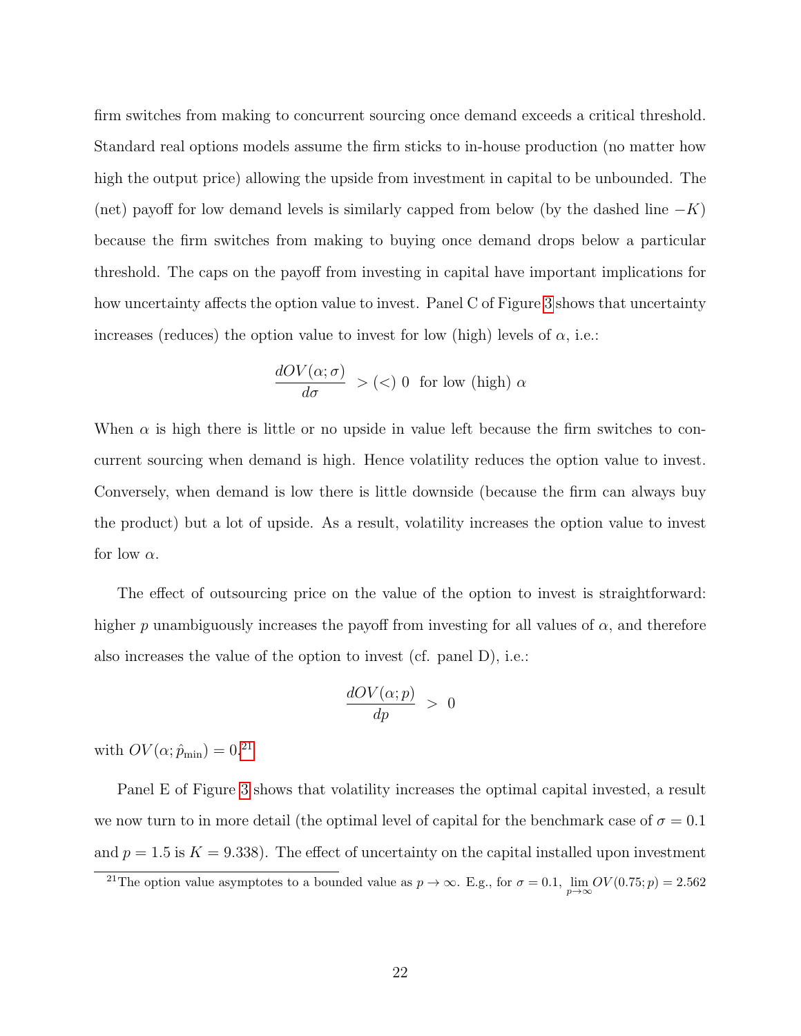firm switches from making to concurrent sourcing once demand exceeds a critical threshold. Standard real options models assume the firm sticks to in-house production (no matter how high the output price) allowing the upside from investment in capital to be unbounded. The (net) payoff for low demand levels is similarly capped from below (by the dashed line $-K$) because the firm switches from making to buying once demand drops below a particular threshold. The caps on the payoff from investing in capital have important implications for how uncertainty affects the option value to invest. Panel C of Figure 3 shows that uncertainty increases (reduces) the option value to invest for low (high) levels of $\alpha$, i.e.:

$$\frac{dOV(\alpha;\sigma)}{d\sigma} \ > (<)\ 0 \ \text{ for low (high) } \alpha$$

When $\alpha$ is high there is little or no upside in value left because the firm switches to concurrent sourcing when demand is high. Hence volatility reduces the option value to invest. Conversely, when demand is low there is little downside (because the firm can always buy the product) but a lot of upside. As a result, volatility increases the option value to invest for low $\alpha$.

The effect of outsourcing price on the value of the option to invest is straightforward: higher $p$ unambiguously increases the payoff from investing for all values of $\alpha$, and therefore also increases the value of the option to invest (cf. panel D), i.e.:

$$\frac{dOV(\alpha;p)}{dp} \ > \ 0$$

with $OV(\alpha;\hat{p}_{\min}) = 0$.[21]

Panel E of Figure 3 shows that volatility increases the optimal capital invested, a result we now turn to in more detail (the optimal level of capital for the benchmark case of $\sigma = 0.1$ and $p = 1.5$ is $K = 9.338$). The effect of uncertainty on the capital installed upon investment

[21] The option value asymptotes to a bounded value as $p \to \infty$. E.g., for $\sigma = 0.1$, $\lim_{p\to\infty} OV(0.75;p) = 2.562$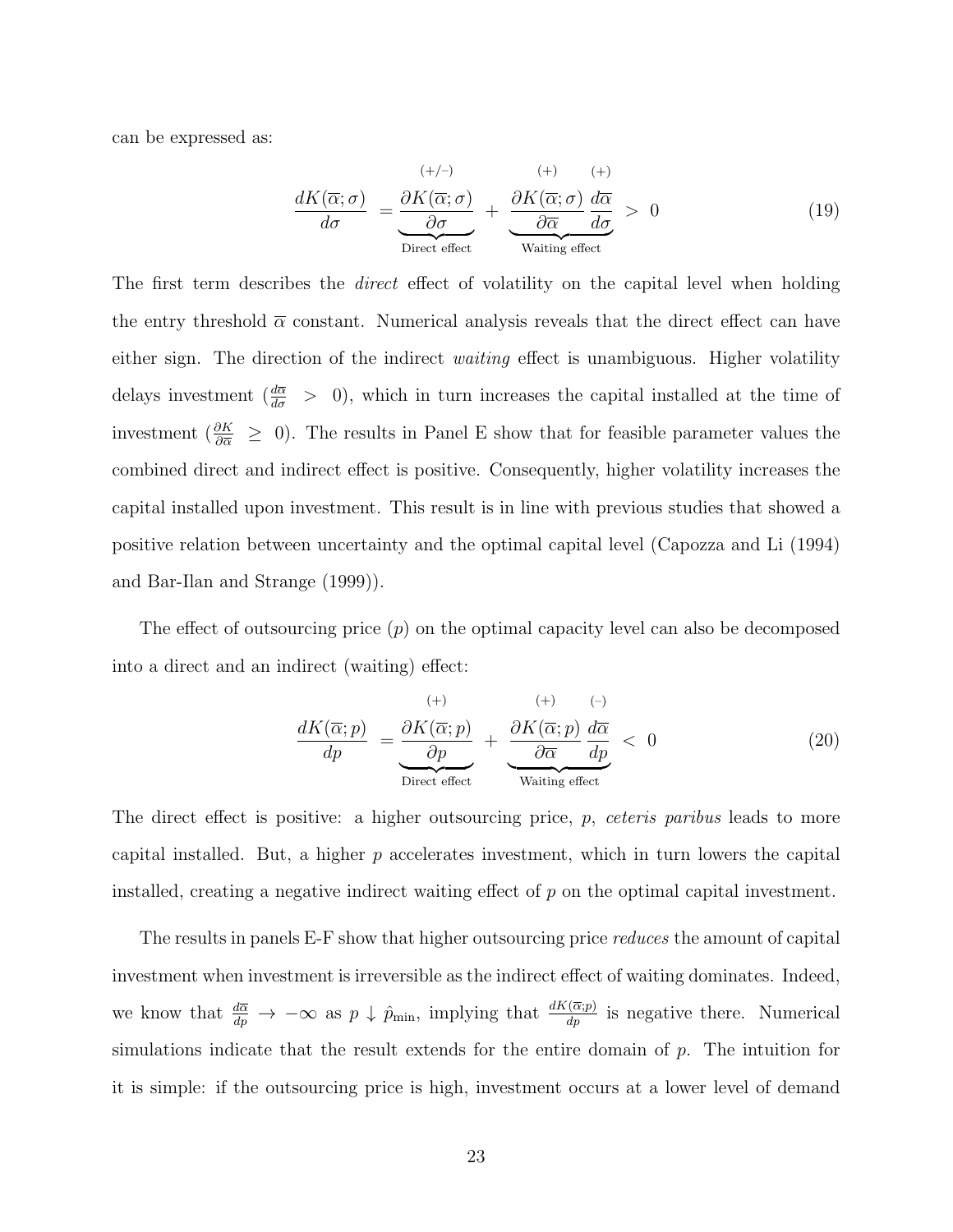can be expressed as:

$$\frac{dK(\overline{\alpha};\sigma)}{d\sigma} = \underbrace{\overset{(+/-)}{\frac{\partial K(\overline{\alpha};\sigma)}{\partial \sigma}}}_{\text{Direct effect}} + \underbrace{\overset{(+)}{\frac{\partial K(\overline{\alpha};\sigma)}{\partial \overline{\alpha}}} \overset{(+)}{\frac{d\overline{\alpha}}{d\sigma}}}_{\text{Waiting effect}} > 0 \tag{19}$$

The first term describes the *direct* effect of volatility on the capital level when holding the entry threshold $\overline{\alpha}$ constant. Numerical analysis reveals that the direct effect can have either sign. The direction of the indirect *waiting* effect is unambiguous. Higher volatility delays investment ($\frac{d\overline{\alpha}}{d\sigma} > 0$), which in turn increases the capital installed at the time of investment ($\frac{\partial K}{\partial \overline{\alpha}} \geq 0$). The results in Panel E show that for feasible parameter values the combined direct and indirect effect is positive. Consequently, higher volatility increases the capital installed upon investment. This result is in line with previous studies that showed a positive relation between uncertainty and the optimal capital level (Capozza and Li (1994) and Bar-Ilan and Strange (1999)).

The effect of outsourcing price ($p$) on the optimal capacity level can also be decomposed into a direct and an indirect (waiting) effect:

$$\frac{dK(\overline{\alpha};p)}{dp} = \underbrace{\overset{(+)}{\frac{\partial K(\overline{\alpha};p)}{\partial p}}}_{\text{Direct effect}} + \underbrace{\overset{(+)}{\frac{\partial K(\overline{\alpha};p)}{\partial \overline{\alpha}}} \overset{(-)}{\frac{d\overline{\alpha}}{dp}}}_{\text{Waiting effect}} < 0 \tag{20}$$

The direct effect is positive: a higher outsourcing price, $p$, *ceteris paribus* leads to more capital installed. But, a higher $p$ accelerates investment, which in turn lowers the capital installed, creating a negative indirect waiting effect of $p$ on the optimal capital investment.

The results in panels E-F show that higher outsourcing price *reduces* the amount of capital investment when investment is irreversible as the indirect effect of waiting dominates. Indeed, we know that $\frac{d\overline{\alpha}}{dp} \to -\infty$ as $p \downarrow \hat{p}_{\min}$, implying that $\frac{dK(\overline{\alpha};p)}{dp}$ is negative there. Numerical simulations indicate that the result extends for the entire domain of $p$. The intuition for it is simple: if the outsourcing price is high, investment occurs at a lower level of demand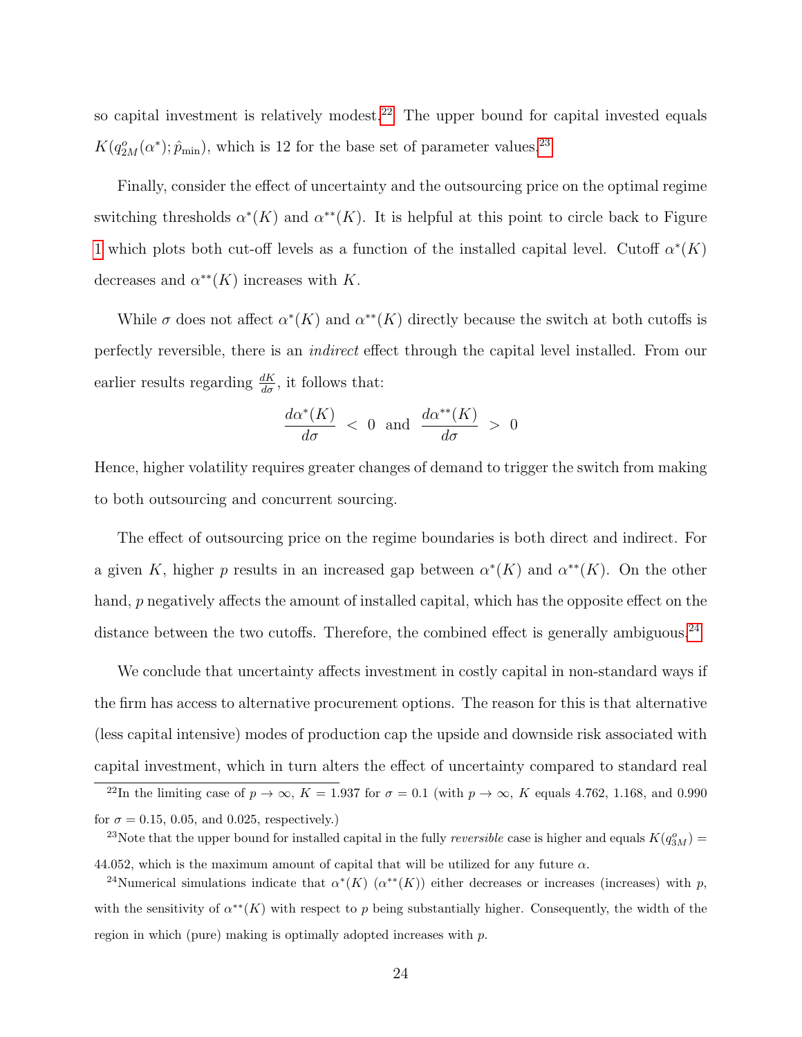so capital investment is relatively modest.[22] The upper bound for capital invested equals $K(q^o_{2M}(\alpha^*); \hat{p}_{\min})$, which is 12 for the base set of parameter values.[23]

Finally, consider the effect of uncertainty and the outsourcing price on the optimal regime switching thresholds $\alpha^*(K)$ and $\alpha^{**}(K)$. It is helpful at this point to circle back to Figure 1 which plots both cut-off levels as a function of the installed capital level. Cutoff $\alpha^*(K)$ decreases and $\alpha^{**}(K)$ increases with $K$.

While $\sigma$ does not affect $\alpha^*(K)$ and $\alpha^{**}(K)$ directly because the switch at both cutoffs is perfectly reversible, there is an *indirect* effect through the capital level installed. From our earlier results regarding $\frac{dK}{d\sigma}$, it follows that:

$$\frac{d\alpha^*(K)}{d\sigma} \; < \; 0 \;\; \text{and} \;\; \frac{d\alpha^{**}(K)}{d\sigma} \; > \; 0$$

Hence, higher volatility requires greater changes of demand to trigger the switch from making to both outsourcing and concurrent sourcing.

The effect of outsourcing price on the regime boundaries is both direct and indirect. For a given $K$, higher $p$ results in an increased gap between $\alpha^*(K)$ and $\alpha^{**}(K)$. On the other hand, $p$ negatively affects the amount of installed capital, which has the opposite effect on the distance between the two cutoffs. Therefore, the combined effect is generally ambiguous.[24]

We conclude that uncertainty affects investment in costly capital in non-standard ways if the firm has access to alternative procurement options. The reason for this is that alternative (less capital intensive) modes of production cap the upside and downside risk associated with capital investment, which in turn alters the effect of uncertainty compared to standard real

[22] In the limiting case of $p \to \infty$, $K = 1.937$ for $\sigma = 0.1$ (with $p \to \infty$, $K$ equals 4.762, 1.168, and 0.990 for $\sigma = 0.15$, 0.05, and 0.025, respectively.)

[23] Note that the upper bound for installed capital in the fully *reversible* case is higher and equals $K(q^o_{3M}) = 44.052$, which is the maximum amount of capital that will be utilized for any future $\alpha$.

[24] Numerical simulations indicate that $\alpha^*(K)$ ($\alpha^{**}(K)$) either decreases or increases (increases) with $p$, with the sensitivity of $\alpha^{**}(K)$ with respect to $p$ being substantially higher. Consequently, the width of the region in which (pure) making is optimally adopted increases with $p$.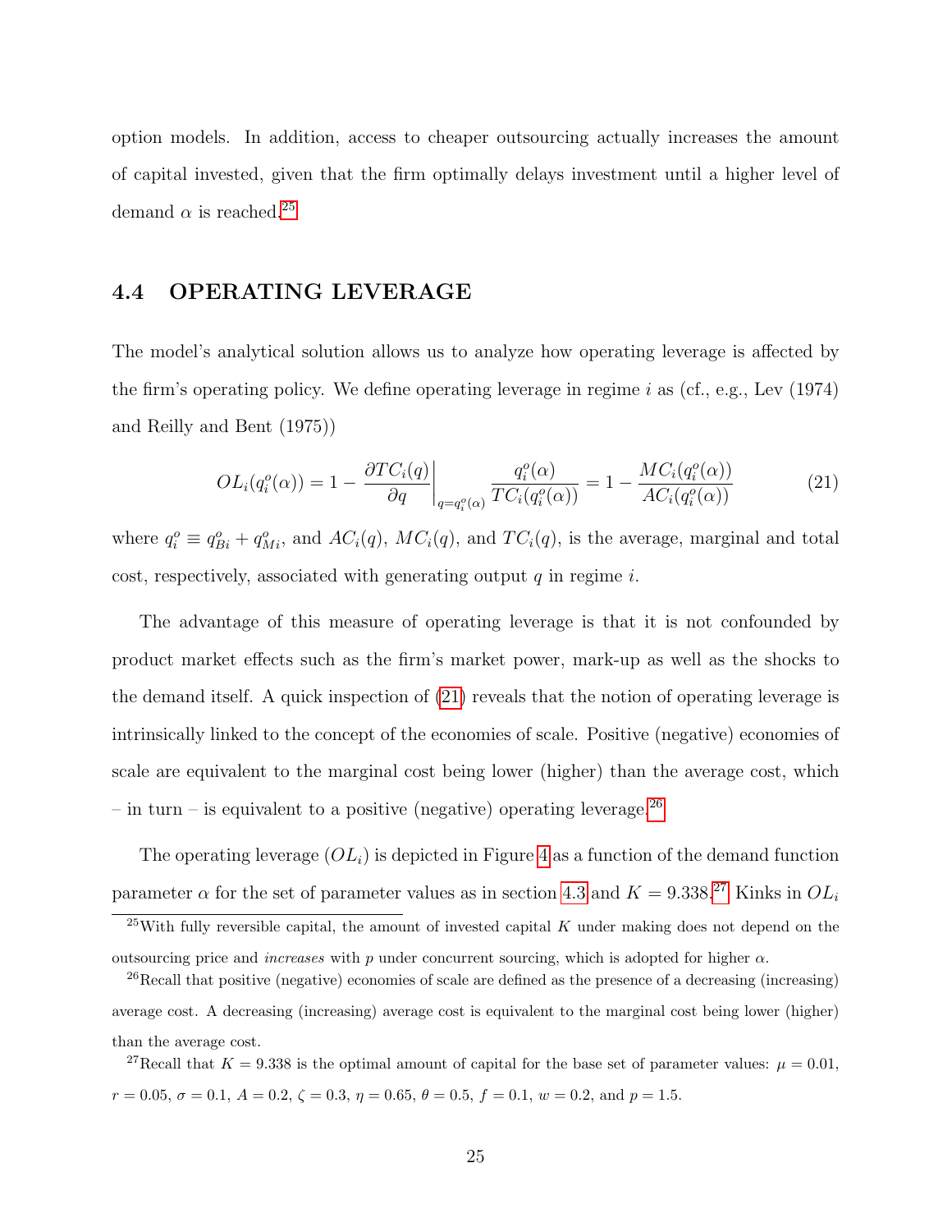option models. In addition, access to cheaper outsourcing actually increases the amount of capital invested, given that the firm optimally delays investment until a higher level of demand $\alpha$ is reached.[25]

## 4.4 OPERATING LEVERAGE

The model's analytical solution allows us to analyze how operating leverage is affected by the firm's operating policy. We define operating leverage in regime $i$ as (cf., e.g., Lev (1974) and Reilly and Bent (1975))

$$OL_i(q_i^o(\alpha)) = 1 - \left.\frac{\partial TC_i(q)}{\partial q}\right|_{q=q_i^o(\alpha)} \frac{q_i^o(\alpha)}{TC_i(q_i^o(\alpha))} = 1 - \frac{MC_i(q_i^o(\alpha))}{AC_i(q_i^o(\alpha))} \tag{21}$$

where $q_i^o \equiv q_{Bi}^o + q_{Mi}^o$, and $AC_i(q)$, $MC_i(q)$, and $TC_i(q)$, is the average, marginal and total cost, respectively, associated with generating output $q$ in regime $i$.

The advantage of this measure of operating leverage is that it is not confounded by product market effects such as the firm's market power, mark-up as well as the shocks to the demand itself. A quick inspection of (21) reveals that the notion of operating leverage is intrinsically linked to the concept of the economies of scale. Positive (negative) economies of scale are equivalent to the marginal cost being lower (higher) than the average cost, which – in turn – is equivalent to a positive (negative) operating leverage.[26]

The operating leverage ($OL_i$) is depicted in Figure 4 as a function of the demand function parameter $\alpha$ for the set of parameter values as in section 4.3 and $K = 9.338$.[27] Kinks in $OL_i$

[25] With fully reversible capital, the amount of invested capital $K$ under making does not depend on the outsourcing price and *increases* with $p$ under concurrent sourcing, which is adopted for higher $\alpha$.

[26] Recall that positive (negative) economies of scale are defined as the presence of a decreasing (increasing) average cost. A decreasing (increasing) average cost is equivalent to the marginal cost being lower (higher) than the average cost.

[27] Recall that $K = 9.338$ is the optimal amount of capital for the base set of parameter values: $\mu = 0.01$, $r = 0.05$, $\sigma = 0.1$, $A = 0.2$, $\zeta = 0.3$, $\eta = 0.65$, $\theta = 0.5$, $f = 0.1$, $w = 0.2$, and $p = 1.5$.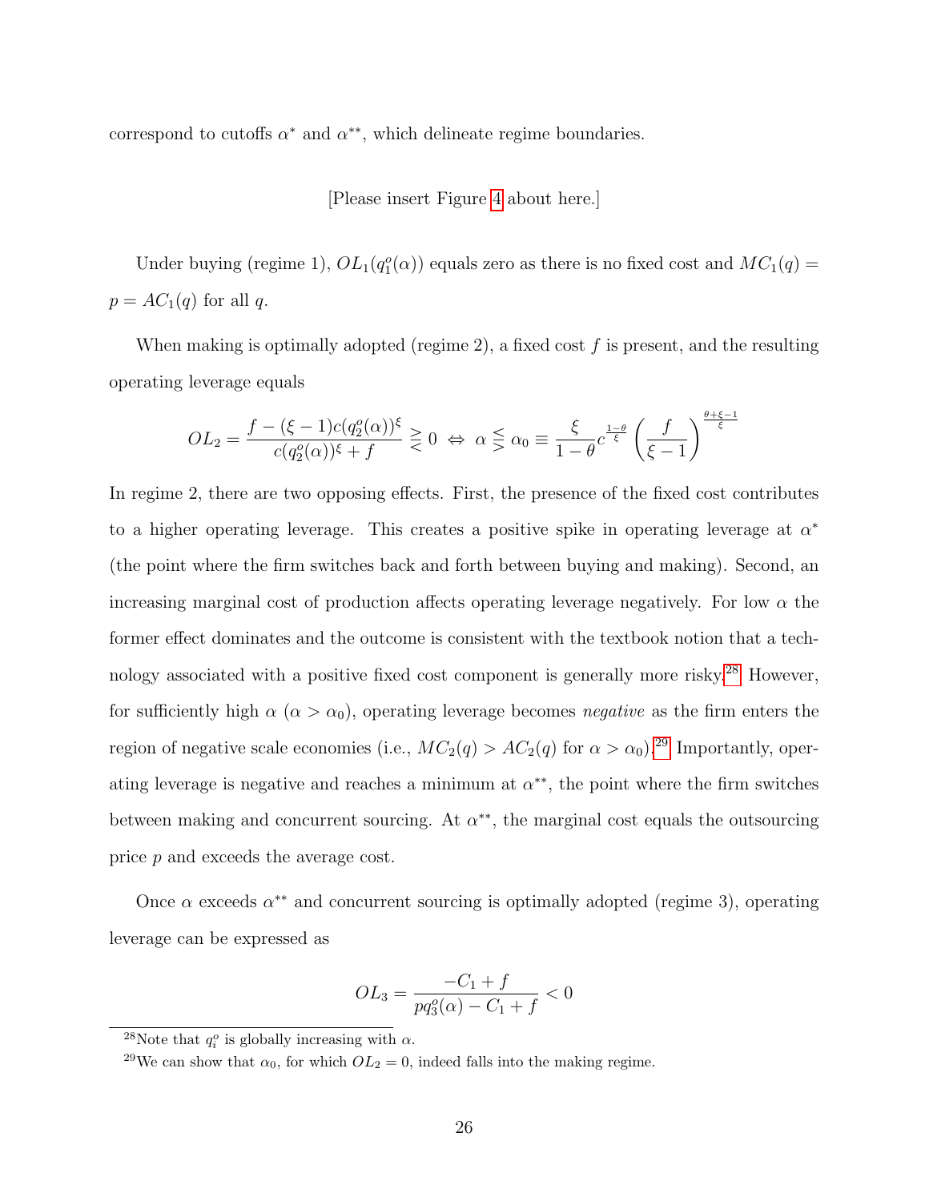correspond to cutoffs $\alpha^*$ and $\alpha^{**}$, which delineate regime boundaries.

[Please insert Figure 4 about here.]

Under buying (regime 1), $OL_1(q_1^o(\alpha))$ equals zero as there is no fixed cost and $MC_1(q) = p = AC_1(q)$ for all $q$.

When making is optimally adopted (regime 2), a fixed cost $f$ is present, and the resulting operating leverage equals

$$OL_2 = \frac{f - (\xi - 1)c(q_2^o(\alpha))^\xi}{c(q_2^o(\alpha))^\xi + f} \gtreqless 0 \;\Leftrightarrow\; \alpha \lesseqgtr \alpha_0 \equiv \frac{\xi}{1-\theta} c^{\frac{1-\theta}{\xi}} \left(\frac{f}{\xi - 1}\right)^{\frac{\theta+\xi-1}{\xi}}$$

In regime 2, there are two opposing effects. First, the presence of the fixed cost contributes to a higher operating leverage. This creates a positive spike in operating leverage at $\alpha^*$ (the point where the firm switches back and forth between buying and making). Second, an increasing marginal cost of production affects operating leverage negatively. For low $\alpha$ the former effect dominates and the outcome is consistent with the textbook notion that a technology associated with a positive fixed cost component is generally more risky.[28] However, for sufficiently high $\alpha$ ($\alpha > \alpha_0$), operating leverage becomes *negative* as the firm enters the region of negative scale economies (i.e., $MC_2(q) > AC_2(q)$ for $\alpha > \alpha_0$).[29] Importantly, operating leverage is negative and reaches a minimum at $\alpha^{**}$, the point where the firm switches between making and concurrent sourcing. At $\alpha^{**}$, the marginal cost equals the outsourcing price $p$ and exceeds the average cost.

Once $\alpha$ exceeds $\alpha^{**}$ and concurrent sourcing is optimally adopted (regime 3), operating leverage can be expressed as

$$OL_3 = \frac{-C_1 + f}{pq_3^o(\alpha) - C_1 + f} < 0$$

[28]Note that $q_i^o$ is globally increasing with $\alpha$.

[29]We can show that $\alpha_0$, for which $OL_2 = 0$, indeed falls into the making regime.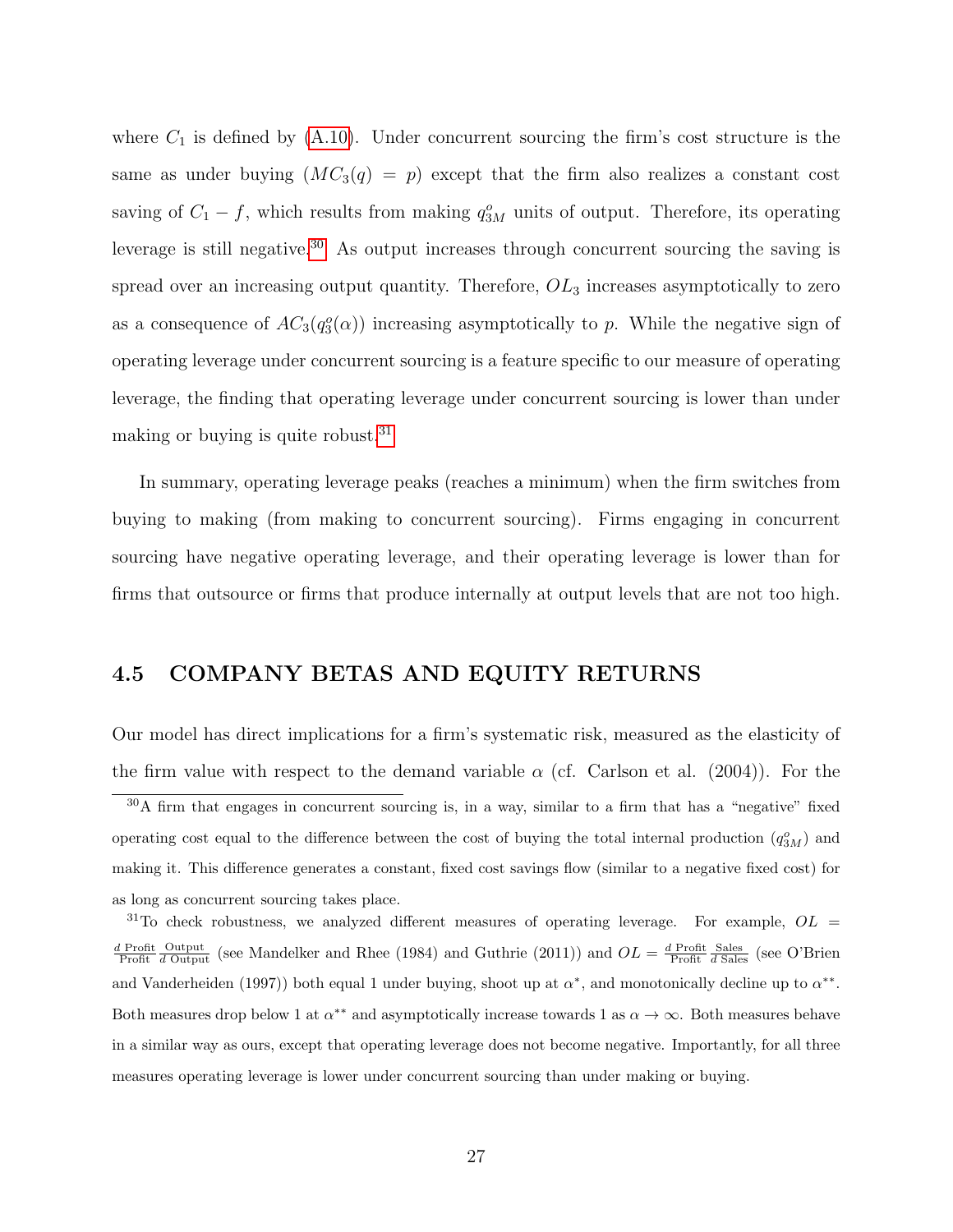where $C_1$ is defined by (A.10). Under concurrent sourcing the firm's cost structure is the same as under buying ($MC_3(q) = p$) except that the firm also realizes a constant cost saving of $C_1 - f$, which results from making $q^o_{3M}$ units of output. Therefore, its operating leverage is still negative.[30] As output increases through concurrent sourcing the saving is spread over an increasing output quantity. Therefore, $OL_3$ increases asymptotically to zero as a consequence of $AC_3(q^o_3(\alpha))$ increasing asymptotically to $p$. While the negative sign of operating leverage under concurrent sourcing is a feature specific to our measure of operating leverage, the finding that operating leverage under concurrent sourcing is lower than under making or buying is quite robust.[31]

In summary, operating leverage peaks (reaches a minimum) when the firm switches from buying to making (from making to concurrent sourcing). Firms engaging in concurrent sourcing have negative operating leverage, and their operating leverage is lower than for firms that outsource or firms that produce internally at output levels that are not too high.

## 4.5 COMPANY BETAS AND EQUITY RETURNS

Our model has direct implications for a firm's systematic risk, measured as the elasticity of the firm value with respect to the demand variable $\alpha$ (cf. Carlson et al. (2004)). For the

---

[30] A firm that engages in concurrent sourcing is, in a way, similar to a firm that has a "negative" fixed operating cost equal to the difference between the cost of buying the total internal production ($q^o_{3M}$) and making it. This difference generates a constant, fixed cost savings flow (similar to a negative fixed cost) for as long as concurrent sourcing takes place.

[31] To check robustness, we analyzed different measures of operating leverage. For example, $OL = \frac{d\ \text{Profit}}{\text{Profit}} \frac{\text{Output}}{d\ \text{Output}}$ (see Mandelker and Rhee (1984) and Guthrie (2011)) and $OL = \frac{d\ \text{Profit}}{\text{Profit}} \frac{\text{Sales}}{d\ \text{Sales}}$ (see O'Brien and Vanderheiden (1997)) both equal 1 under buying, shoot up at $\alpha^*$, and monotonically decline up to $\alpha^{**}$. Both measures drop below 1 at $\alpha^{**}$ and asymptotically increase towards 1 as $\alpha \to \infty$. Both measures behave in a similar way as ours, except that operating leverage does not become negative. Importantly, for all three measures operating leverage is lower under concurrent sourcing than under making or buying.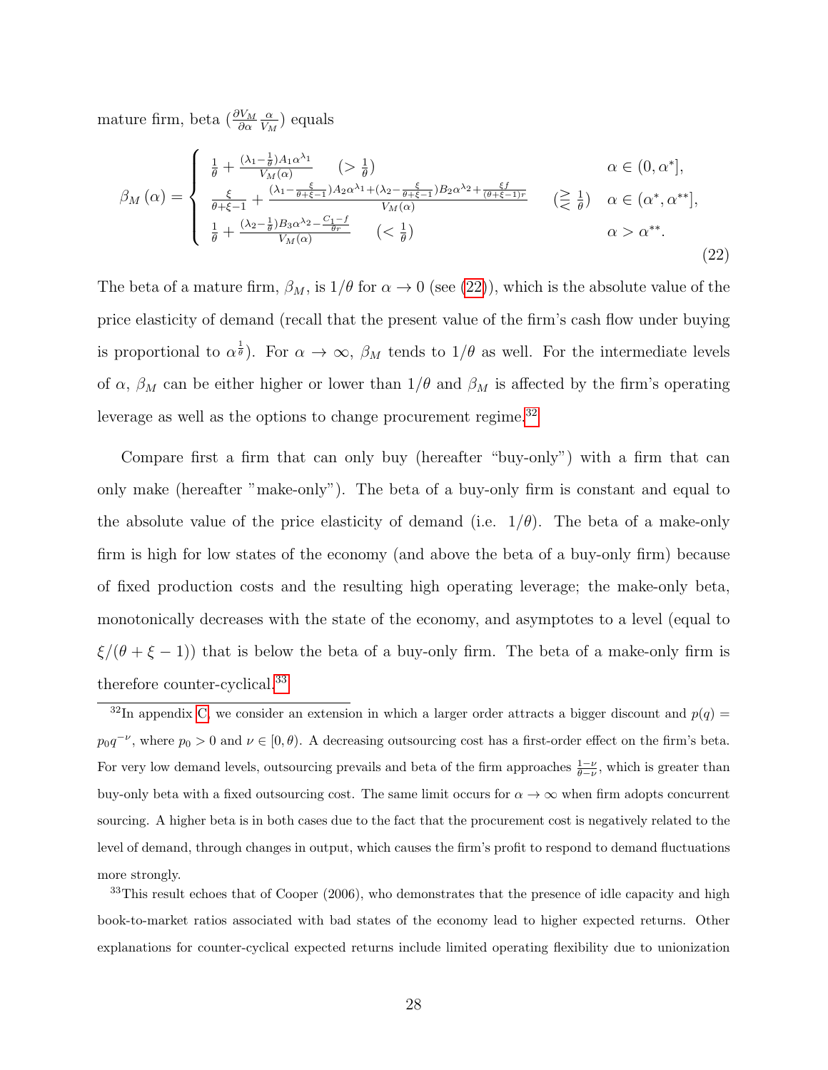mature firm, beta ($\frac{\partial V_M}{\partial \alpha}\frac{\alpha}{V_M}$) equals

$$\beta_M(\alpha) = \begin{cases} \frac{1}{\theta} + \frac{(\lambda_1 - \frac{1}{\theta})A_1\alpha^{\lambda_1}}{V_M(\alpha)} \quad (> \frac{1}{\theta}) & \alpha \in (0, \alpha^*], \\ \frac{\xi}{\theta+\xi-1} + \frac{(\lambda_1 - \frac{\xi}{\theta+\xi-1})A_2\alpha^{\lambda_1} + (\lambda_2 - \frac{\xi}{\theta+\xi-1})B_2\alpha^{\lambda_2} + \frac{\xi f}{(\theta+\xi-1)r}}{V_M(\alpha)} \quad (\gtreqless \frac{1}{\theta}) & \alpha \in (\alpha^*, \alpha^{**}], \\ \frac{1}{\theta} + \frac{(\lambda_2 - \frac{1}{\theta})B_3\alpha^{\lambda_2} - \frac{C_1 - f}{\theta r}}{V_M(\alpha)} \quad (< \frac{1}{\theta}) & \alpha > \alpha^{**}. \end{cases} \tag{22}$$

The beta of a mature firm, $\beta_M$, is $1/\theta$ for $\alpha \to 0$ (see (22)), which is the absolute value of the price elasticity of demand (recall that the present value of the firm's cash flow under buying is proportional to $\alpha^{\frac{1}{\theta}}$). For $\alpha \to \infty$, $\beta_M$ tends to $1/\theta$ as well. For the intermediate levels of $\alpha$, $\beta_M$ can be either higher or lower than $1/\theta$ and $\beta_M$ is affected by the firm's operating leverage as well as the options to change procurement regime.[32]

Compare first a firm that can only buy (hereafter "buy-only") with a firm that can only make (hereafter "make-only"). The beta of a buy-only firm is constant and equal to the absolute value of the price elasticity of demand (i.e. $1/\theta$). The beta of a make-only firm is high for low states of the economy (and above the beta of a buy-only firm) because of fixed production costs and the resulting high operating leverage; the make-only beta, monotonically decreases with the state of the economy, and asymptotes to a level (equal to $\xi/(\theta + \xi - 1)$) that is below the beta of a buy-only firm. The beta of a make-only firm is therefore counter-cyclical.[33]

[32] In appendix C, we consider an extension in which a larger order attracts a bigger discount and $p(q) = p_0 q^{-\nu}$, where $p_0 > 0$ and $\nu \in [0, \theta)$. A decreasing outsourcing cost has a first-order effect on the firm's beta. For very low demand levels, outsourcing prevails and beta of the firm approaches $\frac{1-\nu}{\theta-\nu}$, which is greater than buy-only beta with a fixed outsourcing cost. The same limit occurs for $\alpha \to \infty$ when firm adopts concurrent sourcing. A higher beta is in both cases due to the fact that the procurement cost is negatively related to the level of demand, through changes in output, which causes the firm's profit to respond to demand fluctuations more strongly.

[33] This result echoes that of Cooper (2006), who demonstrates that the presence of idle capacity and high book-to-market ratios associated with bad states of the economy lead to higher expected returns. Other explanations for counter-cyclical expected returns include limited operating flexibility due to unionization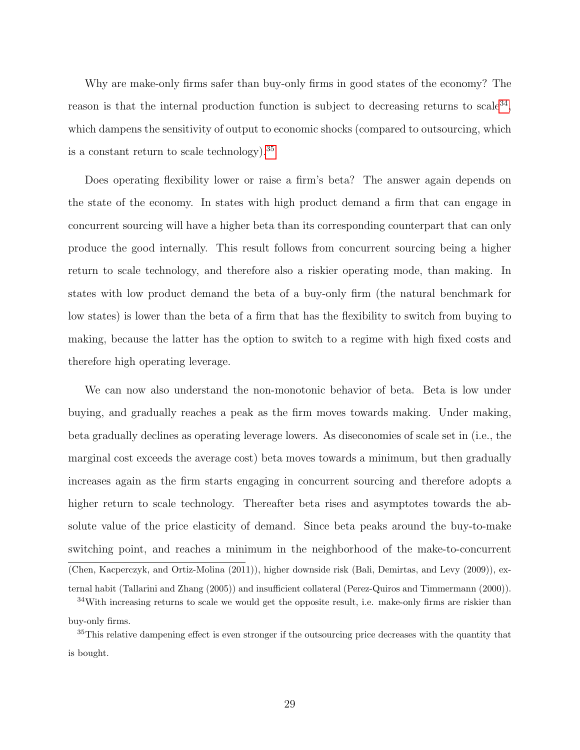Why are make-only firms safer than buy-only firms in good states of the economy? The reason is that the internal production function is subject to decreasing returns to scale[34], which dampens the sensitivity of output to economic shocks (compared to outsourcing, which is a constant return to scale technology).[35]

Does operating flexibility lower or raise a firm's beta? The answer again depends on the state of the economy. In states with high product demand a firm that can engage in concurrent sourcing will have a higher beta than its corresponding counterpart that can only produce the good internally. This result follows from concurrent sourcing being a higher return to scale technology, and therefore also a riskier operating mode, than making. In states with low product demand the beta of a buy-only firm (the natural benchmark for low states) is lower than the beta of a firm that has the flexibility to switch from buying to making, because the latter has the option to switch to a regime with high fixed costs and therefore high operating leverage.

We can now also understand the non-monotonic behavior of beta. Beta is low under buying, and gradually reaches a peak as the firm moves towards making. Under making, beta gradually declines as operating leverage lowers. As diseconomies of scale set in (i.e., the marginal cost exceeds the average cost) beta moves towards a minimum, but then gradually increases again as the firm starts engaging in concurrent sourcing and therefore adopts a higher return to scale technology. Thereafter beta rises and asymptotes towards the absolute value of the price elasticity of demand. Since beta peaks around the buy-to-make switching point, and reaches a minimum in the neighborhood of the make-to-concurrent

---

(Chen, Kacperczyk, and Ortiz-Molina (2011)), higher downside risk (Bali, Demirtas, and Levy (2009)), external habit (Tallarini and Zhang (2005)) and insufficient collateral (Perez-Quiros and Timmermann (2000)).

[34] With increasing returns to scale we would get the opposite result, i.e. make-only firms are riskier than buy-only firms.

[35] This relative dampening effect is even stronger if the outsourcing price decreases with the quantity that is bought.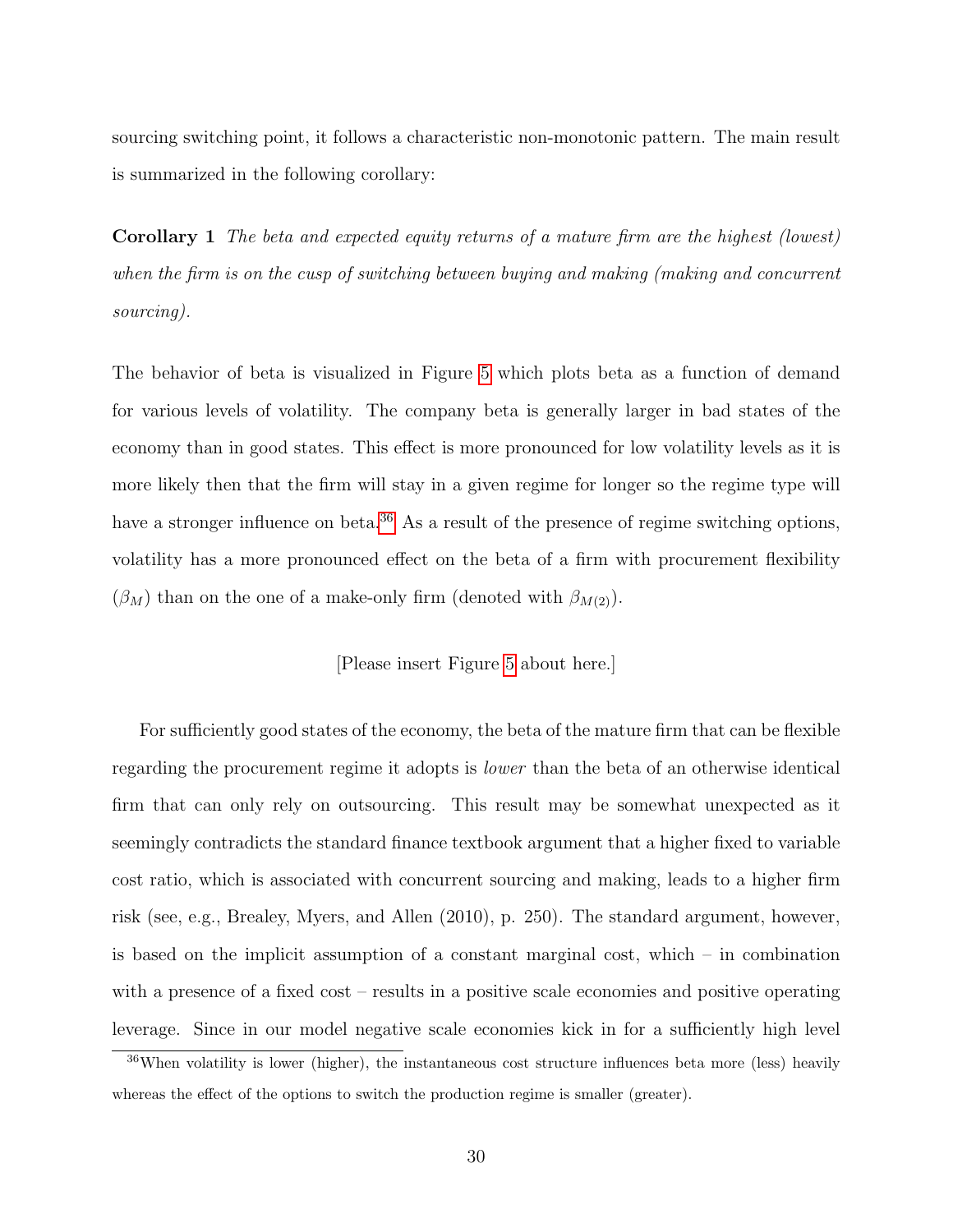sourcing switching point, it follows a characteristic non-monotonic pattern. The main result is summarized in the following corollary:

**Corollary 1** *The beta and expected equity returns of a mature firm are the highest (lowest) when the firm is on the cusp of switching between buying and making (making and concurrent sourcing).*

The behavior of beta is visualized in Figure 5 which plots beta as a function of demand for various levels of volatility. The company beta is generally larger in bad states of the economy than in good states. This effect is more pronounced for low volatility levels as it is more likely then that the firm will stay in a given regime for longer so the regime type will have a stronger influence on beta.[36] As a result of the presence of regime switching options, volatility has a more pronounced effect on the beta of a firm with procurement flexibility ($\beta_M$) than on the one of a make-only firm (denoted with $\beta_{M(2)}$).

[Please insert Figure 5 about here.]

For sufficiently good states of the economy, the beta of the mature firm that can be flexible regarding the procurement regime it adopts is *lower* than the beta of an otherwise identical firm that can only rely on outsourcing. This result may be somewhat unexpected as it seemingly contradicts the standard finance textbook argument that a higher fixed to variable cost ratio, which is associated with concurrent sourcing and making, leads to a higher firm risk (see, e.g., Brealey, Myers, and Allen (2010), p. 250). The standard argument, however, is based on the implicit assumption of a constant marginal cost, which – in combination with a presence of a fixed cost – results in a positive scale economies and positive operating leverage. Since in our model negative scale economies kick in for a sufficiently high level

[36] When volatility is lower (higher), the instantaneous cost structure influences beta more (less) heavily whereas the effect of the options to switch the production regime is smaller (greater).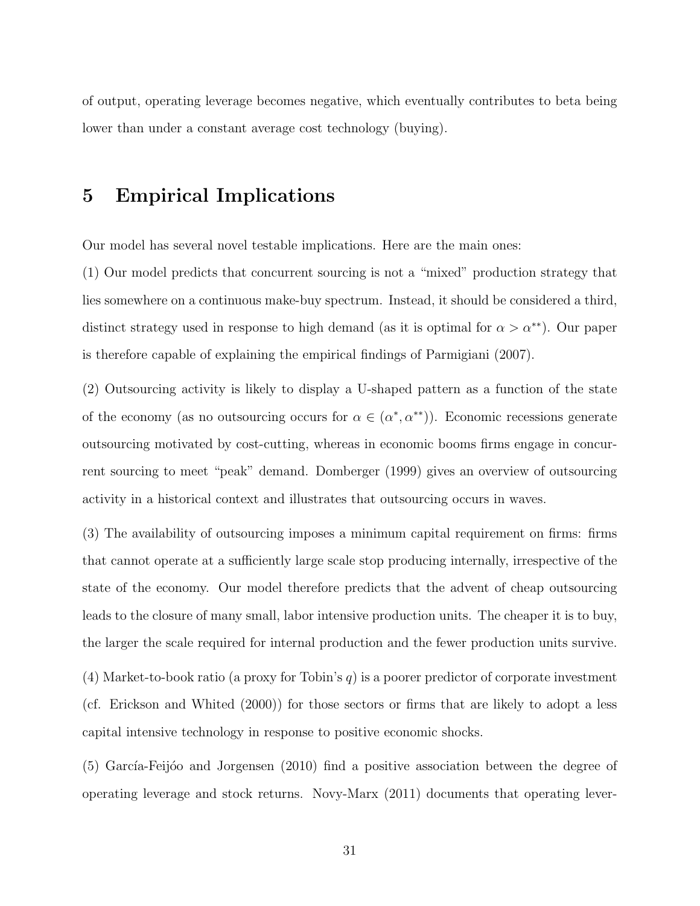of output, operating leverage becomes negative, which eventually contributes to beta being lower than under a constant average cost technology (buying).

# 5 Empirical Implications

Our model has several novel testable implications. Here are the main ones:

(1) Our model predicts that concurrent sourcing is not a "mixed" production strategy that lies somewhere on a continuous make-buy spectrum. Instead, it should be considered a third, distinct strategy used in response to high demand (as it is optimal for $\alpha > \alpha^{**}$). Our paper is therefore capable of explaining the empirical findings of Parmigiani (2007).

(2) Outsourcing activity is likely to display a U-shaped pattern as a function of the state of the economy (as no outsourcing occurs for $\alpha \in (\alpha^*, \alpha^{**})$). Economic recessions generate outsourcing motivated by cost-cutting, whereas in economic booms firms engage in concurrent sourcing to meet "peak" demand. Domberger (1999) gives an overview of outsourcing activity in a historical context and illustrates that outsourcing occurs in waves.

(3) The availability of outsourcing imposes a minimum capital requirement on firms: firms that cannot operate at a sufficiently large scale stop producing internally, irrespective of the state of the economy. Our model therefore predicts that the advent of cheap outsourcing leads to the closure of many small, labor intensive production units. The cheaper it is to buy, the larger the scale required for internal production and the fewer production units survive.

(4) Market-to-book ratio (a proxy for Tobin's $q$) is a poorer predictor of corporate investment (cf. Erickson and Whited (2000)) for those sectors or firms that are likely to adopt a less capital intensive technology in response to positive economic shocks.

(5) García-Feijóo and Jorgensen (2010) find a positive association between the degree of operating leverage and stock returns. Novy-Marx (2011) documents that operating lever-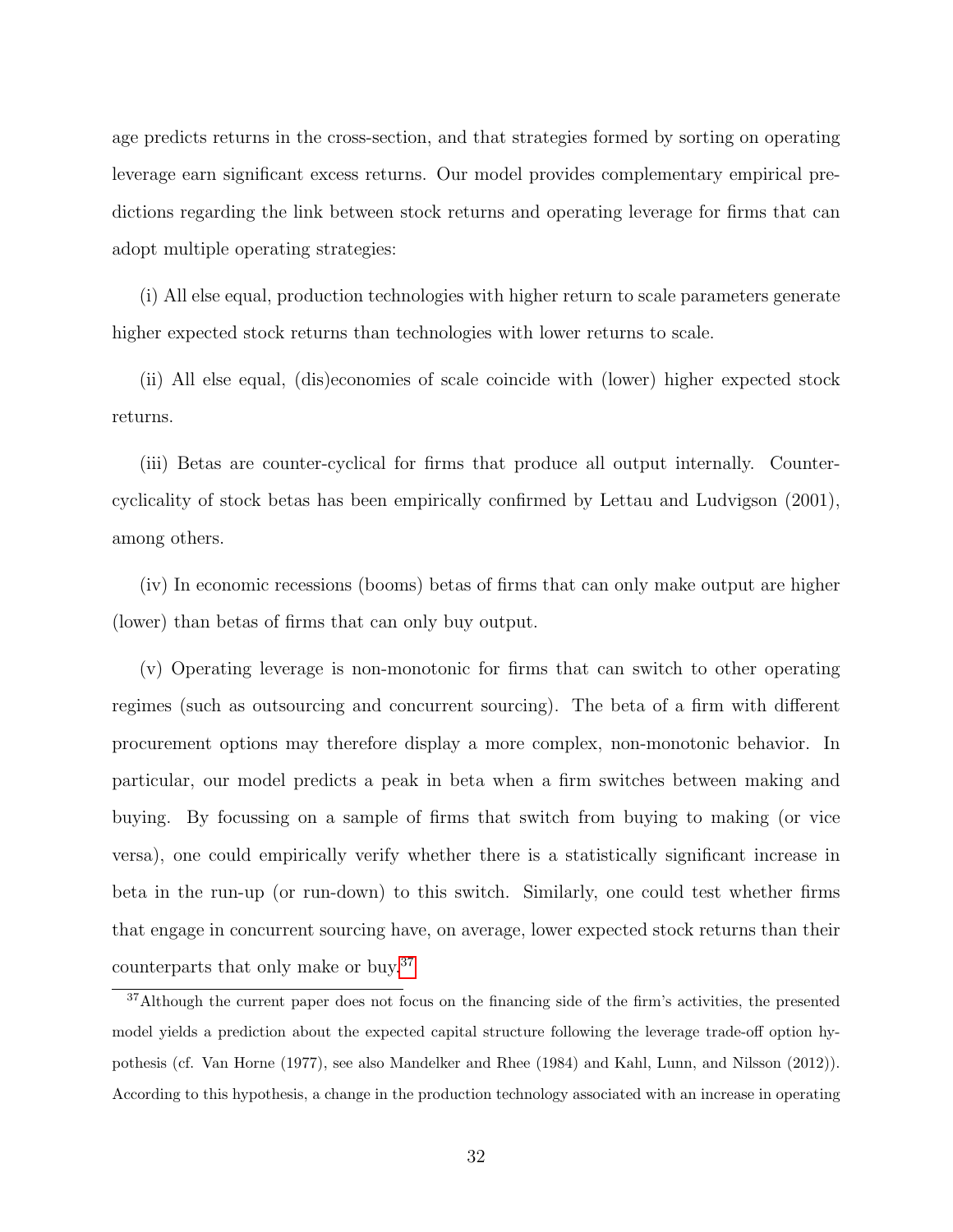age predicts returns in the cross-section, and that strategies formed by sorting on operating leverage earn significant excess returns. Our model provides complementary empirical predictions regarding the link between stock returns and operating leverage for firms that can adopt multiple operating strategies:

(i) All else equal, production technologies with higher return to scale parameters generate higher expected stock returns than technologies with lower returns to scale.

(ii) All else equal, (dis)economies of scale coincide with (lower) higher expected stock returns.

(iii) Betas are counter-cyclical for firms that produce all output internally. Counter-cyclicality of stock betas has been empirically confirmed by Lettau and Ludvigson (2001), among others.

(iv) In economic recessions (booms) betas of firms that can only make output are higher (lower) than betas of firms that can only buy output.

(v) Operating leverage is non-monotonic for firms that can switch to other operating regimes (such as outsourcing and concurrent sourcing). The beta of a firm with different procurement options may therefore display a more complex, non-monotonic behavior. In particular, our model predicts a peak in beta when a firm switches between making and buying. By focussing on a sample of firms that switch from buying to making (or vice versa), one could empirically verify whether there is a statistically significant increase in beta in the run-up (or run-down) to this switch. Similarly, one could test whether firms that engage in concurrent sourcing have, on average, lower expected stock returns than their counterparts that only make or buy.[37]

[37]Although the current paper does not focus on the financing side of the firm's activities, the presented model yields a prediction about the expected capital structure following the leverage trade-off option hypothesis (cf. Van Horne (1977), see also Mandelker and Rhee (1984) and Kahl, Lunn, and Nilsson (2012)). According to this hypothesis, a change in the production technology associated with an increase in operating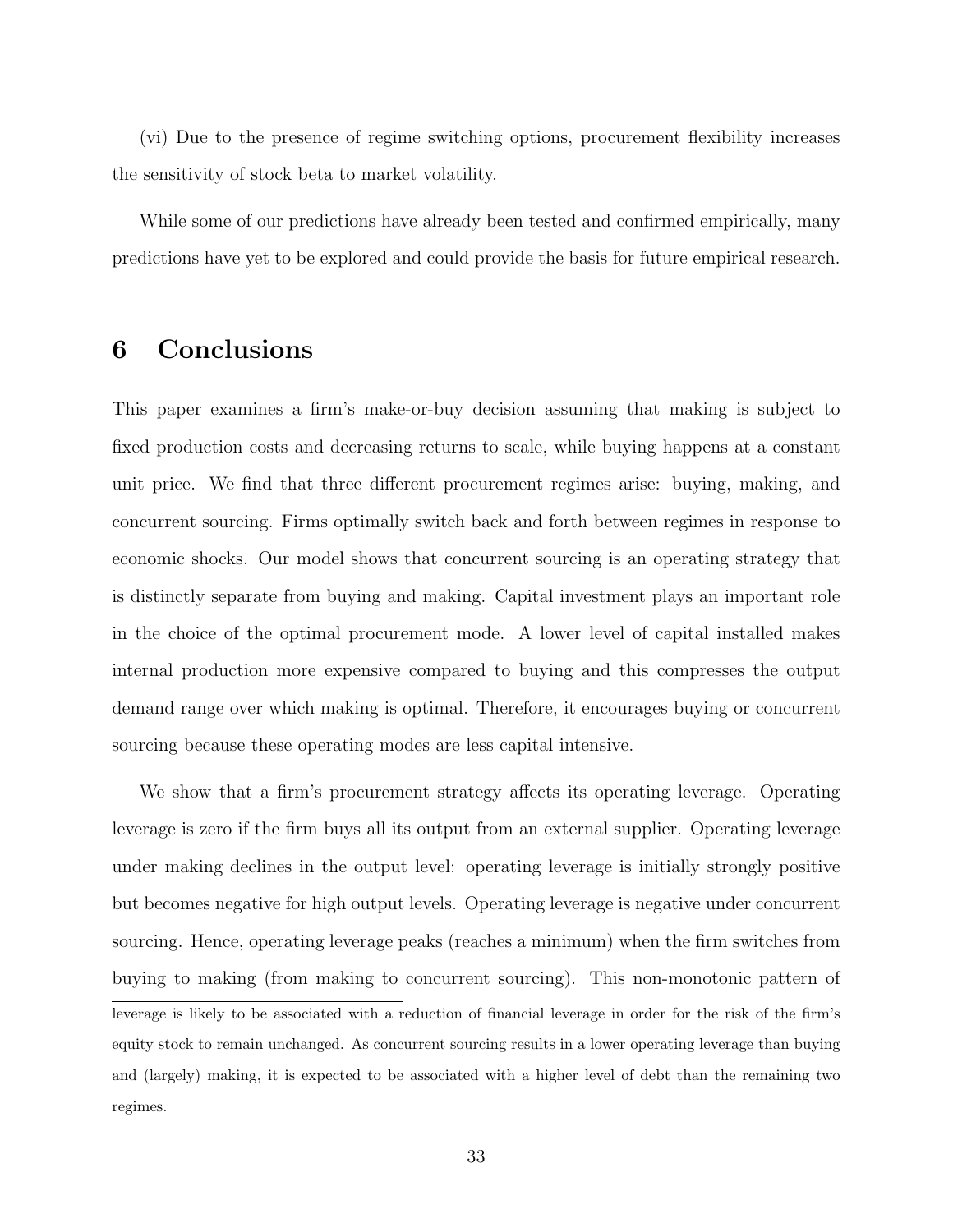(vi) Due to the presence of regime switching options, procurement flexibility increases the sensitivity of stock beta to market volatility.

While some of our predictions have already been tested and confirmed empirically, many predictions have yet to be explored and could provide the basis for future empirical research.

# 6 Conclusions

This paper examines a firm's make-or-buy decision assuming that making is subject to fixed production costs and decreasing returns to scale, while buying happens at a constant unit price. We find that three different procurement regimes arise: buying, making, and concurrent sourcing. Firms optimally switch back and forth between regimes in response to economic shocks. Our model shows that concurrent sourcing is an operating strategy that is distinctly separate from buying and making. Capital investment plays an important role in the choice of the optimal procurement mode. A lower level of capital installed makes internal production more expensive compared to buying and this compresses the output demand range over which making is optimal. Therefore, it encourages buying or concurrent sourcing because these operating modes are less capital intensive.

We show that a firm's procurement strategy affects its operating leverage. Operating leverage is zero if the firm buys all its output from an external supplier. Operating leverage under making declines in the output level: operating leverage is initially strongly positive but becomes negative for high output levels. Operating leverage is negative under concurrent sourcing. Hence, operating leverage peaks (reaches a minimum) when the firm switches from buying to making (from making to concurrent sourcing). This non-monotonic pattern of

leverage is likely to be associated with a reduction of financial leverage in order for the risk of the firm's equity stock to remain unchanged. As concurrent sourcing results in a lower operating leverage than buying and (largely) making, it is expected to be associated with a higher level of debt than the remaining two regimes.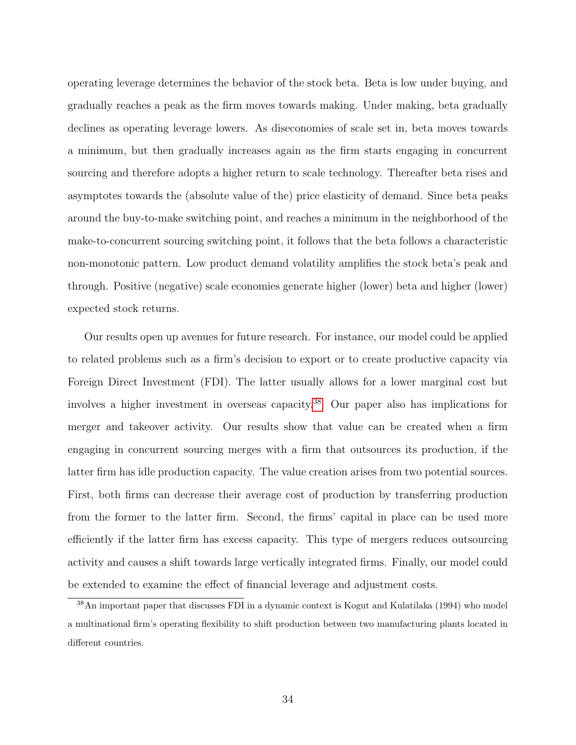operating leverage determines the behavior of the stock beta. Beta is low under buying, and gradually reaches a peak as the firm moves towards making. Under making, beta gradually declines as operating leverage lowers. As diseconomies of scale set in, beta moves towards a minimum, but then gradually increases again as the firm starts engaging in concurrent sourcing and therefore adopts a higher return to scale technology. Thereafter beta rises and asymptotes towards the (absolute value of the) price elasticity of demand. Since beta peaks around the buy-to-make switching point, and reaches a minimum in the neighborhood of the make-to-concurrent sourcing switching point, it follows that the beta follows a characteristic non-monotonic pattern. Low product demand volatility amplifies the stock beta's peak and through. Positive (negative) scale economies generate higher (lower) beta and higher (lower) expected stock returns.

Our results open up avenues for future research. For instance, our model could be applied to related problems such as a firm's decision to export or to create productive capacity via Foreign Direct Investment (FDI). The latter usually allows for a lower marginal cost but involves a higher investment in overseas capacity.[38] Our paper also has implications for merger and takeover activity. Our results show that value can be created when a firm engaging in concurrent sourcing merges with a firm that outsources its production, if the latter firm has idle production capacity. The value creation arises from two potential sources. First, both firms can decrease their average cost of production by transferring production from the former to the latter firm. Second, the firms' capital in place can be used more efficiently if the latter firm has excess capacity. This type of mergers reduces outsourcing activity and causes a shift towards large vertically integrated firms. Finally, our model could be extended to examine the effect of financial leverage and adjustment costs.

[38] An important paper that discusses FDI in a dynamic context is Kogut and Kulatilaka (1994) who model a multinational firm's operating flexibility to shift production between two manufacturing plants located in different countries.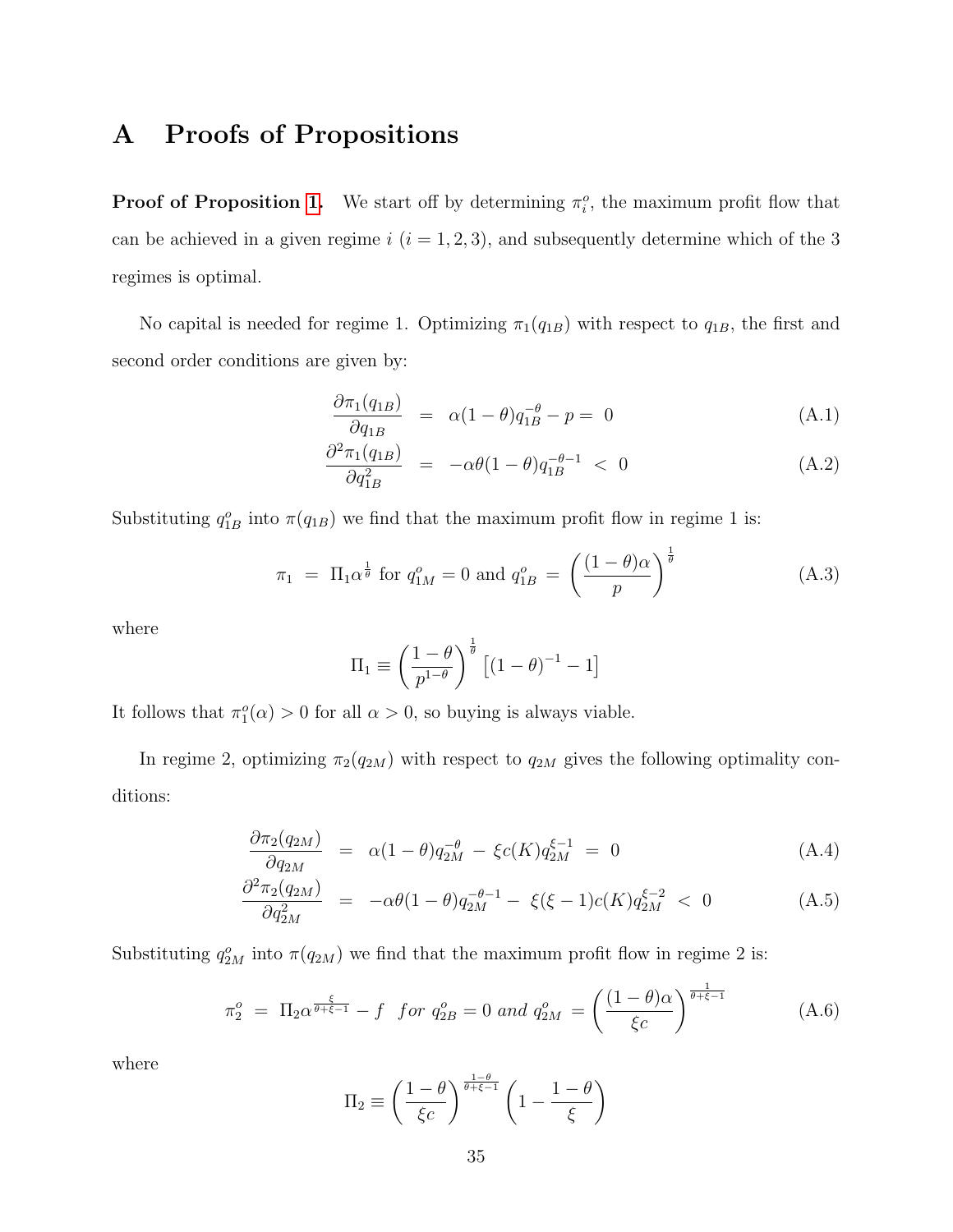# A Proofs of Propositions

**Proof of Proposition 1.** We start off by determining $\pi_i^o$, the maximum profit flow that can be achieved in a given regime $i$ ($i = 1, 2, 3$), and subsequently determine which of the 3 regimes is optimal.

No capital is needed for regime 1. Optimizing $\pi_1(q_{1B})$ with respect to $q_{1B}$, the first and second order conditions are given by:

$$\frac{\partial \pi_1(q_{1B})}{\partial q_{1B}} = \alpha(1-\theta)q_{1B}^{-\theta} - p = 0 \tag{A.1}$$

$$\frac{\partial^2 \pi_1(q_{1B})}{\partial q_{1B}^2} = -\alpha\theta(1-\theta)q_{1B}^{-\theta-1} < 0 \tag{A.2}$$

Substituting $q_{1B}^o$ into $\pi(q_{1B})$ we find that the maximum profit flow in regime 1 is:

$$\pi_1 = \Pi_1 \alpha^{\frac{1}{\theta}} \text{ for } q_{1M}^o = 0 \text{ and } q_{1B}^o = \left(\frac{(1-\theta)\alpha}{p}\right)^{\frac{1}{\theta}} \tag{A.3}$$

where

$$\Pi_1 \equiv \left(\frac{1-\theta}{p^{1-\theta}}\right)^{\frac{1}{\theta}} \left[(1-\theta)^{-1} - 1\right]$$

It follows that $\pi_1^o(\alpha) > 0$ for all $\alpha > 0$, so buying is always viable.

In regime 2, optimizing $\pi_2(q_{2M})$ with respect to $q_{2M}$ gives the following optimality conditions:

$$\frac{\partial \pi_2(q_{2M})}{\partial q_{2M}} = \alpha(1-\theta)q_{2M}^{-\theta} - \xi c(K) q_{2M}^{\xi-1} = 0 \tag{A.4}$$

$$\frac{\partial^2 \pi_2(q_{2M})}{\partial q_{2M}^2} = -\alpha\theta(1-\theta)q_{2M}^{-\theta-1} - \xi(\xi-1)c(K)q_{2M}^{\xi-2} < 0 \tag{A.5}$$

Substituting $q_{2M}^o$ into $\pi(q_{2M})$ we find that the maximum profit flow in regime 2 is:

$$\pi_2^o = \Pi_2 \alpha^{\frac{\xi}{\theta+\xi-1}} - f \quad \textit{for } q_{2B}^o = 0 \textit{ and } q_{2M}^o = \left(\frac{(1-\theta)\alpha}{\xi c}\right)^{\frac{1}{\theta+\xi-1}} \tag{A.6}$$

where

$$\Pi_2 \equiv \left(\frac{1-\theta}{\xi c}\right)^{\frac{1-\theta}{\theta+\xi-1}} \left(1 - \frac{1-\theta}{\xi}\right)$$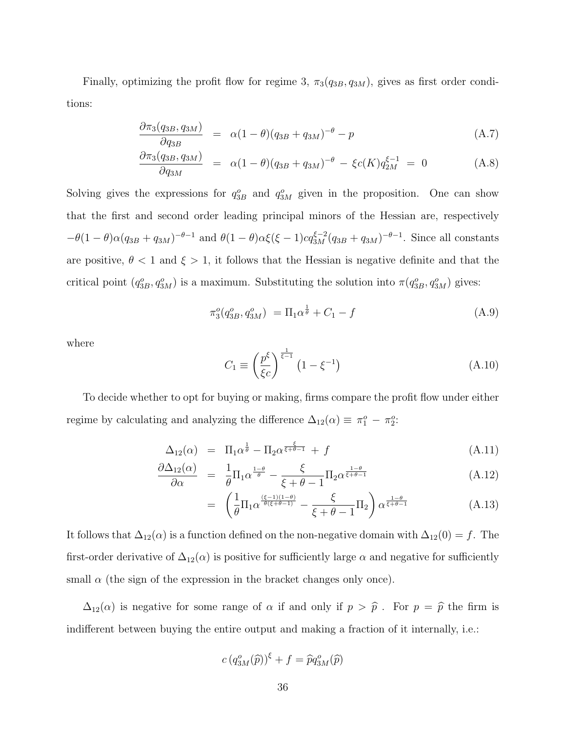Finally, optimizing the profit flow for regime 3, $\pi_3(q_{3B}, q_{3M})$, gives as first order conditions:

$$
\begin{aligned}
\frac{\partial \pi_3(q_{3B}, q_{3M})}{\partial q_{3B}} &= \alpha(1-\theta)(q_{3B}+q_{3M})^{-\theta} - p && \text{(A.7)} \\
\frac{\partial \pi_3(q_{3B}, q_{3M})}{\partial q_{3M}} &= \alpha(1-\theta)(q_{3B}+q_{3M})^{-\theta} \; - \; \xi c(K) q_{2M}^{\xi-1} \; = \; 0 && \text{(A.8)}
\end{aligned}
$$

Solving gives the expressions for $q_{3B}^o$ and $q_{3M}^o$ given in the proposition. One can show that the first and second order leading principal minors of the Hessian are, respectively $-\theta(1-\theta)\alpha(q_{3B}+q_{3M})^{-\theta-1}$ and $\theta(1-\theta)\alpha\xi(\xi-1)c q_{3M}^{\xi-2}(q_{3B}+q_{3M})^{-\theta-1}$. Since all constants are positive, $\theta < 1$ and $\xi > 1$, it follows that the Hessian is negative definite and that the critical point $(q_{3B}^o, q_{3M}^o)$ is a maximum. Substituting the solution into $\pi(q_{3B}^o, q_{3M}^o)$ gives:

$$
\pi_3^o(q_{3B}^o, q_{3M}^o) \; = \Pi_1 \alpha^{\frac{1}{\theta}} + C_1 - f \tag{A.9}
$$

where

$$
C_1 \equiv \left(\frac{p^\xi}{\xi c}\right)^{\frac{1}{\xi-1}} \left(1 - \xi^{-1}\right) \tag{A.10}
$$

To decide whether to opt for buying or making, firms compare the profit flow under either regime by calculating and analyzing the difference $\Delta_{12}(\alpha) \equiv \pi_1^o \; - \; \pi_2^o$:

$$
\begin{aligned}
\Delta_{12}(\alpha) &= \Pi_1 \alpha^{\frac{1}{\theta}} - \Pi_2 \alpha^{\frac{\xi}{\xi+\theta-1}} \; + \; f && \text{(A.11)} \\
\frac{\partial \Delta_{12}(\alpha)}{\partial \alpha} &= \frac{1}{\theta} \Pi_1 \alpha^{\frac{1-\theta}{\theta}} - \frac{\xi}{\xi+\theta-1} \Pi_2 \alpha^{\frac{1-\theta}{\xi+\theta-1}} && \text{(A.12)} \\
&= \left( \frac{1}{\theta} \Pi_1 \alpha^{\frac{(\xi-1)(1-\theta)}{\theta(\xi+\theta-1)}} - \frac{\xi}{\xi+\theta-1} \Pi_2 \right) \alpha^{\frac{1-\theta}{\xi+\theta-1}} && \text{(A.13)}
\end{aligned}
$$

It follows that $\Delta_{12}(\alpha)$ is a function defined on the non-negative domain with $\Delta_{12}(0) = f$. The first-order derivative of $\Delta_{12}(\alpha)$ is positive for sufficiently large $\alpha$ and negative for sufficiently small $\alpha$ (the sign of the expression in the bracket changes only once).

$\Delta_{12}(\alpha)$ is negative for some range of $\alpha$ if and only if $p > \widehat{p}$ . For $p = \widehat{p}$ the firm is indifferent between buying the entire output and making a fraction of it internally, i.e.:

$$
c \left(q_{3M}^o(\widehat{p})\right)^\xi + f = \widehat{p} q_{3M}^o(\widehat{p})
$$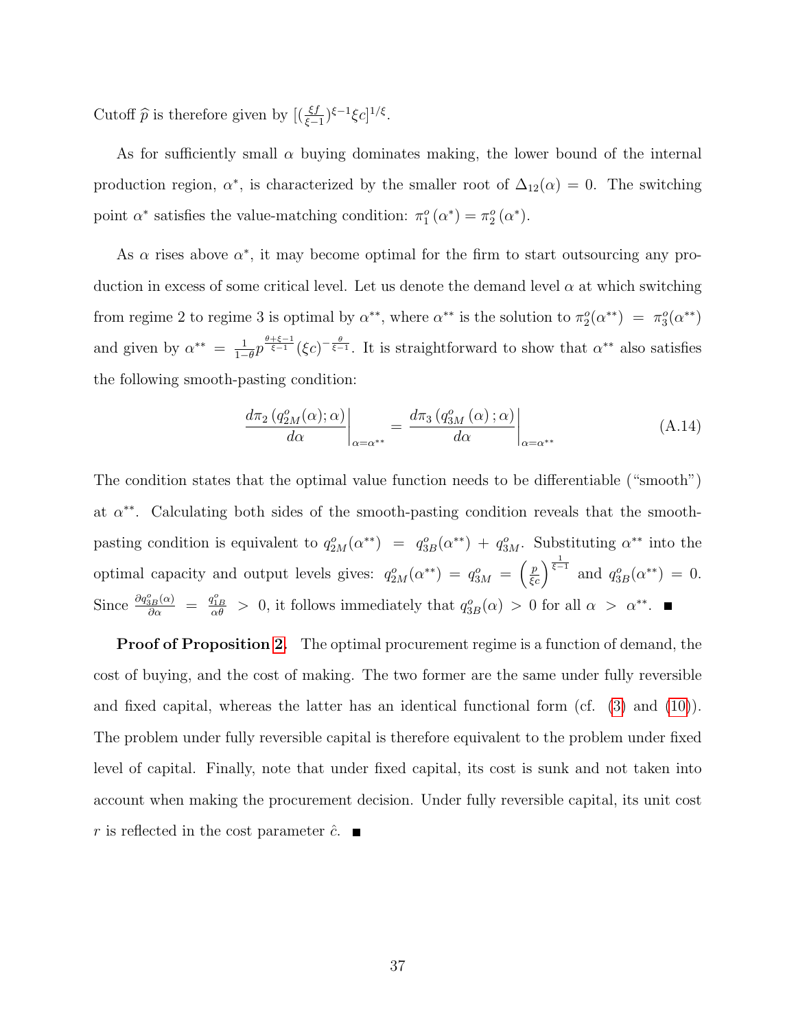Cutoff $\widehat{p}$ is therefore given by $[(\frac{\xi f}{\xi-1})^{\xi-1}\xi c]^{1/\xi}$.

As for sufficiently small $\alpha$ buying dominates making, the lower bound of the internal production region, $\alpha^*$, is characterized by the smaller root of $\Delta_{12}(\alpha) = 0$. The switching point $\alpha^*$ satisfies the value-matching condition: $\pi_1^o(\alpha^*) = \pi_2^o(\alpha^*)$.

As $\alpha$ rises above $\alpha^*$, it may become optimal for the firm to start outsourcing any production in excess of some critical level. Let us denote the demand level $\alpha$ at which switching from regime 2 to regime 3 is optimal by $\alpha^{**}$, where $\alpha^{**}$ is the solution to $\pi_2^o(\alpha^{**}) = \pi_3^o(\alpha^{**})$ and given by $\alpha^{**} = \frac{1}{1-\theta}p^{\frac{\theta+\xi-1}{\xi-1}}(\xi c)^{-\frac{\theta}{\xi-1}}$. It is straightforward to show that $\alpha^{**}$ also satisfies the following smooth-pasting condition:

$$\left.\frac{d\pi_2\left(q_{2M}^o(\alpha);\alpha\right)}{d\alpha}\right|_{\alpha=\alpha^{**}} = \left.\frac{d\pi_3\left(q_{3M}^o\left(\alpha\right);\alpha\right)}{d\alpha}\right|_{\alpha=\alpha^{**}} \tag{A.14}$$

The condition states that the optimal value function needs to be differentiable ("smooth") at $\alpha^{**}$. Calculating both sides of the smooth-pasting condition reveals that the smooth-pasting condition is equivalent to $q_{2M}^o(\alpha^{**}) = q_{3B}^o(\alpha^{**}) + q_{3M}^o$. Substituting $\alpha^{**}$ into the optimal capacity and output levels gives: $q_{2M}^o(\alpha^{**}) = q_{3M}^o = \left(\frac{p}{\xi c}\right)^{\frac{1}{\xi-1}}$ and $q_{3B}^o(\alpha^{**}) = 0$. Since $\frac{\partial q_{3B}^o(\alpha)}{\partial\alpha} = \frac{q_{1B}^o}{\alpha\theta} > 0$, it follows immediately that $q_{3B}^o(\alpha) > 0$ for all $\alpha > \alpha^{**}$. ∎

**Proof of Proposition 2.** The optimal procurement regime is a function of demand, the cost of buying, and the cost of making. The two former are the same under fully reversible and fixed capital, whereas the latter has an identical functional form (cf. (3) and (10)). The problem under fully reversible capital is therefore equivalent to the problem under fixed level of capital. Finally, note that under fixed capital, its cost is sunk and not taken into account when making the procurement decision. Under fully reversible capital, its unit cost $r$ is reflected in the cost parameter $\hat{c}$. ∎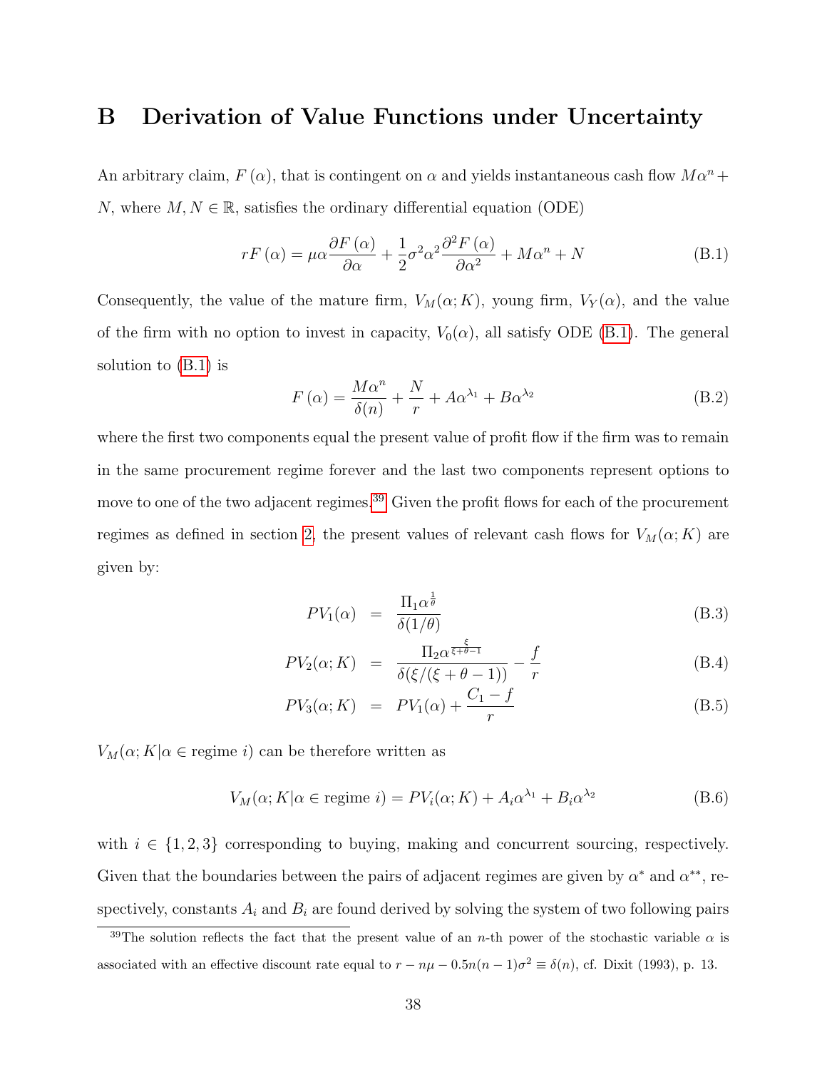# B Derivation of Value Functions under Uncertainty

An arbitrary claim, $F(\alpha)$, that is contingent on $\alpha$ and yields instantaneous cash flow $M\alpha^n + N$, where $M, N \in \mathbb{R}$, satisfies the ordinary differential equation (ODE)

$$rF(\alpha) = \mu\alpha\frac{\partial F(\alpha)}{\partial \alpha} + \frac{1}{2}\sigma^2\alpha^2\frac{\partial^2 F(\alpha)}{\partial \alpha^2} + M\alpha^n + N \tag{B.1}$$

Consequently, the value of the mature firm, $V_M(\alpha; K)$, young firm, $V_Y(\alpha)$, and the value of the firm with no option to invest in capacity, $V_0(\alpha)$, all satisfy ODE (B.1). The general solution to (B.1) is

$$F(\alpha) = \frac{M\alpha^n}{\delta(n)} + \frac{N}{r} + A\alpha^{\lambda_1} + B\alpha^{\lambda_2} \tag{B.2}$$

where the first two components equal the present value of profit flow if the firm was to remain in the same procurement regime forever and the last two components represent options to move to one of the two adjacent regimes.[39] Given the profit flows for each of the procurement regimes as defined in section 2, the present values of relevant cash flows for $V_M(\alpha; K)$ are given by:

$$PV_1(\alpha) = \frac{\Pi_1\alpha^{\frac{1}{\theta}}}{\delta(1/\theta)} \tag{B.3}$$

$$PV_2(\alpha; K) = \frac{\Pi_2\alpha^{\frac{\xi}{\xi+\theta-1}}}{\delta(\xi/(\xi+\theta-1))} - \frac{f}{r} \tag{B.4}$$

$$PV_3(\alpha; K) = PV_1(\alpha) + \frac{C_1 - f}{r} \tag{B.5}$$

$V_M(\alpha; K|\alpha \in \text{regime } i)$ can be therefore written as

$$V_M(\alpha; K|\alpha \in \text{regime } i) = PV_i(\alpha; K) + A_i\alpha^{\lambda_1} + B_i\alpha^{\lambda_2} \tag{B.6}$$

with $i \in \{1, 2, 3\}$ corresponding to buying, making and concurrent sourcing, respectively. Given that the boundaries between the pairs of adjacent regimes are given by $\alpha^*$ and $\alpha^{**}$, respectively, constants $A_i$ and $B_i$ are found derived by solving the system of two following pairs

[39] The solution reflects the fact that the present value of an $n$-th power of the stochastic variable $\alpha$ is associated with an effective discount rate equal to $r - n\mu - 0.5n(n-1)\sigma^2 \equiv \delta(n)$, cf. Dixit (1993), p. 13.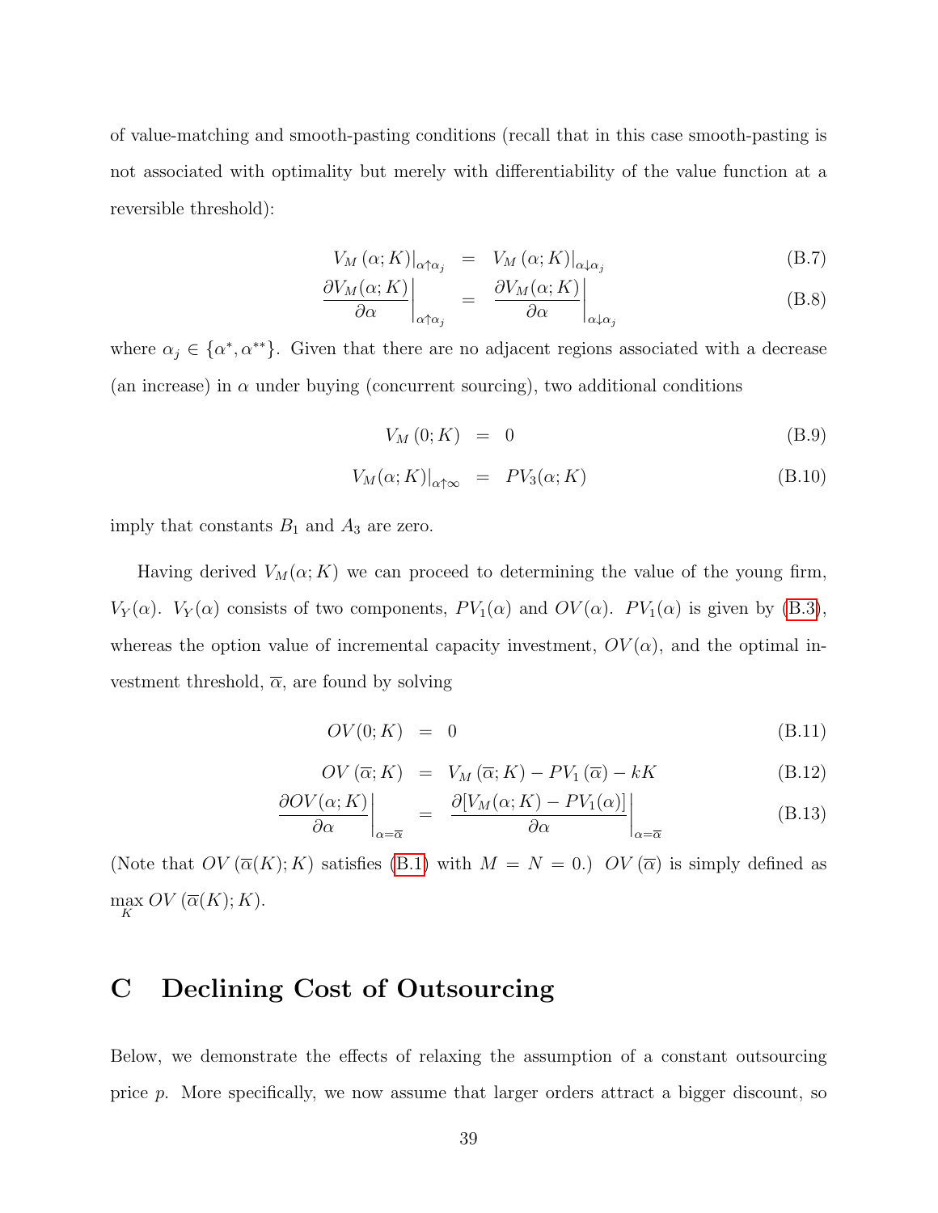of value-matching and smooth-pasting conditions (recall that in this case smooth-pasting is not associated with optimality but merely with differentiability of the value function at a reversible threshold):

$$V_M(\alpha; K)\big|_{\alpha\uparrow\alpha_j} = V_M(\alpha; K)\big|_{\alpha\downarrow\alpha_j} \tag{B.7}$$

$$\left.\frac{\partial V_M(\alpha; K)}{\partial \alpha}\right|_{\alpha\uparrow\alpha_j} = \left.\frac{\partial V_M(\alpha; K)}{\partial \alpha}\right|_{\alpha\downarrow\alpha_j} \tag{B.8}$$

where $\alpha_j \in \{\alpha^*, \alpha^{**}\}$. Given that there are no adjacent regions associated with a decrease (an increase) in $\alpha$ under buying (concurrent sourcing), two additional conditions

$$V_M(0; K) = 0 \tag{B.9}$$

$$V_M(\alpha; K)\big|_{\alpha\uparrow\infty} = PV_3(\alpha; K) \tag{B.10}$$

imply that constants $B_1$ and $A_3$ are zero.

Having derived $V_M(\alpha; K)$ we can proceed to determining the value of the young firm, $V_Y(\alpha)$. $V_Y(\alpha)$ consists of two components, $PV_1(\alpha)$ and $OV(\alpha)$. $PV_1(\alpha)$ is given by (B.3), whereas the option value of incremental capacity investment, $OV(\alpha)$, and the optimal investment threshold, $\overline{\alpha}$, are found by solving

$$OV(0; K) = 0 \tag{B.11}$$

$$OV(\overline{\alpha}; K) = V_M(\overline{\alpha}; K) - PV_1(\overline{\alpha}) - kK \tag{B.12}$$

$$\left.\frac{\partial OV(\alpha; K)}{\partial \alpha}\right|_{\alpha=\overline{\alpha}} = \left.\frac{\partial [V_M(\alpha; K) - PV_1(\alpha)]}{\partial \alpha}\right|_{\alpha=\overline{\alpha}} \tag{B.13}$$

(Note that $OV(\overline{\alpha}(K); K)$ satisfies (B.1) with $M = N = 0$.) $OV(\overline{\alpha})$ is simply defined as $\max_K OV(\overline{\alpha}(K); K)$.

# C Declining Cost of Outsourcing

Below, we demonstrate the effects of relaxing the assumption of a constant outsourcing price $p$. More specifically, we now assume that larger orders attract a bigger discount, so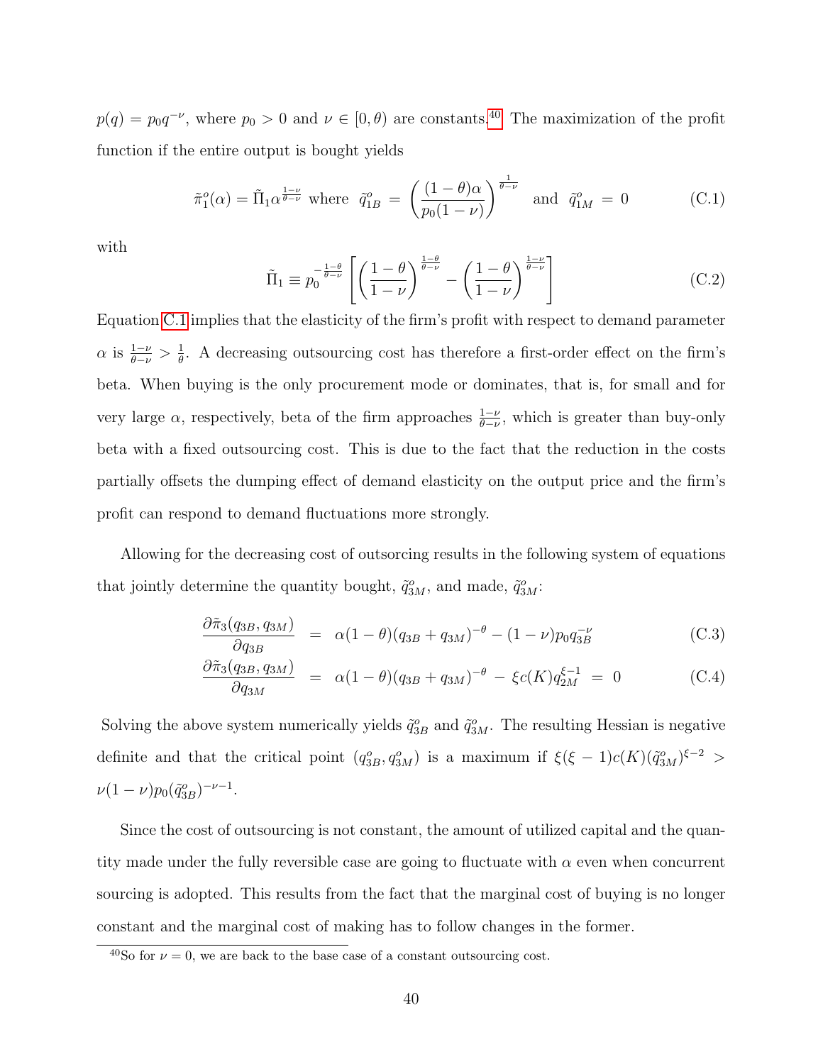$p(q) = p_0 q^{-\nu}$, where $p_0 > 0$ and $\nu \in [0, \theta)$ are constants.[40] The maximization of the profit function if the entire output is bought yields

$$\tilde{\pi}_1^o(\alpha) = \tilde{\Pi}_1 \alpha^{\frac{1-\nu}{\theta-\nu}} \text{ where } \tilde{q}_{1B}^o = \left(\frac{(1-\theta)\alpha}{p_0(1-\nu)}\right)^{\frac{1}{\theta-\nu}} \text{ and } \tilde{q}_{1M}^o = 0 \tag{C.1}$$

with

$$\tilde{\Pi}_1 \equiv p_0^{-\frac{1-\theta}{\theta-\nu}} \left[\left(\frac{1-\theta}{1-\nu}\right)^{\frac{1-\theta}{\theta-\nu}} - \left(\frac{1-\theta}{1-\nu}\right)^{\frac{1-\nu}{\theta-\nu}}\right] \tag{C.2}$$

Equation C.1 implies that the elasticity of the firm's profit with respect to demand parameter $\alpha$ is $\frac{1-\nu}{\theta-\nu} > \frac{1}{\theta}$. A decreasing outsourcing cost has therefore a first-order effect on the firm's beta. When buying is the only procurement mode or dominates, that is, for small and for very large $\alpha$, respectively, beta of the firm approaches $\frac{1-\nu}{\theta-\nu}$, which is greater than buy-only beta with a fixed outsourcing cost. This is due to the fact that the reduction in the costs partially offsets the dumping effect of demand elasticity on the output price and the firm's profit can respond to demand fluctuations more strongly.

Allowing for the decreasing cost of outsourcing results in the following system of equations that jointly determine the quantity bought, $\tilde{q}_{3M}^o$, and made, $\tilde{q}_{3M}^o$:

$$\frac{\partial \tilde{\pi}_3(q_{3B}, q_{3M})}{\partial q_{3B}} = \alpha(1-\theta)(q_{3B} + q_{3M})^{-\theta} - (1-\nu)p_0 q_{3B}^{-\nu} \tag{C.3}$$

$$\frac{\partial \tilde{\pi}_3(q_{3B}, q_{3M})}{\partial q_{3M}} = \alpha(1-\theta)(q_{3B} + q_{3M})^{-\theta} - \xi c(K) q_{2M}^{\xi-1} = 0 \tag{C.4}$$

Solving the above system numerically yields $\tilde{q}_{3B}^o$ and $\tilde{q}_{3M}^o$. The resulting Hessian is negative definite and that the critical point $(q_{3B}^o, q_{3M}^o)$ is a maximum if $\xi(\xi-1)c(K)(\tilde{q}_{3M}^o)^{\xi-2} > \nu(1-\nu)p_0(\tilde{q}_{3B}^o)^{-\nu-1}$.

Since the cost of outsourcing is not constant, the amount of utilized capital and the quantity made under the fully reversible case are going to fluctuate with $\alpha$ even when concurrent sourcing is adopted. This results from the fact that the marginal cost of buying is no longer constant and the marginal cost of making has to follow changes in the former.

[40] So for $\nu = 0$, we are back to the base case of a constant outsourcing cost.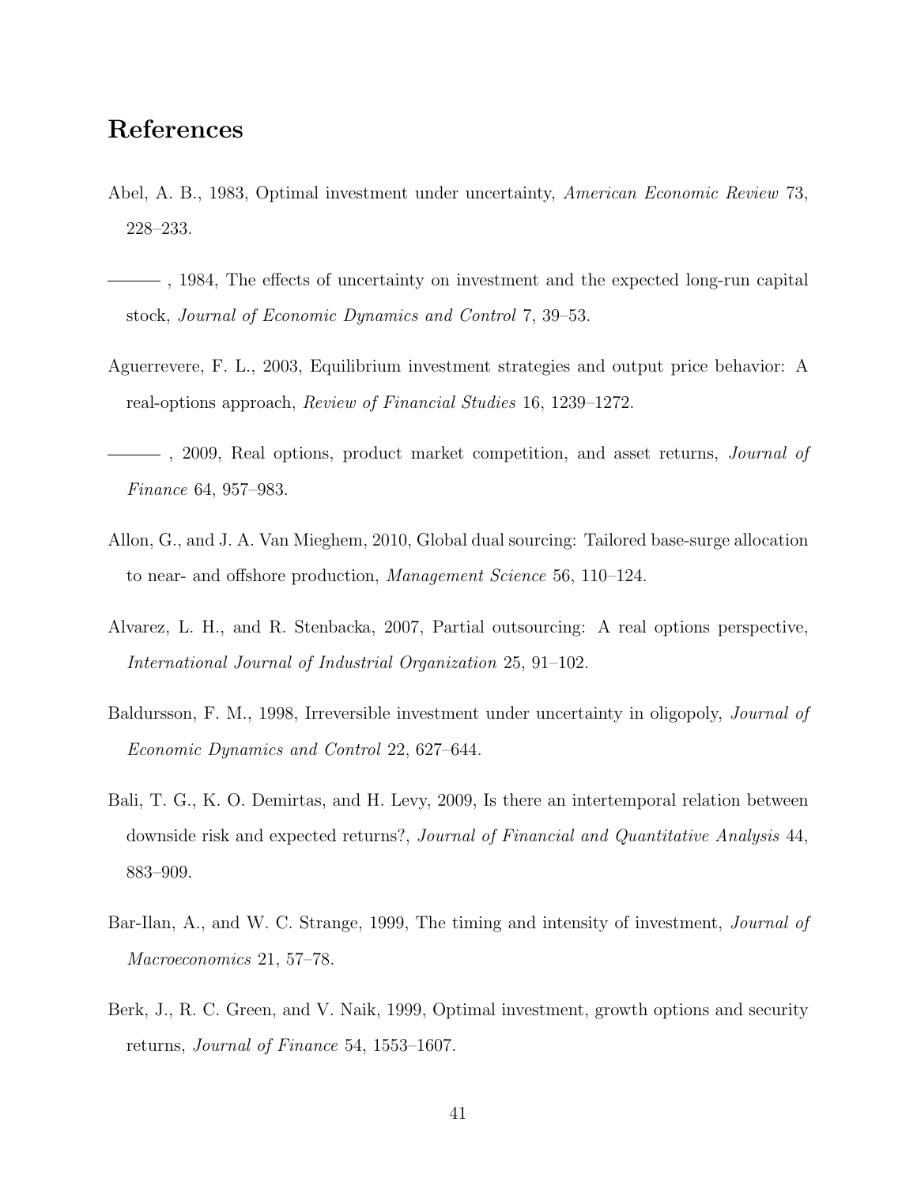# References

Abel, A. B., 1983, Optimal investment under uncertainty, *American Economic Review* 73, 228–233.

——— , 1984, The effects of uncertainty on investment and the expected long-run capital stock, *Journal of Economic Dynamics and Control* 7, 39–53.

Aguerrevere, F. L., 2003, Equilibrium investment strategies and output price behavior: A real-options approach, *Review of Financial Studies* 16, 1239–1272.

——— , 2009, Real options, product market competition, and asset returns, *Journal of Finance* 64, 957–983.

Allon, G., and J. A. Van Mieghem, 2010, Global dual sourcing: Tailored base-surge allocation to near- and offshore production, *Management Science* 56, 110–124.

Alvarez, L. H., and R. Stenbacka, 2007, Partial outsourcing: A real options perspective, *International Journal of Industrial Organization* 25, 91–102.

Baldursson, F. M., 1998, Irreversible investment under uncertainty in oligopoly, *Journal of Economic Dynamics and Control* 22, 627–644.

Bali, T. G., K. O. Demirtas, and H. Levy, 2009, Is there an intertemporal relation between downside risk and expected returns?, *Journal of Financial and Quantitative Analysis* 44, 883–909.

Bar-Ilan, A., and W. C. Strange, 1999, The timing and intensity of investment, *Journal of Macroeconomics* 21, 57–78.

Berk, J., R. C. Green, and V. Naik, 1999, Optimal investment, growth options and security returns, *Journal of Finance* 54, 1553–1607.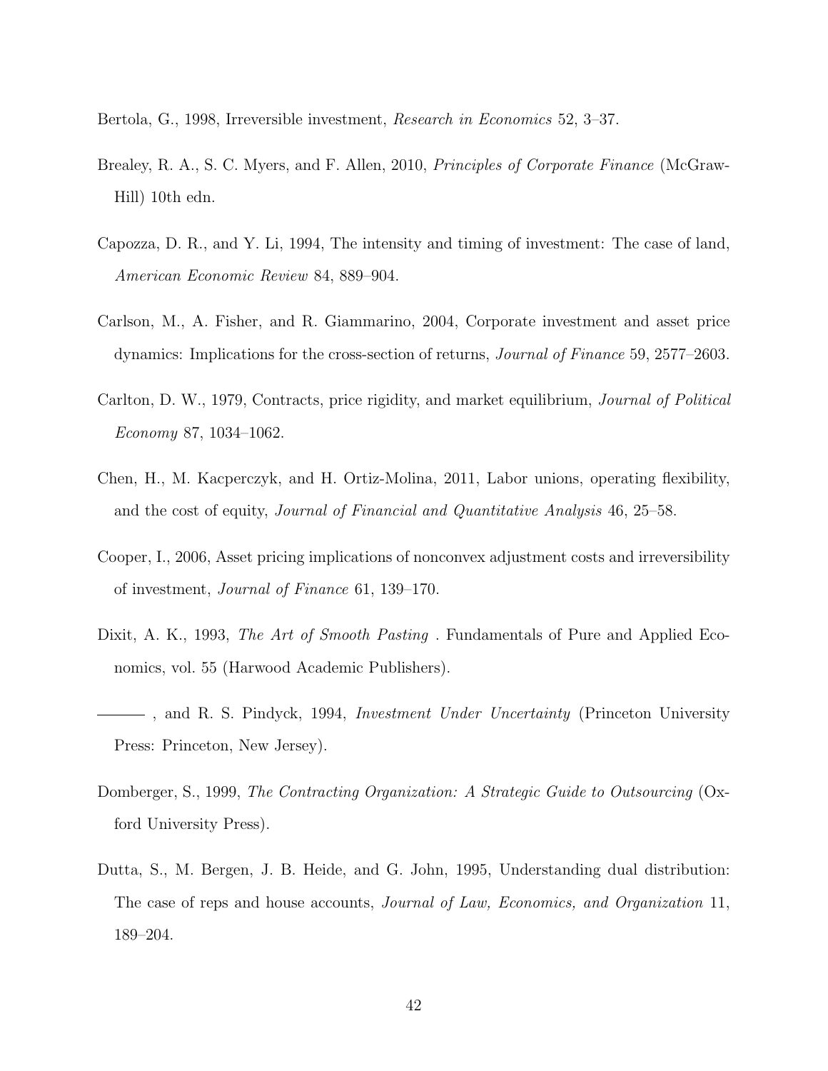Bertola, G., 1998, Irreversible investment, *Research in Economics* 52, 3–37.

Brealey, R. A., S. C. Myers, and F. Allen, 2010, *Principles of Corporate Finance* (McGraw-Hill) 10th edn.

Capozza, D. R., and Y. Li, 1994, The intensity and timing of investment: The case of land, *American Economic Review* 84, 889–904.

Carlson, M., A. Fisher, and R. Giammarino, 2004, Corporate investment and asset price dynamics: Implications for the cross-section of returns, *Journal of Finance* 59, 2577–2603.

Carlton, D. W., 1979, Contracts, price rigidity, and market equilibrium, *Journal of Political Economy* 87, 1034–1062.

Chen, H., M. Kacperczyk, and H. Ortiz-Molina, 2011, Labor unions, operating flexibility, and the cost of equity, *Journal of Financial and Quantitative Analysis* 46, 25–58.

Cooper, I., 2006, Asset pricing implications of nonconvex adjustment costs and irreversibility of investment, *Journal of Finance* 61, 139–170.

Dixit, A. K., 1993, *The Art of Smooth Pasting* . Fundamentals of Pure and Applied Economics, vol. 55 (Harwood Academic Publishers).

——— , and R. S. Pindyck, 1994, *Investment Under Uncertainty* (Princeton University Press: Princeton, New Jersey).

Domberger, S., 1999, *The Contracting Organization: A Strategic Guide to Outsourcing* (Oxford University Press).

Dutta, S., M. Bergen, J. B. Heide, and G. John, 1995, Understanding dual distribution: The case of reps and house accounts, *Journal of Law, Economics, and Organization* 11, 189–204.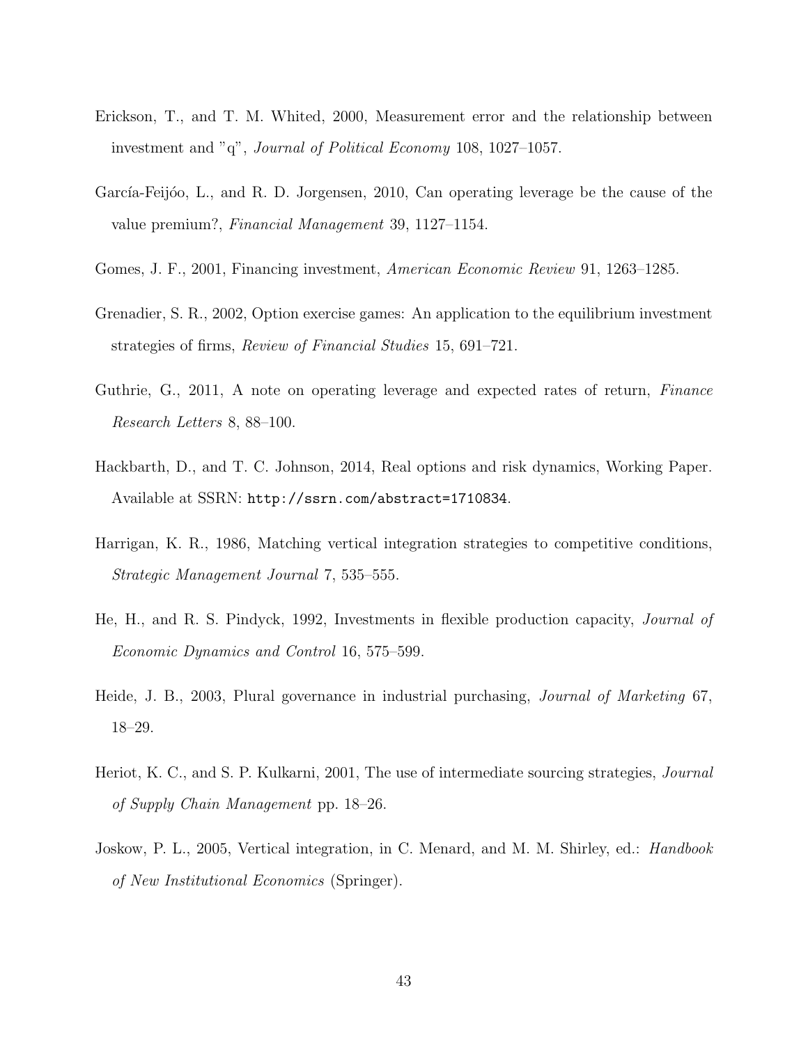Erickson, T., and T. M. Whited, 2000, Measurement error and the relationship between investment and "q", *Journal of Political Economy* 108, 1027–1057.

García-Feijóo, L., and R. D. Jorgensen, 2010, Can operating leverage be the cause of the value premium?, *Financial Management* 39, 1127–1154.

Gomes, J. F., 2001, Financing investment, *American Economic Review* 91, 1263–1285.

Grenadier, S. R., 2002, Option exercise games: An application to the equilibrium investment strategies of firms, *Review of Financial Studies* 15, 691–721.

Guthrie, G., 2011, A note on operating leverage and expected rates of return, *Finance Research Letters* 8, 88–100.

Hackbarth, D., and T. C. Johnson, 2014, Real options and risk dynamics, Working Paper. Available at SSRN: `http://ssrn.com/abstract=1710834`.

Harrigan, K. R., 1986, Matching vertical integration strategies to competitive conditions, *Strategic Management Journal* 7, 535–555.

He, H., and R. S. Pindyck, 1992, Investments in flexible production capacity, *Journal of Economic Dynamics and Control* 16, 575–599.

Heide, J. B., 2003, Plural governance in industrial purchasing, *Journal of Marketing* 67, 18–29.

Heriot, K. C., and S. P. Kulkarni, 2001, The use of intermediate sourcing strategies, *Journal of Supply Chain Management* pp. 18–26.

Joskow, P. L., 2005, Vertical integration, in C. Menard, and M. M. Shirley, ed.: *Handbook of New Institutional Economics* (Springer).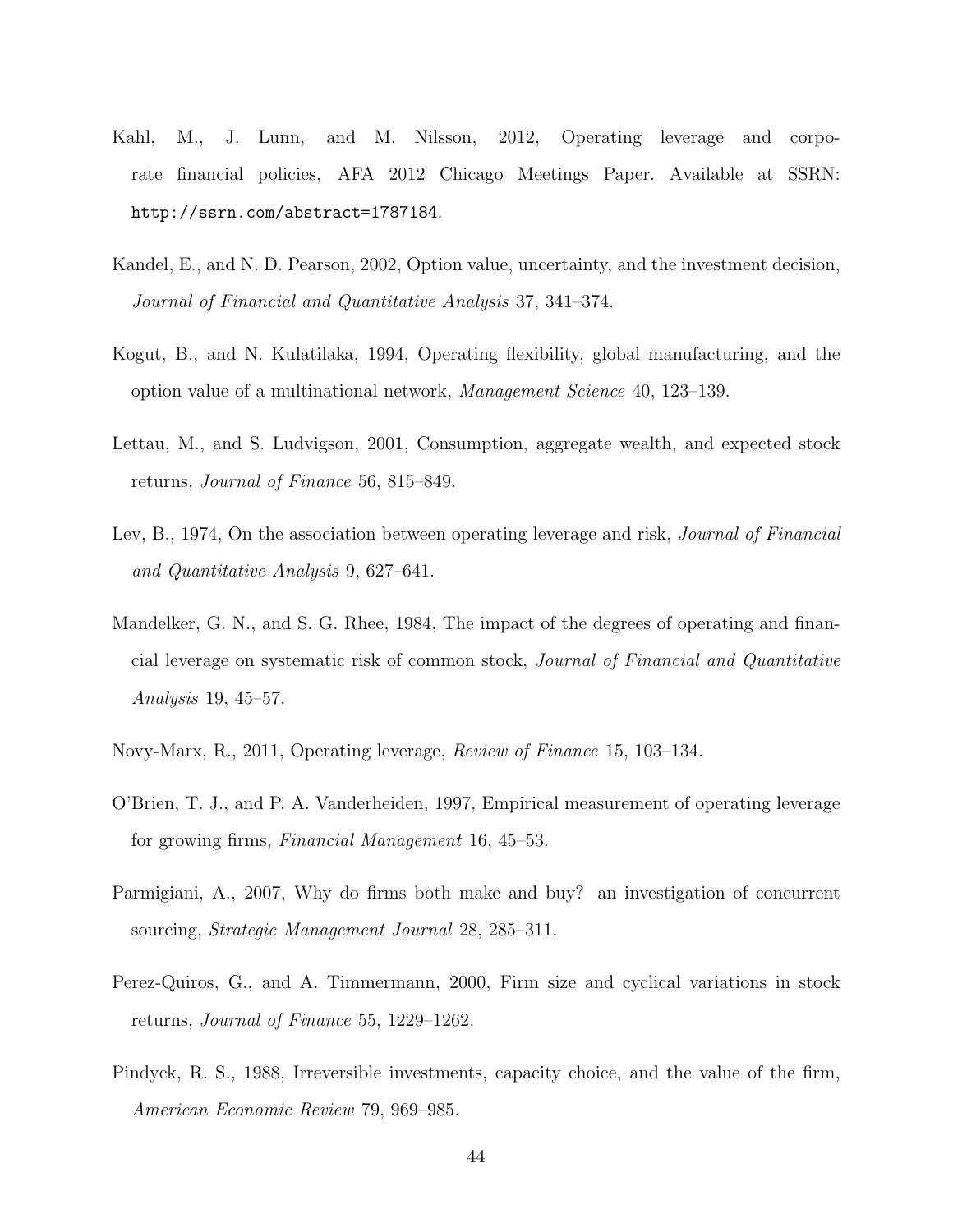Kahl, M., J. Lunn, and M. Nilsson, 2012, Operating leverage and corporate financial policies, AFA 2012 Chicago Meetings Paper. Available at SSRN: http://ssrn.com/abstract=1787184.

Kandel, E., and N. D. Pearson, 2002, Option value, uncertainty, and the investment decision, *Journal of Financial and Quantitative Analysis* 37, 341–374.

Kogut, B., and N. Kulatilaka, 1994, Operating flexibility, global manufacturing, and the option value of a multinational network, *Management Science* 40, 123–139.

Lettau, M., and S. Ludvigson, 2001, Consumption, aggregate wealth, and expected stock returns, *Journal of Finance* 56, 815–849.

Lev, B., 1974, On the association between operating leverage and risk, *Journal of Financial and Quantitative Analysis* 9, 627–641.

Mandelker, G. N., and S. G. Rhee, 1984, The impact of the degrees of operating and financial leverage on systematic risk of common stock, *Journal of Financial and Quantitative Analysis* 19, 45–57.

Novy-Marx, R., 2011, Operating leverage, *Review of Finance* 15, 103–134.

O'Brien, T. J., and P. A. Vanderheiden, 1997, Empirical measurement of operating leverage for growing firms, *Financial Management* 16, 45–53.

Parmigiani, A., 2007, Why do firms both make and buy? an investigation of concurrent sourcing, *Strategic Management Journal* 28, 285–311.

Perez-Quiros, G., and A. Timmermann, 2000, Firm size and cyclical variations in stock returns, *Journal of Finance* 55, 1229–1262.

Pindyck, R. S., 1988, Irreversible investments, capacity choice, and the value of the firm, *American Economic Review* 79, 969–985.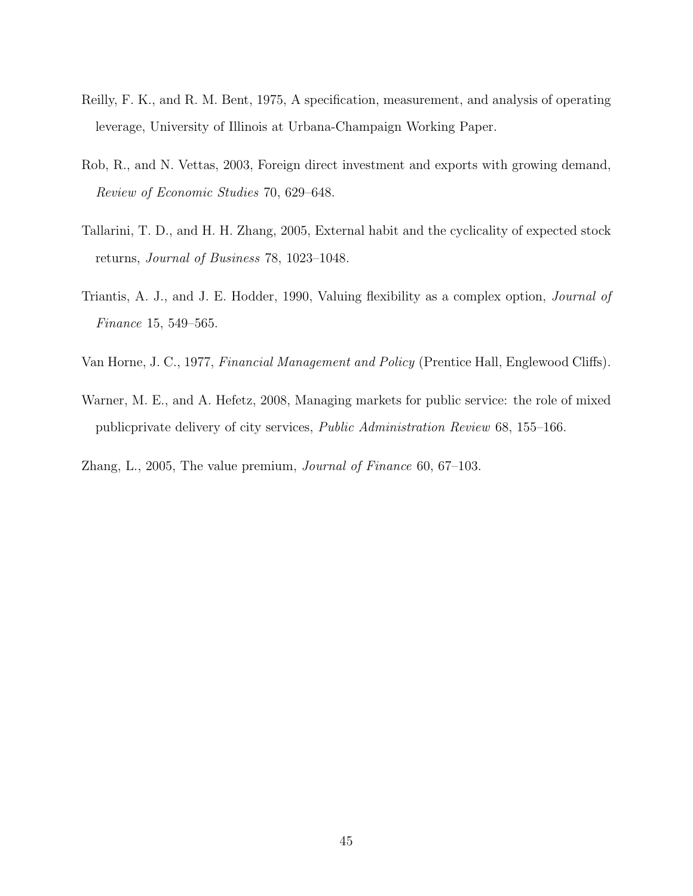Reilly, F. K., and R. M. Bent, 1975, A specification, measurement, and analysis of operating leverage, University of Illinois at Urbana-Champaign Working Paper.

Rob, R., and N. Vettas, 2003, Foreign direct investment and exports with growing demand, *Review of Economic Studies* 70, 629–648.

Tallarini, T. D., and H. H. Zhang, 2005, External habit and the cyclicality of expected stock returns, *Journal of Business* 78, 1023–1048.

Triantis, A. J., and J. E. Hodder, 1990, Valuing flexibility as a complex option, *Journal of Finance* 15, 549–565.

Van Horne, J. C., 1977, *Financial Management and Policy* (Prentice Hall, Englewood Cliffs).

Warner, M. E., and A. Hefetz, 2008, Managing markets for public service: the role of mixed publicprivate delivery of city services, *Public Administration Review* 68, 155–166.

Zhang, L., 2005, The value premium, *Journal of Finance* 60, 67–103.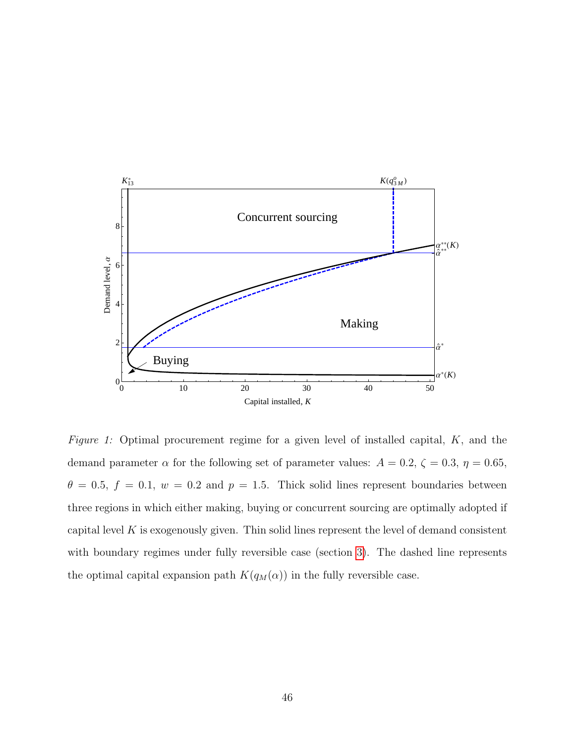*Figure 1:* Optimal procurement regime for a given level of installed capital, $K$, and the demand parameter $\alpha$ for the following set of parameter values: $A = 0.2$, $\zeta = 0.3$, $\eta = 0.65$, $\theta = 0.5$, $f = 0.1$, $w = 0.2$ and $p = 1.5$. Thick solid lines represent boundaries between three regions in which either making, buying or concurrent sourcing are optimally adopted if capital level $K$ is exogenously given. Thin solid lines represent the level of demand consistent with boundary regimes under fully reversible case (section 3). The dashed line represents the optimal capital expansion path $K(q_M(\alpha))$ in the fully reversible case.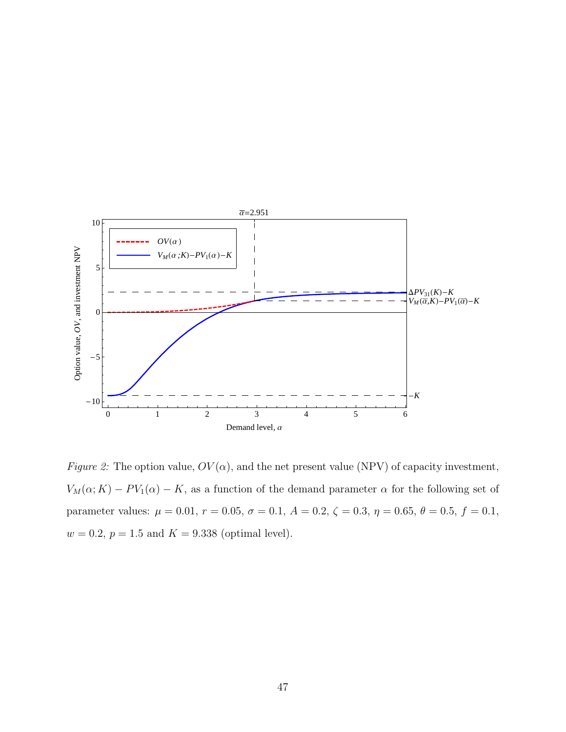*Figure 2:* The option value, $OV(\alpha)$, and the net present value (NPV) of capacity investment, $V_M(\alpha; K) - PV_1(\alpha) - K$, as a function of the demand parameter $\alpha$ for the following set of parameter values: $\mu = 0.01$, $r = 0.05$, $\sigma = 0.1$, $A = 0.2$, $\zeta = 0.3$, $\eta = 0.65$, $\theta = 0.5$, $f = 0.1$, $w = 0.2$, $p = 1.5$ and $K = 9.338$ (optimal level).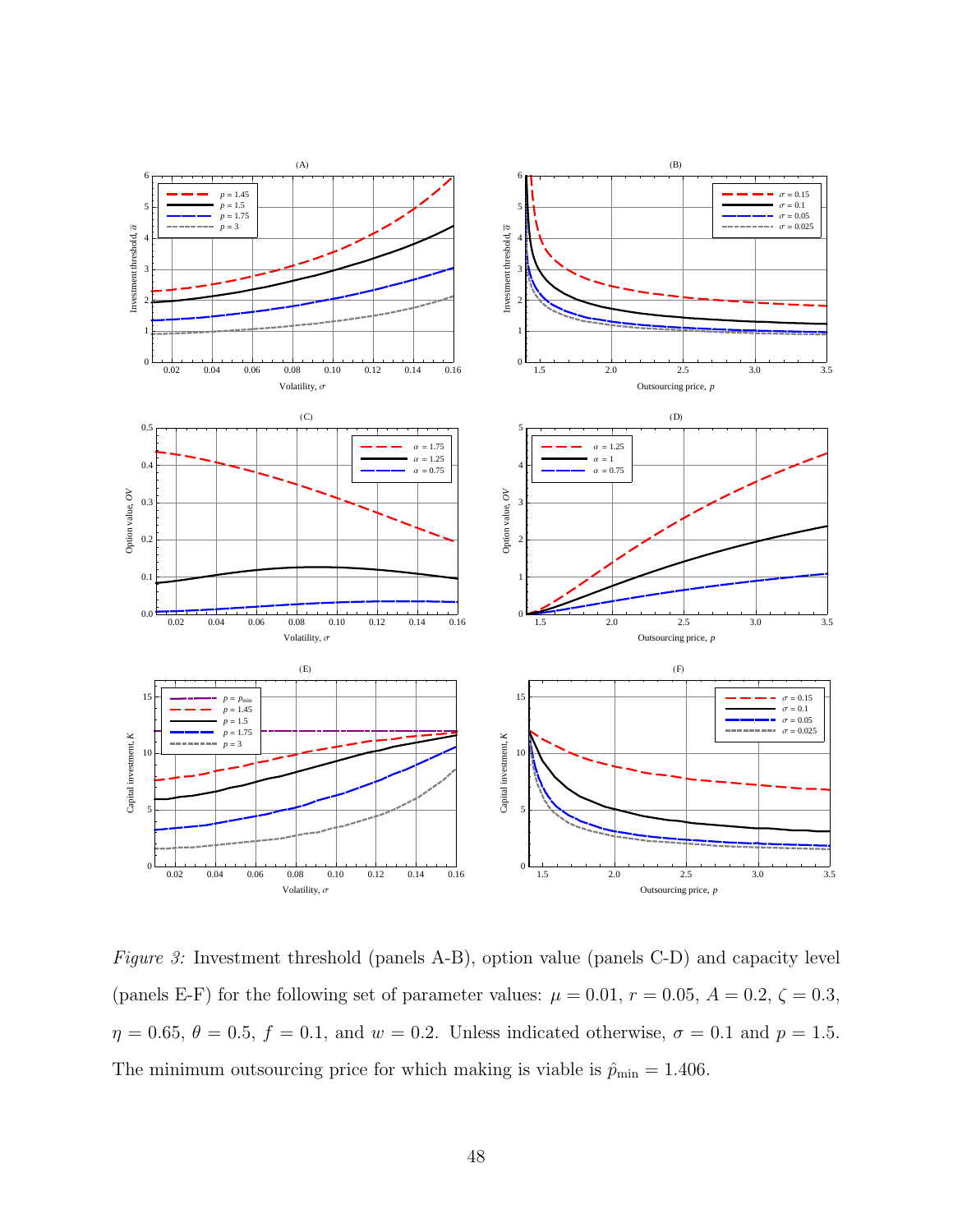*Figure 3:* Investment threshold (panels A-B), option value (panels C-D) and capacity level (panels E-F) for the following set of parameter values: $\mu = 0.01$, $r = 0.05$, $A = 0.2$, $\zeta = 0.3$, $\eta = 0.65$, $\theta = 0.5$, $f = 0.1$, and $w = 0.2$. Unless indicated otherwise, $\sigma = 0.1$ and $p = 1.5$. The minimum outsourcing price for which making is viable is $\hat{p}_{\min} = 1.406$.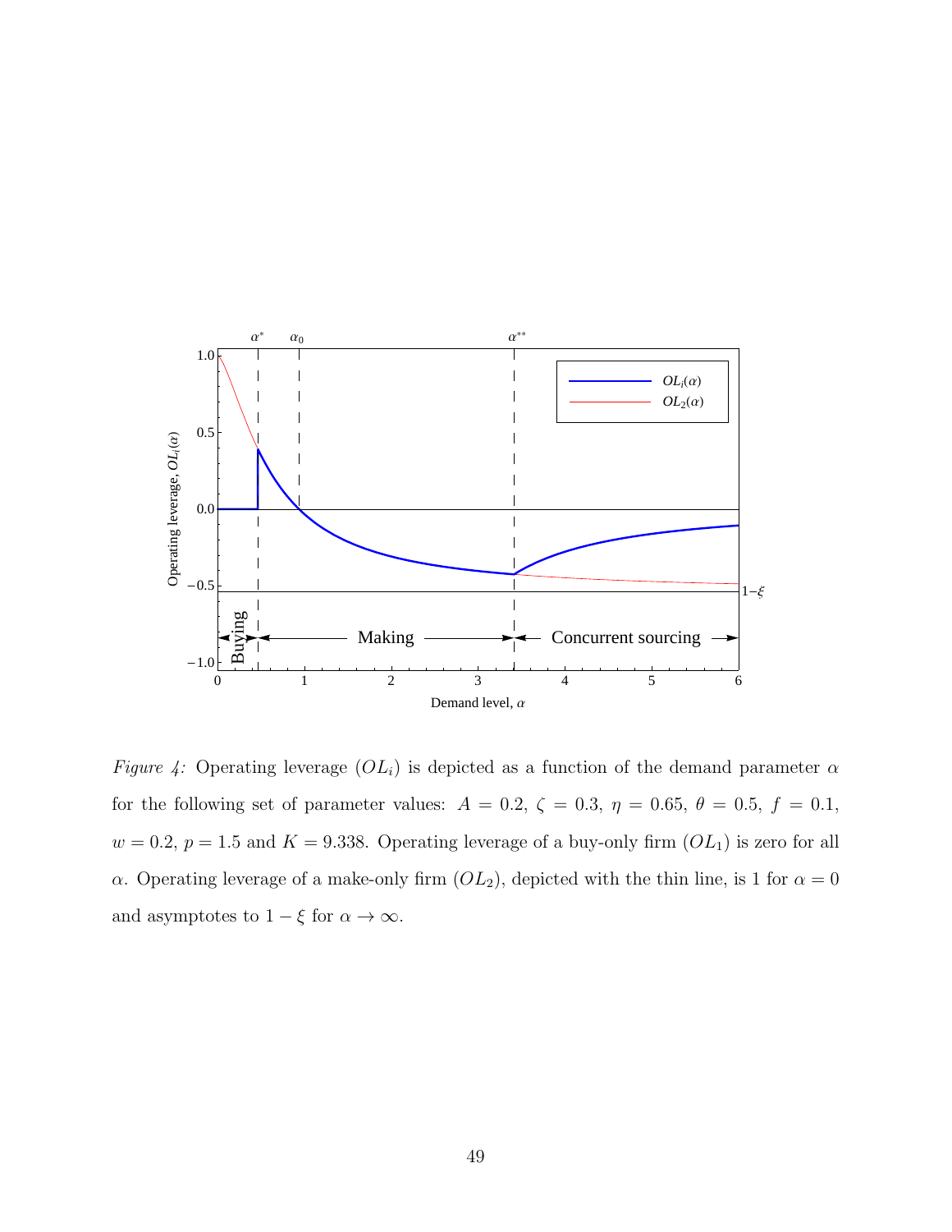*Figure 4:* Operating leverage ($OL_i$) is depicted as a function of the demand parameter $\alpha$ for the following set of parameter values: $A = 0.2$, $\zeta = 0.3$, $\eta = 0.65$, $\theta = 0.5$, $f = 0.1$, $w = 0.2$, $p = 1.5$ and $K = 9.338$. Operating leverage of a buy-only firm ($OL_1$) is zero for all $\alpha$. Operating leverage of a make-only firm ($OL_2$), depicted with the thin line, is 1 for $\alpha = 0$ and asymptotes to $1 - \xi$ for $\alpha \to \infty$.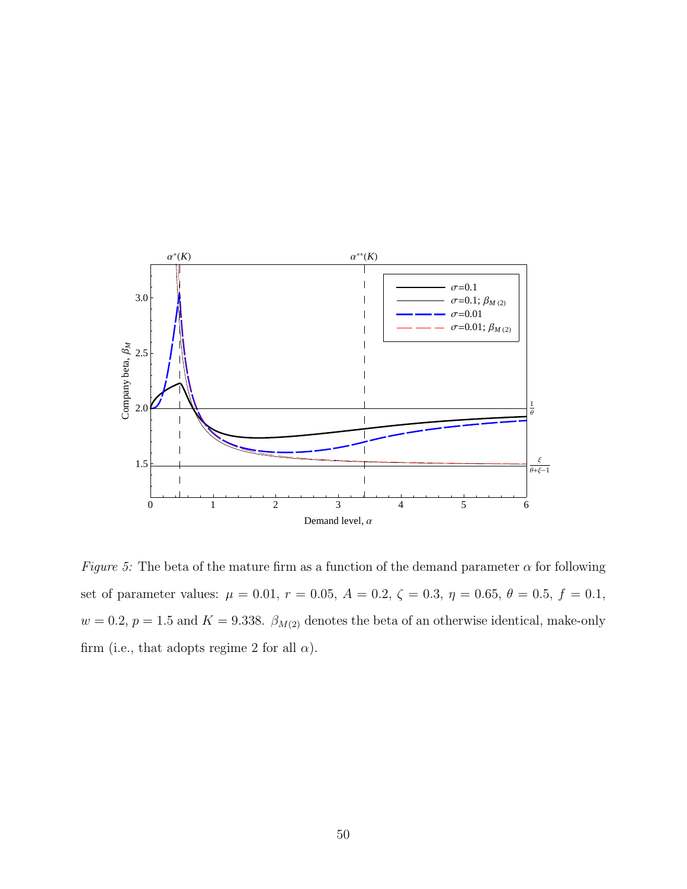$\alpha^*(K)$

$\alpha^{**}(K)$

$\sigma$=0.1

$\sigma$=0.1; $\beta_{M(2)}$

$\sigma$=0.01

$\sigma$=0.01; $\beta_{M(2)}$

Company beta, $\beta_M$

3.0

2.5

2.0

1.5

$\frac{1}{\theta}$

$\frac{\xi}{\theta+\xi-1}$

0 1 2 3 4 5 6

Demand level, $\alpha$

*Figure 5:* The beta of the mature firm as a function of the demand parameter $\alpha$ for following set of parameter values: $\mu = 0.01$, $r = 0.05$, $A = 0.2$, $\zeta = 0.3$, $\eta = 0.65$, $\theta = 0.5$, $f = 0.1$, $w = 0.2$, $p = 1.5$ and $K = 9.338$. $\beta_{M(2)}$ denotes the beta of an otherwise identical, make-only firm (i.e., that adopts regime 2 for all $\alpha$).